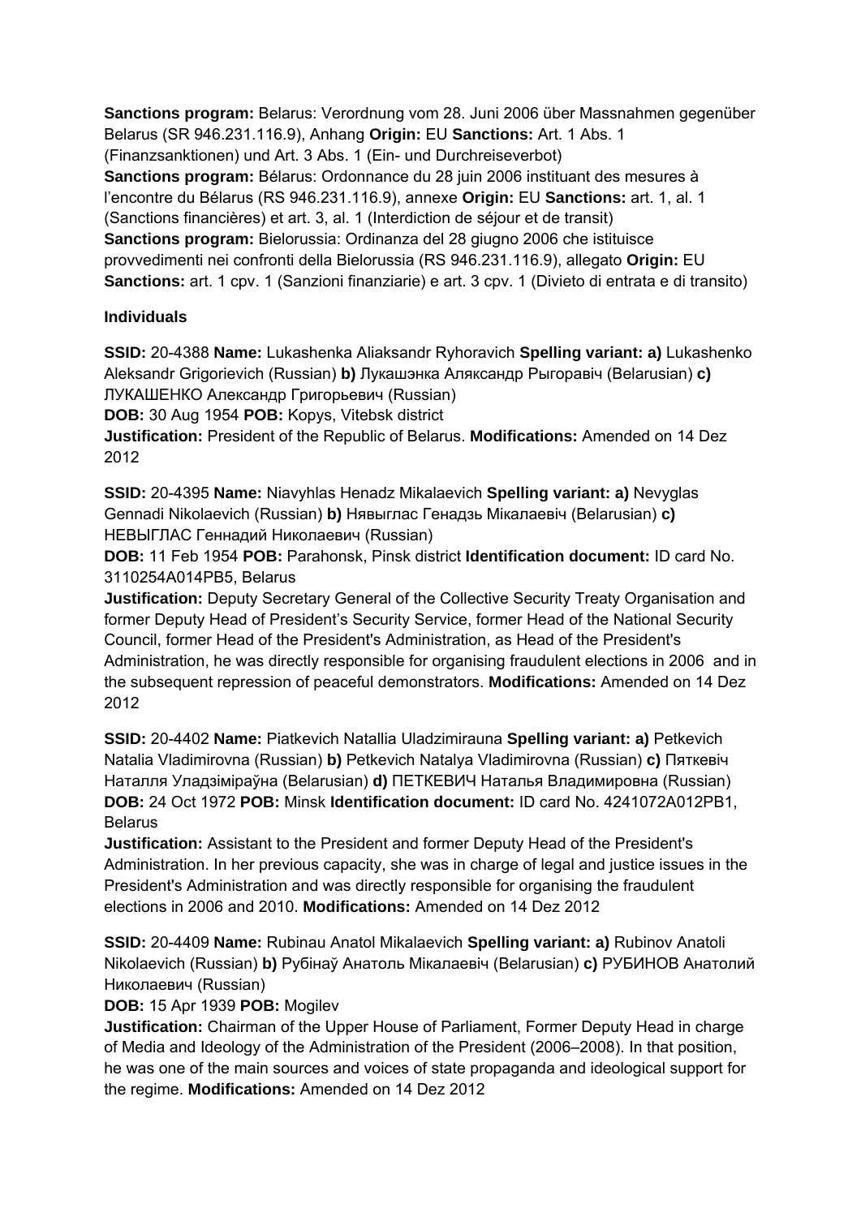**Sanctions program:** Belarus: Verordnung vom 28. Juni 2006 über Massnahmen gegenüber Belarus (SR 946.231.116.9), Anhang **Origin:** EU **Sanctions:** Art. 1 Abs. 1 (Finanzsanktionen) und Art. 3 Abs. 1 (Ein- und Durchreiseverbot)

**Sanctions program:** Bélarus: Ordonnance du 28 juin 2006 instituant des mesures à l'encontre du Bélarus (RS 946.231.116.9), annexe **Origin:** EU **Sanctions:** art. 1, al. 1 (Sanctions financières) et art. 3, al. 1 (Interdiction de séjour et de transit)

**Sanctions program:** Bielorussia: Ordinanza del 28 giugno 2006 che istituisce provvedimenti nei confronti della Bielorussia (RS 946.231.116.9), allegato **Origin:** EU **Sanctions:** art. 1 cpv. 1 (Sanzioni finanziarie) e art. 3 cpv. 1 (Divieto di entrata e di transito)

**Individuals**

**SSID:** 20-4388 **Name:** Lukashenka Aliaksandr Ryhoravich **Spelling variant: a)** Lukashenko Aleksandr Grigorievich (Russian) **b)** Лукашэнка Аляксандр Рыгоравіч (Belarusian) **c)** ЛУКАШЕНКО Александр Григорьевич (Russian)
**DOB:** 30 Aug 1954 **POB:** Kopys, Vitebsk district
**Justification:** President of the Republic of Belarus. **Modifications:** Amended on 14 Dez 2012

**SSID:** 20-4395 **Name:** Niavyhlas Henadz Mikalaevich **Spelling variant: a)** Nevyglas Gennadi Nikolaevich (Russian) **b)** Нявыглас Генадзь Мікалаевіч (Belarusian) **c)** НЕВЫГЛАС Геннадий Николаевич (Russian)
**DOB:** 11 Feb 1954 **POB:** Parahonsk, Pinsk district **Identification document:** ID card No. 3110254A014PB5, Belarus
**Justification:** Deputy Secretary General of the Collective Security Treaty Organisation and former Deputy Head of President's Security Service, former Head of the National Security Council, former Head of the President's Administration, as Head of the President's Administration, he was directly responsible for organising fraudulent elections in 2006 and in the subsequent repression of peaceful demonstrators. **Modifications:** Amended on 14 Dez 2012

**SSID:** 20-4402 **Name:** Piatkevich Natallia Uladzimirauna **Spelling variant: a)** Petkevich Natalia Vladimirovna (Russian) **b)** Petkevich Natalya Vladimirovna (Russian) **c)** Пяткевіч Наталля Уладзіміраўна (Belarusian) **d)** ПЕТКЕВИЧ Наталья Владимировна (Russian)
**DOB:** 24 Oct 1972 **POB:** Minsk **Identification document:** ID card No. 4241072A012PB1, Belarus
**Justification:** Assistant to the President and former Deputy Head of the President's Administration. In her previous capacity, she was in charge of legal and justice issues in the President's Administration and was directly responsible for organising the fraudulent elections in 2006 and 2010. **Modifications:** Amended on 14 Dez 2012

**SSID:** 20-4409 **Name:** Rubinau Anatol Mikalaevich **Spelling variant: a)** Rubinov Anatoli Nikolaevich (Russian) **b)** Рубінаў Анатоль Мікалаевіч (Belarusian) **c)** РУБИНОВ Анатолий Николаевич (Russian)
**DOB:** 15 Apr 1939 **POB:** Mogilev
**Justification:** Chairman of the Upper House of Parliament, Former Deputy Head in charge of Media and Ideology of the Administration of the President (2006–2008). In that position, he was one of the main sources and voices of state propaganda and ideological support for the regime. **Modifications:** Amended on 14 Dez 2012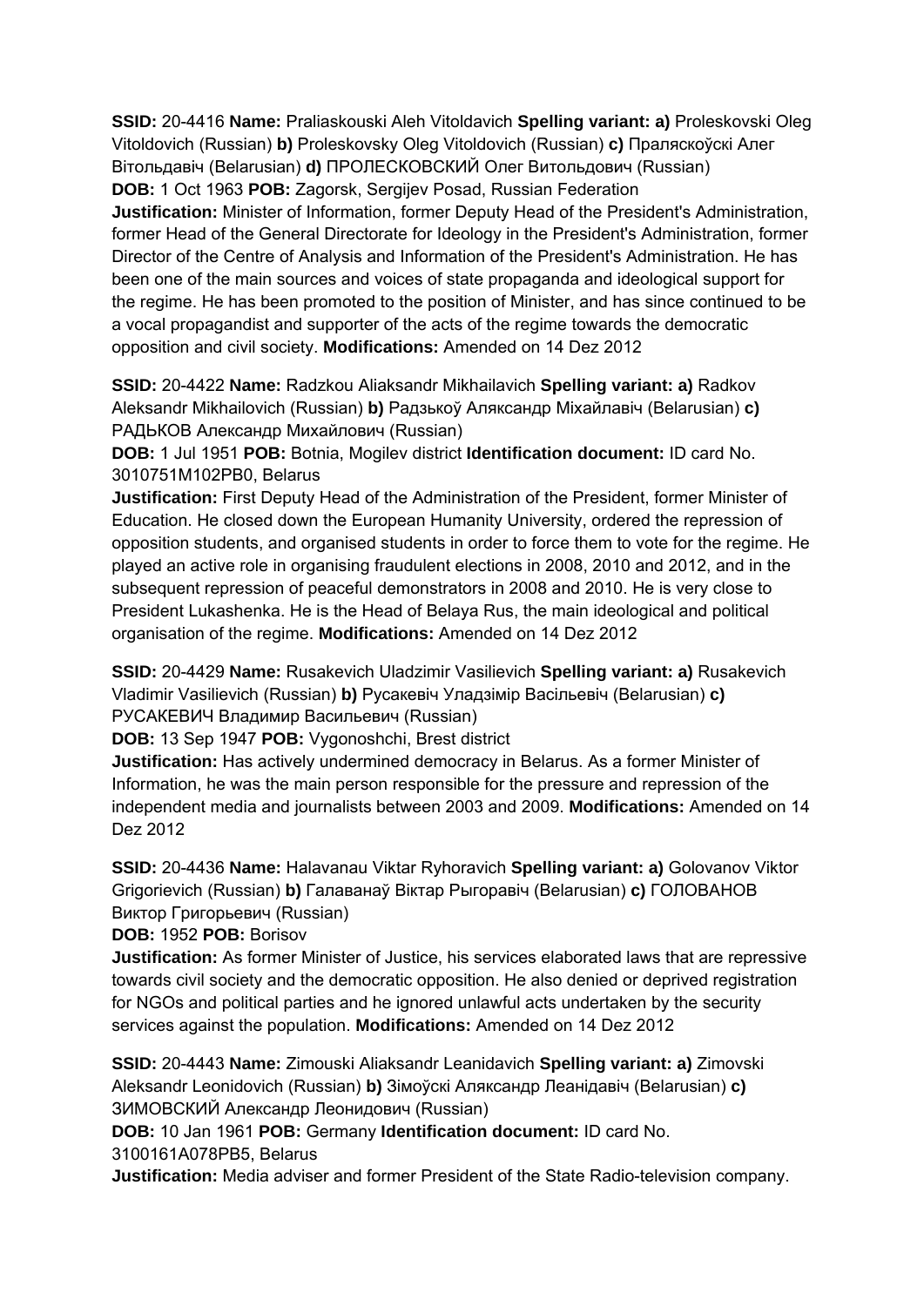**SSID:** 20-4416 **Name:** Praliaskouski Aleh Vitoldavich **Spelling variant: a)** Proleskovski Oleg Vitoldovich (Russian) **b)** Proleskovsky Oleg Vitoldovich (Russian) **c)** Праляскоўскі Алег Вітольдавіч (Belarusian) **d)** ПРОЛЕСКОВСКИЙ Олег Витольдович (Russian)
**DOB:** 1 Oct 1963 **POB:** Zagorsk, Sergijev Posad, Russian Federation
**Justification:** Minister of Information, former Deputy Head of the President's Administration, former Head of the General Directorate for Ideology in the President's Administration, former Director of the Centre of Analysis and Information of the President's Administration. He has been one of the main sources and voices of state propaganda and ideological support for the regime. He has been promoted to the position of Minister, and has since continued to be a vocal propagandist and supporter of the acts of the regime towards the democratic opposition and civil society. **Modifications:** Amended on 14 Dez 2012

**SSID:** 20-4422 **Name:** Radzkou Aliaksandr Mikhailavich **Spelling variant: a)** Radkov Aleksandr Mikhailovich (Russian) **b)** Радзькоў Аляксандр Міхайлавіч (Belarusian) **c)** РАДЬКОВ Александр Михайлович (Russian)
**DOB:** 1 Jul 1951 **POB:** Botnia, Mogilev district **Identification document:** ID card No. 3010751M102PB0, Belarus
**Justification:** First Deputy Head of the Administration of the President, former Minister of Education. He closed down the European Humanity University, ordered the repression of opposition students, and organised students in order to force them to vote for the regime. He played an active role in organising fraudulent elections in 2008, 2010 and 2012, and in the subsequent repression of peaceful demonstrators in 2008 and 2010. He is very close to President Lukashenka. He is the Head of Belaya Rus, the main ideological and political organisation of the regime. **Modifications:** Amended on 14 Dez 2012

**SSID:** 20-4429 **Name:** Rusakevich Uladzimir Vasilievich **Spelling variant: a)** Rusakevich Vladimir Vasilievich (Russian) **b)** Русакевіч Уладзімір Васільевіч (Belarusian) **c)** РУСАКЕВИЧ Владимир Васильевич (Russian)
**DOB:** 13 Sep 1947 **POB:** Vygonoshchi, Brest district
**Justification:** Has actively undermined democracy in Belarus. As a former Minister of Information, he was the main person responsible for the pressure and repression of the independent media and journalists between 2003 and 2009. **Modifications:** Amended on 14 Dez 2012

**SSID:** 20-4436 **Name:** Halavanau Viktar Ryhoravich **Spelling variant: a)** Golovanov Viktor Grigorievich (Russian) **b)** Галаванаў Віктар Рыгоравіч (Belarusian) **c)** ГОЛОВАНОВ Виктор Григорьевич (Russian)
**DOB:** 1952 **POB:** Borisov
**Justification:** As former Minister of Justice, his services elaborated laws that are repressive towards civil society and the democratic opposition. He also denied or deprived registration for NGOs and political parties and he ignored unlawful acts undertaken by the security services against the population. **Modifications:** Amended on 14 Dez 2012

**SSID:** 20-4443 **Name:** Zimouski Aliaksandr Leanidavich **Spelling variant: a)** Zimovski Aleksandr Leonidovich (Russian) **b)** Зімоўскі Аляксандр Леанідавіч (Belarusian) **c)** ЗИМОВСКИЙ Александр Леонидович (Russian)
**DOB:** 10 Jan 1961 **POB:** Germany **Identification document:** ID card No. 3100161A078PB5, Belarus
**Justification:** Media adviser and former President of the State Radio-television company.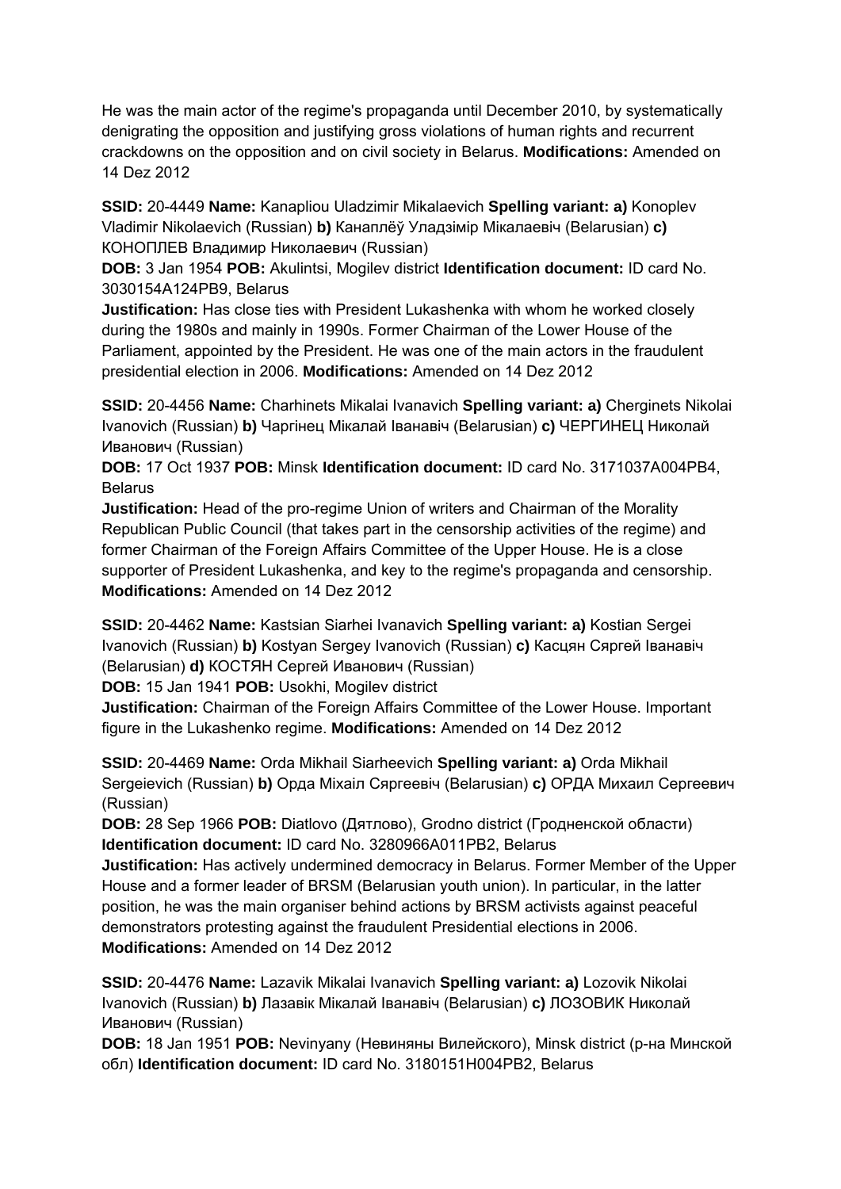He was the main actor of the regime's propaganda until December 2010, by systematically denigrating the opposition and justifying gross violations of human rights and recurrent crackdowns on the opposition and on civil society in Belarus. **Modifications:** Amended on 14 Dez 2012

**SSID:** 20-4449 **Name:** Kanapliou Uladzimir Mikalaevich **Spelling variant: a)** Konoplev Vladimir Nikolaevich (Russian) **b)** Канаплёў Уладзімір Мікалаевіч (Belarusian) **c)** КОНОПЛЕВ Владимир Николаевич (Russian)
**DOB:** 3 Jan 1954 **POB:** Akulintsi, Mogilev district **Identification document:** ID card No. 3030154A124PB9, Belarus
**Justification:** Has close ties with President Lukashenka with whom he worked closely during the 1980s and mainly in 1990s. Former Chairman of the Lower House of the Parliament, appointed by the President. He was one of the main actors in the fraudulent presidential election in 2006. **Modifications:** Amended on 14 Dez 2012

**SSID:** 20-4456 **Name:** Charhinets Mikalai Ivanavich **Spelling variant: a)** Cherginets Nikolai Ivanovich (Russian) **b)** Чаргінец Мікалай Іванавіч (Belarusian) **c)** ЧЕРГИНЕЦ Николай Иванович (Russian)
**DOB:** 17 Oct 1937 **POB:** Minsk **Identification document:** ID card No. 3171037A004PB4, Belarus
**Justification:** Head of the pro-regime Union of writers and Chairman of the Morality Republican Public Council (that takes part in the censorship activities of the regime) and former Chairman of the Foreign Affairs Committee of the Upper House. He is a close supporter of President Lukashenka, and key to the regime's propaganda and censorship. **Modifications:** Amended on 14 Dez 2012

**SSID:** 20-4462 **Name:** Kastsian Siarhei Ivanavich **Spelling variant: a)** Kostian Sergei Ivanovich (Russian) **b)** Kostyan Sergey Ivanovich (Russian) **c)** Касцян Сяргей Іванавіч (Belarusian) **d)** КОСТЯН Сергей Иванович (Russian)
**DOB:** 15 Jan 1941 **POB:** Usokhi, Mogilev district
**Justification:** Chairman of the Foreign Affairs Committee of the Lower House. Important figure in the Lukashenko regime. **Modifications:** Amended on 14 Dez 2012

**SSID:** 20-4469 **Name:** Orda Mikhail Siarheevich **Spelling variant: a)** Orda Mikhail Sergeievich (Russian) **b)** Орда Міхаіл Сяргеевіч (Belarusian) **c)** ОРДА Михаил Сергеевич (Russian)
**DOB:** 28 Sep 1966 **POB:** Diatlovo (Дятлово), Grodno district (Гродненской области) **Identification document:** ID card No. 3280966A011PB2, Belarus
**Justification:** Has actively undermined democracy in Belarus. Former Member of the Upper House and a former leader of BRSM (Belarusian youth union). In particular, in the latter position, he was the main organiser behind actions by BRSM activists against peaceful demonstrators protesting against the fraudulent Presidential elections in 2006. **Modifications:** Amended on 14 Dez 2012

**SSID:** 20-4476 **Name:** Lazavik Mikalai Ivanavich **Spelling variant: a)** Lozovik Nikolai Ivanovich (Russian) **b)** Лазавік Мікалай Іванавіч (Belarusian) **c)** ЛОЗОВИК Николай Иванович (Russian)
**DOB:** 18 Jan 1951 **POB:** Nevinyany (Невиняны Вилейского), Minsk district (р-на Минской обл) **Identification document:** ID card No. 3180151H004PB2, Belarus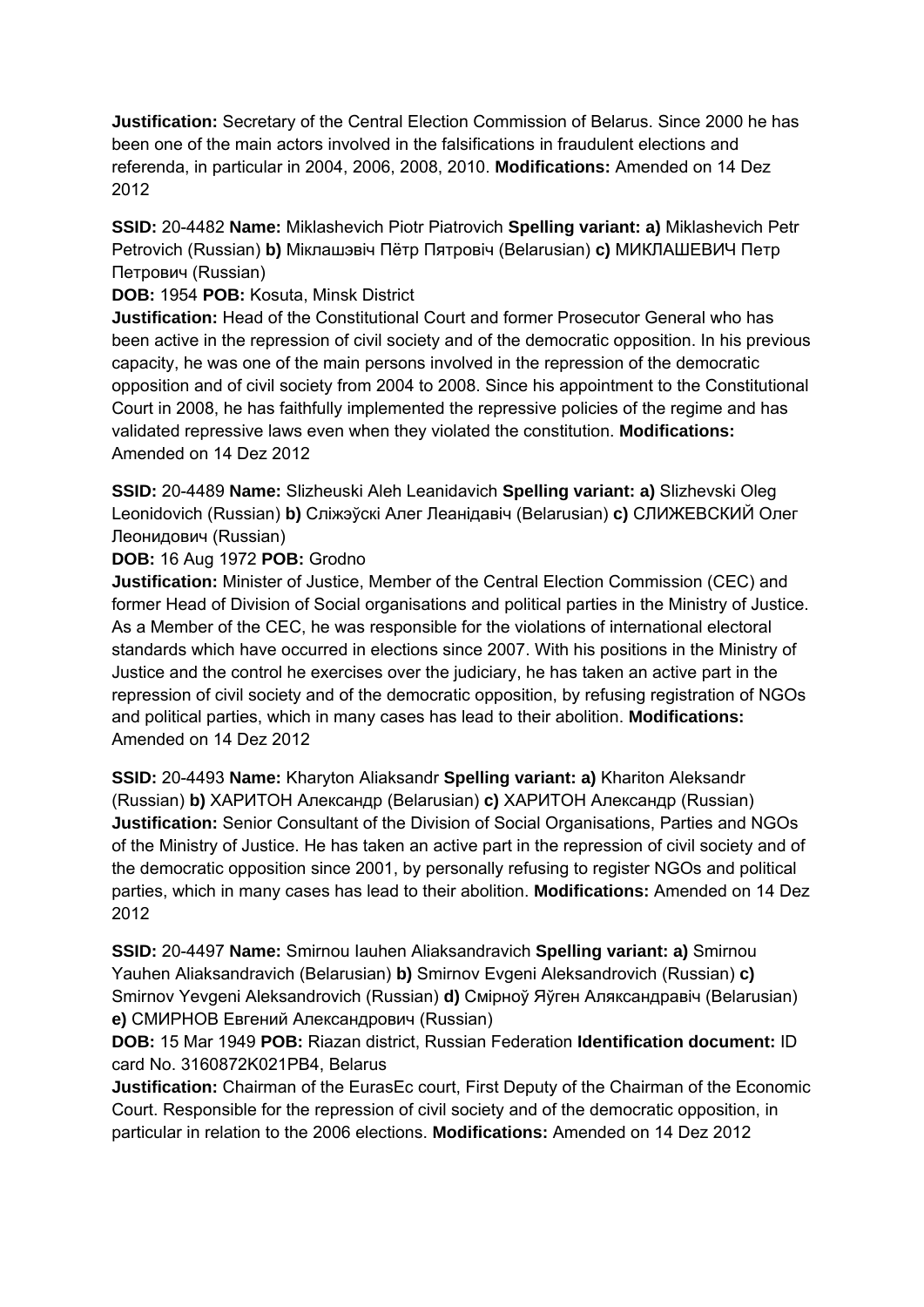**Justification:** Secretary of the Central Election Commission of Belarus. Since 2000 he has been one of the main actors involved in the falsifications in fraudulent elections and referenda, in particular in 2004, 2006, 2008, 2010. **Modifications:** Amended on 14 Dez 2012

**SSID:** 20-4482 **Name:** Miklashevich Piotr Piatrovich **Spelling variant: a)** Miklashevich Petr Petrovich (Russian) **b)** Міклашэвіч Пётр Пятровіч (Belarusian) **c)** МИКЛАШЕВИЧ Петр Петрович (Russian)
**DOB:** 1954 **POB:** Kosuta, Minsk District
**Justification:** Head of the Constitutional Court and former Prosecutor General who has been active in the repression of civil society and of the democratic opposition. In his previous capacity, he was one of the main persons involved in the repression of the democratic opposition and of civil society from 2004 to 2008. Since his appointment to the Constitutional Court in 2008, he has faithfully implemented the repressive policies of the regime and has validated repressive laws even when they violated the constitution. **Modifications:** Amended on 14 Dez 2012

**SSID:** 20-4489 **Name:** Slizheuski Aleh Leanidavich **Spelling variant: a)** Slizhevski Oleg Leonidovich (Russian) **b)** Сліжэўскі Алег Леанідавіч (Belarusian) **c)** СЛИЖЕВСКИЙ Олег Леонидович (Russian)
**DOB:** 16 Aug 1972 **POB:** Grodno
**Justification:** Minister of Justice, Member of the Central Election Commission (CEC) and former Head of Division of Social organisations and political parties in the Ministry of Justice. As a Member of the CEC, he was responsible for the violations of international electoral standards which have occurred in elections since 2007. With his positions in the Ministry of Justice and the control he exercises over the judiciary, he has taken an active part in the repression of civil society and of the democratic opposition, by refusing registration of NGOs and political parties, which in many cases has lead to their abolition. **Modifications:** Amended on 14 Dez 2012

**SSID:** 20-4493 **Name:** Kharyton Aliaksandr **Spelling variant: a)** Khariton Aleksandr (Russian) **b)** ХАРИТОН Александр (Belarusian) **c)** ХАРИТОН Александр (Russian)
**Justification:** Senior Consultant of the Division of Social Organisations, Parties and NGOs of the Ministry of Justice. He has taken an active part in the repression of civil society and of the democratic opposition since 2001, by personally refusing to register NGOs and political parties, which in many cases has lead to their abolition. **Modifications:** Amended on 14 Dez 2012

**SSID:** 20-4497 **Name:** Smirnou Iauhen Aliaksandravich **Spelling variant: a)** Smirnou Yauhen Aliaksandravich (Belarusian) **b)** Smirnov Evgeni Aleksandrovich (Russian) **c)** Smirnov Yevgeni Aleksandrovich (Russian) **d)** Смірноў Яўген Аляксандравіч (Belarusian) **e)** СМИРНОВ Евгений Александрович (Russian)
**DOB:** 15 Mar 1949 **POB:** Riazan district, Russian Federation **Identification document:** ID card No. 3160872K021PB4, Belarus
**Justification:** Chairman of the EurasEc court, First Deputy of the Chairman of the Economic Court. Responsible for the repression of civil society and of the democratic opposition, in particular in relation to the 2006 elections. **Modifications:** Amended on 14 Dez 2012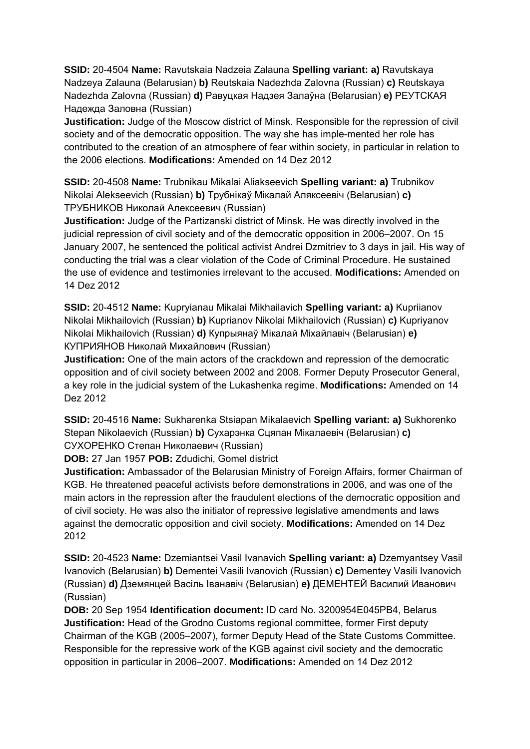**SSID:** 20-4504 **Name:** Ravutskaia Nadzeia Zalauna **Spelling variant: a)** Ravutskaya Nadzeya Zalauna (Belarusian) **b)** Reutskaia Nadezhda Zalovna (Russian) **c)** Reutskaya Nadezhda Zalovna (Russian) **d)** Равуцкая Надзея Залаўна (Belarusian) **e)** РЕУТСКАЯ Надежда Заловна (Russian)

**Justification:** Judge of the Moscow district of Minsk. Responsible for the repression of civil society and of the democratic opposition. The way she has imple-mented her role has contributed to the creation of an atmosphere of fear within society, in particular in relation to the 2006 elections. **Modifications:** Amended on 14 Dez 2012

**SSID:** 20-4508 **Name:** Trubnikau Mikalai Aliakseevich **Spelling variant: a)** Trubnikov Nikolai Alekseevich (Russian) **b)** Трубнікаў Мікалай Аляксеевіч (Belarusian) **c)** ТРУБНИКОВ Николай Алексеевич (Russian)

**Justification:** Judge of the Partizanski district of Minsk. He was directly involved in the judicial repression of civil society and of the democratic opposition in 2006–2007. On 15 January 2007, he sentenced the political activist Andrei Dzmitriev to 3 days in jail. His way of conducting the trial was a clear violation of the Code of Criminal Procedure. He sustained the use of evidence and testimonies irrelevant to the accused. **Modifications:** Amended on 14 Dez 2012

**SSID:** 20-4512 **Name:** Kupryianau Mikalai Mikhailavich **Spelling variant: a)** Kupriianov Nikolai Mikhailovich (Russian) **b)** Kuprianov Nikolai Mikhailovich (Russian) **c)** Kupriyanov Nikolai Mikhailovich (Russian) **d)** Купрыянаў Мікалай Міхайлавіч (Belarusian) **e)** КУПРИЯНОВ Николай Михайлович (Russian)

**Justification:** One of the main actors of the crackdown and repression of the democratic opposition and of civil society between 2002 and 2008. Former Deputy Prosecutor General, a key role in the judicial system of the Lukashenka regime. **Modifications:** Amended on 14 Dez 2012

**SSID:** 20-4516 **Name:** Sukharenka Stsiapan Mikalaevich **Spelling variant: a)** Sukhorenko Stepan Nikolaevich (Russian) **b)** Сухарэнка Сцяпан Мікалаевіч (Belarusian) **c)** СУХОРЕНКО Степан Николаевич (Russian)

**DOB:** 27 Jan 1957 **POB:** Zdudichi, Gomel district

**Justification:** Ambassador of the Belarusian Ministry of Foreign Affairs, former Chairman of KGB. He threatened peaceful activists before demonstrations in 2006, and was one of the main actors in the repression after the fraudulent elections of the democratic opposition and of civil society. He was also the initiator of repressive legislative amendments and laws against the democratic opposition and civil society. **Modifications:** Amended on 14 Dez 2012

**SSID:** 20-4523 **Name:** Dzemiantsei Vasil Ivanavich **Spelling variant: a)** Dzemyantsey Vasil Ivanovich (Belarusian) **b)** Dementei Vasili Ivanovich (Russian) **c)** Dementey Vasili Ivanovich (Russian) **d)** Дзямянцей Васіль Іванавіч (Belarusian) **e)** ДЕМЕНТЕЙ Василий Иванович (Russian)

**DOB:** 20 Sep 1954 **Identification document:** ID card No. 3200954E045PB4, Belarus

**Justification:** Head of the Grodno Customs regional committee, former First deputy Chairman of the KGB (2005–2007), former Deputy Head of the State Customs Committee. Responsible for the repressive work of the KGB against civil society and the democratic opposition in particular in 2006–2007. **Modifications:** Amended on 14 Dez 2012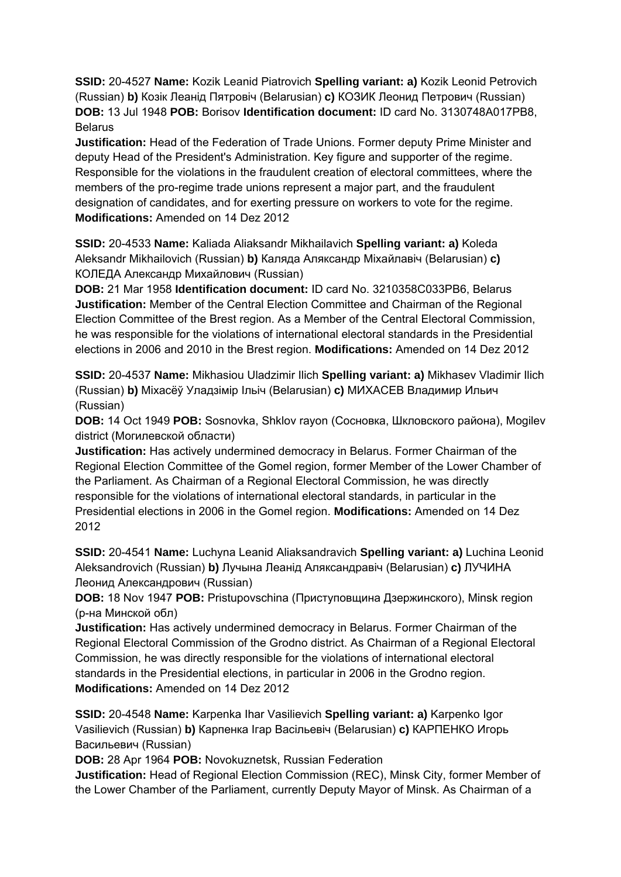**SSID:** 20-4527 **Name:** Kozik Leanid Piatrovich **Spelling variant: a)** Kozik Leonid Petrovich (Russian) **b)** Козік Леанід Пятровіч (Belarusian) **c)** КОЗИК Леонид Петрович (Russian) **DOB:** 13 Jul 1948 **POB:** Borisov **Identification document:** ID card No. 3130748A017PB8, Belarus
**Justification:** Head of the Federation of Trade Unions. Former deputy Prime Minister and deputy Head of the President's Administration. Key figure and supporter of the regime. Responsible for the violations in the fraudulent creation of electoral committees, where the members of the pro-regime trade unions represent a major part, and the fraudulent designation of candidates, and for exerting pressure on workers to vote for the regime. **Modifications:** Amended on 14 Dez 2012

**SSID:** 20-4533 **Name:** Kaliada Aliaksandr Mikhailavich **Spelling variant: a)** Koleda Aleksandr Mikhailovich (Russian) **b)** Каляда Аляксандр Міхайлавіч (Belarusian) **c)** КОЛЕДА Александр Михайлович (Russian)
**DOB:** 21 Mar 1958 **Identification document:** ID card No. 3210358C033PB6, Belarus
**Justification:** Member of the Central Election Committee and Chairman of the Regional Election Committee of the Brest region. As a Member of the Central Electoral Commission, he was responsible for the violations of international electoral standards in the Presidential elections in 2006 and 2010 in the Brest region. **Modifications:** Amended on 14 Dez 2012

**SSID:** 20-4537 **Name:** Mikhasiou Uladzimir Ilich **Spelling variant: a)** Mikhasev Vladimir Ilich (Russian) **b)** Міхасёў Уладзімір Ільіч (Belarusian) **c)** МИХАСЕВ Владимир Ильич (Russian)
**DOB:** 14 Oct 1949 **POB:** Sosnovka, Shklov rayon (Сосновка, Шкловского района), Mogilev district (Могилевской области)
**Justification:** Has actively undermined democracy in Belarus. Former Chairman of the Regional Election Committee of the Gomel region, former Member of the Lower Chamber of the Parliament. As Chairman of a Regional Electoral Commission, he was directly responsible for the violations of international electoral standards, in particular in the Presidential elections in 2006 in the Gomel region. **Modifications:** Amended on 14 Dez 2012

**SSID:** 20-4541 **Name:** Luchyna Leanid Aliaksandravich **Spelling variant: a)** Luchina Leonid Aleksandrovich (Russian) **b)** Лучына Леанід Аляксандравіч (Belarusian) **c)** ЛУЧИНА Леонид Александрович (Russian)
**DOB:** 18 Nov 1947 **POB:** Pristupovschina (Приступовщина Дзержинского), Minsk region (р-на Минской обл)
**Justification:** Has actively undermined democracy in Belarus. Former Chairman of the Regional Electoral Commission of the Grodno district. As Chairman of a Regional Electoral Commission, he was directly responsible for the violations of international electoral standards in the Presidential elections, in particular in 2006 in the Grodno region. **Modifications:** Amended on 14 Dez 2012

**SSID:** 20-4548 **Name:** Karpenka Ihar Vasilievich **Spelling variant: a)** Karpenko Igor Vasilievich (Russian) **b)** Карпенка Ігар Васільевіч (Belarusian) **c)** КАРПЕНКО Игорь Васильевич (Russian)
**DOB:** 28 Apr 1964 **POB:** Novokuznetsk, Russian Federation
**Justification:** Head of Regional Election Commission (REC), Minsk City, former Member of the Lower Chamber of the Parliament, currently Deputy Mayor of Minsk. As Chairman of a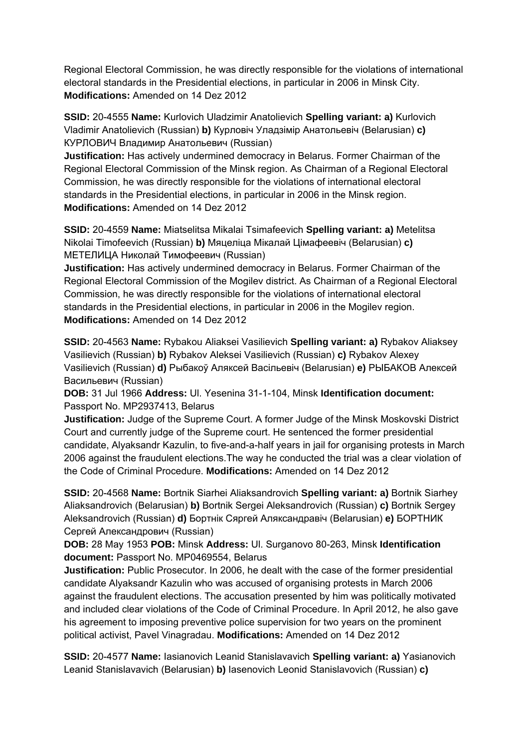Regional Electoral Commission, he was directly responsible for the violations of international electoral standards in the Presidential elections, in particular in 2006 in Minsk City. **Modifications:** Amended on 14 Dez 2012

**SSID:** 20-4555 **Name:** Kurlovich Uladzimir Anatolievich **Spelling variant: a)** Kurlovich Vladimir Anatolievich (Russian) **b)** Курловіч Уладзімір Анатольевіч (Belarusian) **c)** КУРЛОВИЧ Владимир Анатольевич (Russian)
**Justification:** Has actively undermined democracy in Belarus. Former Chairman of the Regional Electoral Commission of the Minsk region. As Chairman of a Regional Electoral Commission, he was directly responsible for the violations of international electoral standards in the Presidential elections, in particular in 2006 in the Minsk region. **Modifications:** Amended on 14 Dez 2012

**SSID:** 20-4559 **Name:** Miatselitsa Mikalai Tsimafeevich **Spelling variant: a)** Metelitsa Nikolai Timofeevich (Russian) **b)** Мяцеліца Мікалай Цімафеевіч (Belarusian) **c)** МЕТЕЛИЦА Николай Тимофеевич (Russian)
**Justification:** Has actively undermined democracy in Belarus. Former Chairman of the Regional Electoral Commission of the Mogilev district. As Chairman of a Regional Electoral Commission, he was directly responsible for the violations of international electoral standards in the Presidential elections, in particular in 2006 in the Mogilev region. **Modifications:** Amended on 14 Dez 2012

**SSID:** 20-4563 **Name:** Rybakou Aliaksei Vasilievich **Spelling variant: a)** Rybakov Aliaksey Vasilievich (Russian) **b)** Rybakov Aleksei Vasilievich (Russian) **c)** Rybakov Alexey Vasilievich (Russian) **d)** Рыбакоў Аляксей Васільевіч (Belarusian) **e)** РЫБАКОВ Алексей Васильевич (Russian)
**DOB:** 31 Jul 1966 **Address:** Ul. Yesenina 31-1-104, Minsk **Identification document:** Passport No. MP2937413, Belarus
**Justification:** Judge of the Supreme Court. A former Judge of the Minsk Moskovski District Court and currently judge of the Supreme court. He sentenced the former presidential candidate, Alyaksandr Kazulin, to five-and-a-half years in jail for organising protests in March 2006 against the fraudulent elections.The way he conducted the trial was a clear violation of the Code of Criminal Procedure. **Modifications:** Amended on 14 Dez 2012

**SSID:** 20-4568 **Name:** Bortnik Siarhei Aliaksandrovich **Spelling variant: a)** Bortnik Siarhey Aliaksandrovich (Belarusian) **b)** Bortnik Sergei Aleksandrovich (Russian) **c)** Bortnik Sergey Aleksandrovich (Russian) **d)** Бортнік Сяргей Аляксандравіч (Belarusian) **e)** БОРТНИК Сергей Александрович (Russian)
**DOB:** 28 May 1953 **POB:** Minsk **Address:** Ul. Surganovo 80-263, Minsk **Identification document:** Passport No. MP0469554, Belarus
**Justification:** Public Prosecutor. In 2006, he dealt with the case of the former presidential candidate Alyaksandr Kazulin who was accused of organising protests in March 2006 against the fraudulent elections. The accusation presented by him was politically motivated and included clear violations of the Code of Criminal Procedure. In April 2012, he also gave his agreement to imposing preventive police supervision for two years on the prominent political activist, Pavel Vinagradau. **Modifications:** Amended on 14 Dez 2012

**SSID:** 20-4577 **Name:** Iasianovich Leanid Stanislavavich **Spelling variant: a)** Yasianovich Leanid Stanislavavich (Belarusian) **b)** Iasenovich Leonid Stanislavovich (Russian) **c)**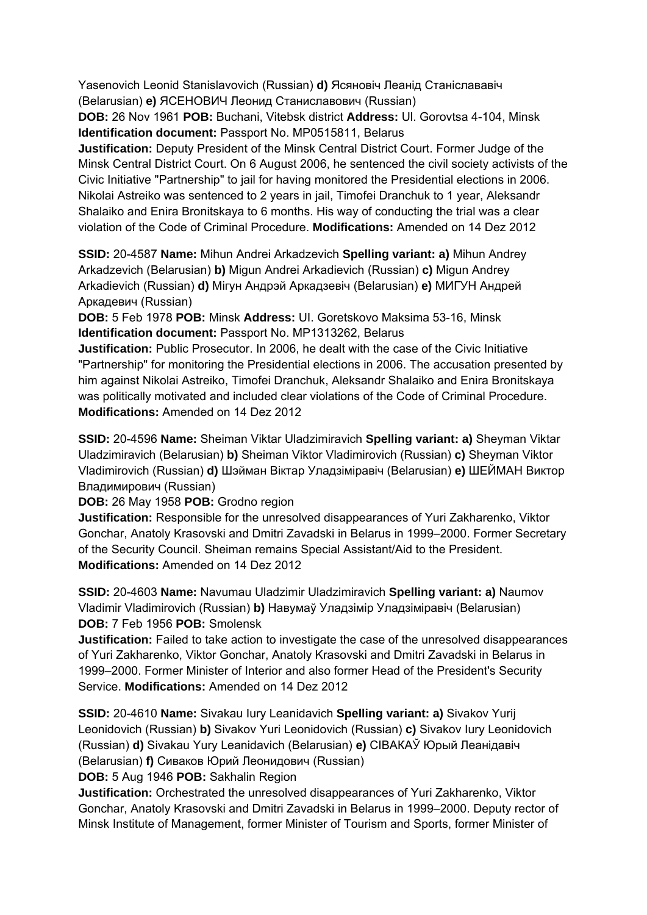Yasenovich Leonid Stanislavovich (Russian) **d)** Ясяновіч Леанід Станіслававіч (Belarusian) **e)** ЯСЕНОВИЧ Леонид Станиславович (Russian)
**DOB:** 26 Nov 1961 **POB:** Buchani, Vitebsk district **Address:** Ul. Gorovtsa 4-104, Minsk
**Identification document:** Passport No. MP0515811, Belarus
**Justification:** Deputy President of the Minsk Central District Court. Former Judge of the Minsk Central District Court. On 6 August 2006, he sentenced the civil society activists of the Civic Initiative "Partnership" to jail for having monitored the Presidential elections in 2006. Nikolai Astreiko was sentenced to 2 years in jail, Timofei Dranchuk to 1 year, Aleksandr Shalaiko and Enira Bronitskaya to 6 months. His way of conducting the trial was a clear violation of the Code of Criminal Procedure. **Modifications:** Amended on 14 Dez 2012

**SSID:** 20-4587 **Name:** Mihun Andrei Arkadzevich **Spelling variant: a)** Mihun Andrey Arkadzevich (Belarusian) **b)** Migun Andrei Arkadievich (Russian) **c)** Migun Andrey Arkadievich (Russian) **d)** Мігун Андрэй Аркадзевіч (Belarusian) **e)** МИГУН Андрей Аркадевич (Russian)
**DOB:** 5 Feb 1978 **POB:** Minsk **Address:** UI. Goretskovo Maksima 53-16, Minsk
**Identification document:** Passport No. MP1313262, Belarus
**Justification:** Public Prosecutor. In 2006, he dealt with the case of the Civic Initiative "Partnership" for monitoring the Presidential elections in 2006. The accusation presented by him against Nikolai Astreiko, Timofei Dranchuk, Aleksandr Shalaiko and Enira Bronitskaya was politically motivated and included clear violations of the Code of Criminal Procedure.
**Modifications:** Amended on 14 Dez 2012

**SSID:** 20-4596 **Name:** Sheiman Viktar Uladzimiravich **Spelling variant: a)** Sheyman Viktar Uladzimiravich (Belarusian) **b)** Sheiman Viktor Vladimirovich (Russian) **c)** Sheyman Viktor Vladimirovich (Russian) **d)** Шэйман Віктар Уладзіміравіч (Belarusian) **e)** ШЕЙМАН Виктор Владимирович (Russian)
**DOB:** 26 May 1958 **POB:** Grodno region
**Justification:** Responsible for the unresolved disappearances of Yuri Zakharenko, Viktor Gonchar, Anatoly Krasovski and Dmitri Zavadski in Belarus in 1999–2000. Former Secretary of the Security Council. Sheiman remains Special Assistant/Aid to the President.
**Modifications:** Amended on 14 Dez 2012

**SSID:** 20-4603 **Name:** Navumau Uladzimir Uladzimiravich **Spelling variant: a)** Naumov Vladimir Vladimirovich (Russian) **b)** Навумаў Уладзімір Уладзіміравіч (Belarusian)
**DOB:** 7 Feb 1956 **POB:** Smolensk
**Justification:** Failed to take action to investigate the case of the unresolved disappearances of Yuri Zakharenko, Viktor Gonchar, Anatoly Krasovski and Dmitri Zavadski in Belarus in 1999–2000. Former Minister of Interior and also former Head of the President's Security Service. **Modifications:** Amended on 14 Dez 2012

**SSID:** 20-4610 **Name:** Sivakau Iury Leanidavich **Spelling variant: a)** Sivakov Yurij Leonidovich (Russian) **b)** Sivakov Yuri Leonidovich (Russian) **c)** Sivakov Iury Leonidovich (Russian) **d)** Sivakau Yury Leanidavich (Belarusian) **e)** СІВАКАЎ Юрый Леанідавіч (Belarusian) **f)** Сиваков Юрий Леонидович (Russian)
**DOB:** 5 Aug 1946 **POB:** Sakhalin Region
**Justification:** Orchestrated the unresolved disappearances of Yuri Zakharenko, Viktor Gonchar, Anatoly Krasovski and Dmitri Zavadski in Belarus in 1999–2000. Deputy rector of Minsk Institute of Management, former Minister of Tourism and Sports, former Minister of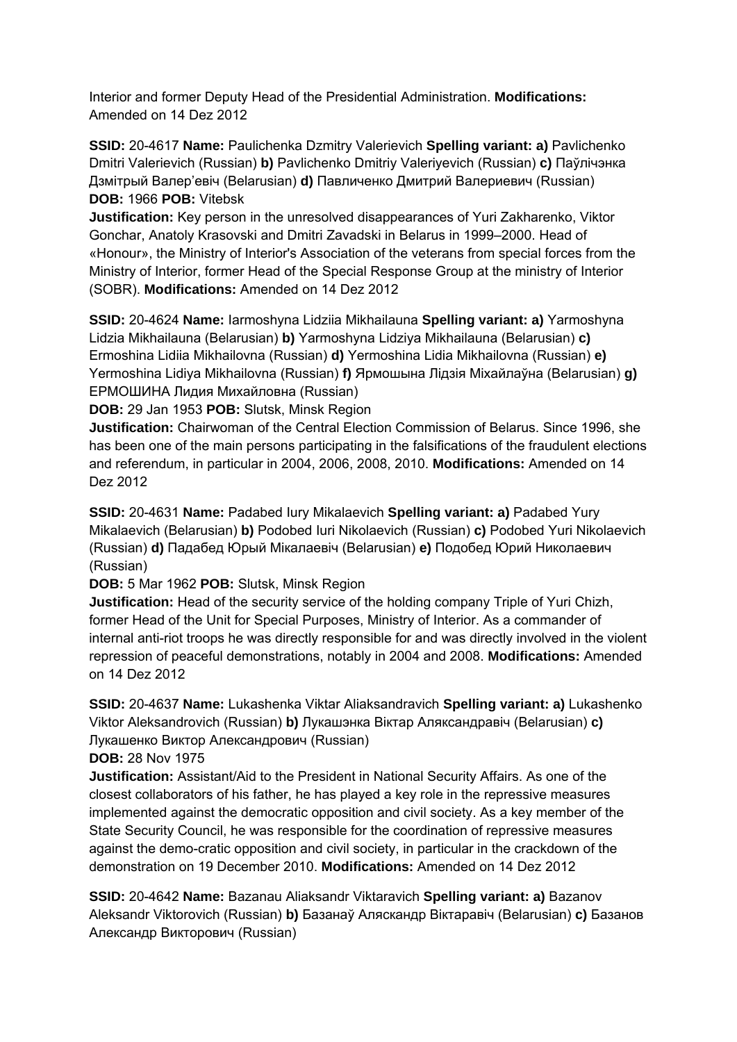Interior and former Deputy Head of the Presidential Administration. **Modifications:** Amended on 14 Dez 2012

**SSID:** 20-4617 **Name:** Paulichenka Dzmitry Valerievich **Spelling variant: a)** Pavlichenko Dmitri Valerievich (Russian) **b)** Pavlichenko Dmitriy Valeriyevich (Russian) **c)** Паўлічэнка Дзмітрый Валер'евіч (Belarusian) **d)** Павличенко Дмитрий Валериевич (Russian)
**DOB:** 1966 **POB:** Vitebsk
**Justification:** Key person in the unresolved disappearances of Yuri Zakharenko, Viktor Gonchar, Anatoly Krasovski and Dmitri Zavadski in Belarus in 1999–2000. Head of «Honour», the Ministry of Interior's Association of the veterans from special forces from the Ministry of Interior, former Head of the Special Response Group at the ministry of Interior (SOBR). **Modifications:** Amended on 14 Dez 2012

**SSID:** 20-4624 **Name:** Iarmoshyna Lidziia Mikhailauna **Spelling variant: a)** Yarmoshyna Lidzia Mikhailauna (Belarusian) **b)** Yarmoshyna Lidziya Mikhailauna (Belarusian) **c)** Ermoshina Lidiia Mikhailovna (Russian) **d)** Yermoshina Lidia Mikhailovna (Russian) **e)** Yermoshina Lidiya Mikhailovna (Russian) **f)** Ярмошына Лідзія Міхайлаўна (Belarusian) **g)** ЕРМОШИНА Лидия Михайловна (Russian)
**DOB:** 29 Jan 1953 **POB:** Slutsk, Minsk Region
**Justification:** Chairwoman of the Central Election Commission of Belarus. Since 1996, she has been one of the main persons participating in the falsifications of the fraudulent elections and referendum, in particular in 2004, 2006, 2008, 2010. **Modifications:** Amended on 14 Dez 2012

**SSID:** 20-4631 **Name:** Padabed Iury Mikalaevich **Spelling variant: a)** Padabed Yury Mikalaevich (Belarusian) **b)** Podobed Iuri Nikolaevich (Russian) **c)** Podobed Yuri Nikolaevich (Russian) **d)** Падабед Юрый Мікалаевіч (Belarusian) **e)** Подобед Юрий Николаевич (Russian)
**DOB:** 5 Mar 1962 **POB:** Slutsk, Minsk Region
**Justification:** Head of the security service of the holding company Triple of Yuri Chizh, former Head of the Unit for Special Purposes, Ministry of Interior. As a commander of internal anti-riot troops he was directly responsible for and was directly involved in the violent repression of peaceful demonstrations, notably in 2004 and 2008. **Modifications:** Amended on 14 Dez 2012

**SSID:** 20-4637 **Name:** Lukashenka Viktar Aliaksandravich **Spelling variant: a)** Lukashenko Viktor Aleksandrovich (Russian) **b)** Лукашэнка Віктар Аляксандравіч (Belarusian) **c)** Лукашенко Виктор Александрович (Russian)
**DOB:** 28 Nov 1975
**Justification:** Assistant/Aid to the President in National Security Affairs. As one of the closest collaborators of his father, he has played a key role in the repressive measures implemented against the democratic opposition and civil society. As a key member of the State Security Council, he was responsible for the coordination of repressive measures against the demo-cratic opposition and civil society, in particular in the crackdown of the demonstration on 19 December 2010. **Modifications:** Amended on 14 Dez 2012

**SSID:** 20-4642 **Name:** Bazanau Aliaksandr Viktaravich **Spelling variant: a)** Bazanov Aleksandr Viktorovich (Russian) **b)** Базанаў Аляскандр Віктаравіч (Belarusian) **c)** Базанов Александр Викторович (Russian)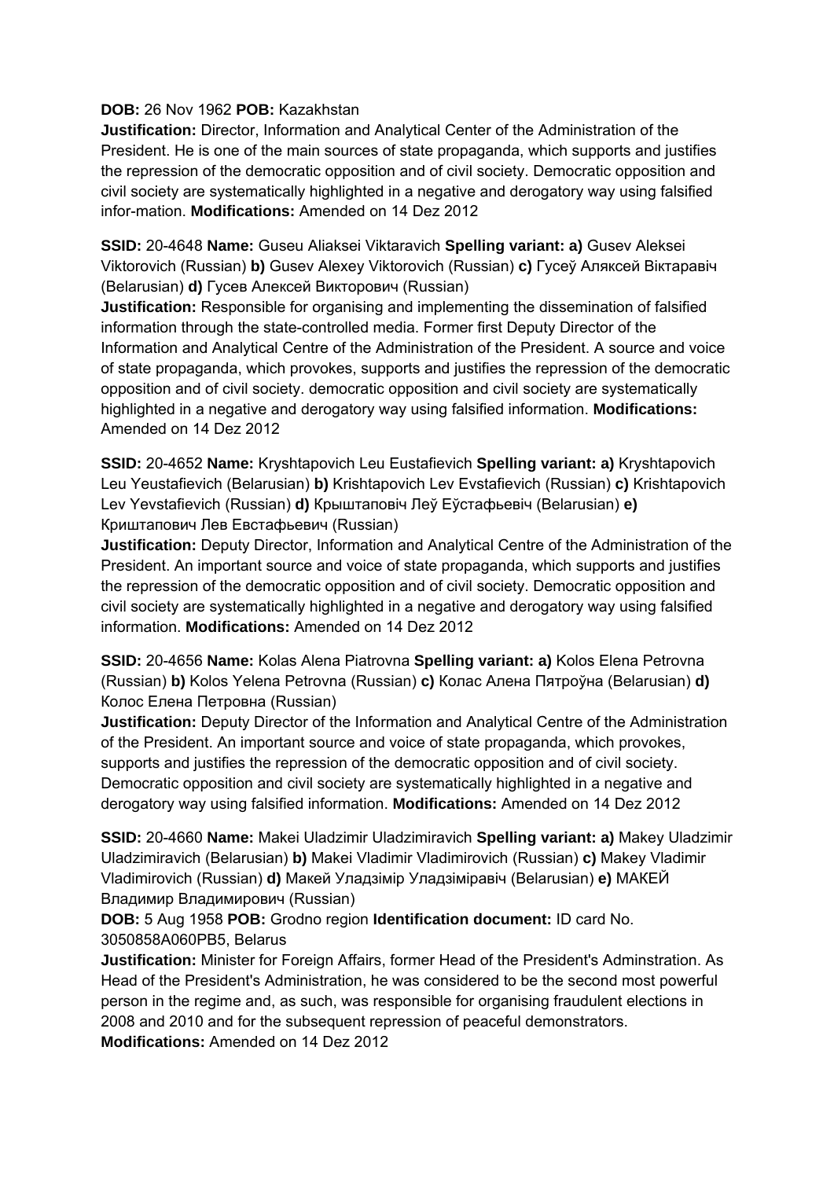**DOB:** 26 Nov 1962 **POB:** Kazakhstan
**Justification:** Director, Information and Analytical Center of the Administration of the President. He is one of the main sources of state propaganda, which supports and justifies the repression of the democratic opposition and of civil society. Democratic opposition and civil society are systematically highlighted in a negative and derogatory way using falsified infor-mation. **Modifications:** Amended on 14 Dez 2012

**SSID:** 20-4648 **Name:** Guseu Aliaksei Viktaravich **Spelling variant: a)** Gusev Aleksei Viktorovich (Russian) **b)** Gusev Alexey Viktorovich (Russian) **c)** Гусеў Аляксей Віктаравіч (Belarusian) **d)** Гусев Алексей Викторович (Russian)
**Justification:** Responsible for organising and implementing the dissemination of falsified information through the state-controlled media. Former first Deputy Director of the Information and Analytical Centre of the Administration of the President. A source and voice of state propaganda, which provokes, supports and justifies the repression of the democratic opposition and of civil society. democratic opposition and civil society are systematically highlighted in a negative and derogatory way using falsified information. **Modifications:** Amended on 14 Dez 2012

**SSID:** 20-4652 **Name:** Kryshtapovich Leu Eustafievich **Spelling variant: a)** Kryshtapovich Leu Yeustafievich (Belarusian) **b)** Krishtapovich Lev Evstafievich (Russian) **c)** Krishtapovich Lev Yevstafievich (Russian) **d)** Крыштаповіч Леў Еўстафьевіч (Belarusian) **e)** Криштапович Лев Евстафьевич (Russian)
**Justification:** Deputy Director, Information and Analytical Centre of the Administration of the President. An important source and voice of state propaganda, which supports and justifies the repression of the democratic opposition and of civil society. Democratic opposition and civil society are systematically highlighted in a negative and derogatory way using falsified information. **Modifications:** Amended on 14 Dez 2012

**SSID:** 20-4656 **Name:** Kolas Alena Piatrovna **Spelling variant: a)** Kolos Elena Petrovna (Russian) **b)** Kolos Yelena Petrovna (Russian) **c)** Колас Алена Пятроўна (Belarusian) **d)** Колос Елена Петровна (Russian)
**Justification:** Deputy Director of the Information and Analytical Centre of the Administration of the President. An important source and voice of state propaganda, which provokes, supports and justifies the repression of the democratic opposition and of civil society. Democratic opposition and civil society are systematically highlighted in a negative and derogatory way using falsified information. **Modifications:** Amended on 14 Dez 2012

**SSID:** 20-4660 **Name:** Makei Uladzimir Uladzimiravich **Spelling variant: a)** Makey Uladzimir Uladzimiravich (Belarusian) **b)** Makei Vladimir Vladimirovich (Russian) **c)** Makey Vladimir Vladimirovich (Russian) **d)** Макей Уладзімір Уладзіміравіч (Belarusian) **e)** МАКЕЙ Владимир Владимирович (Russian)
**DOB:** 5 Aug 1958 **POB:** Grodno region **Identification document:** ID card No. 3050858A060PB5, Belarus
**Justification:** Minister for Foreign Affairs, former Head of the President's Adminstration. As Head of the President's Administration, he was considered to be the second most powerful person in the regime and, as such, was responsible for organising fraudulent elections in 2008 and 2010 and for the subsequent repression of peaceful demonstrators.
**Modifications:** Amended on 14 Dez 2012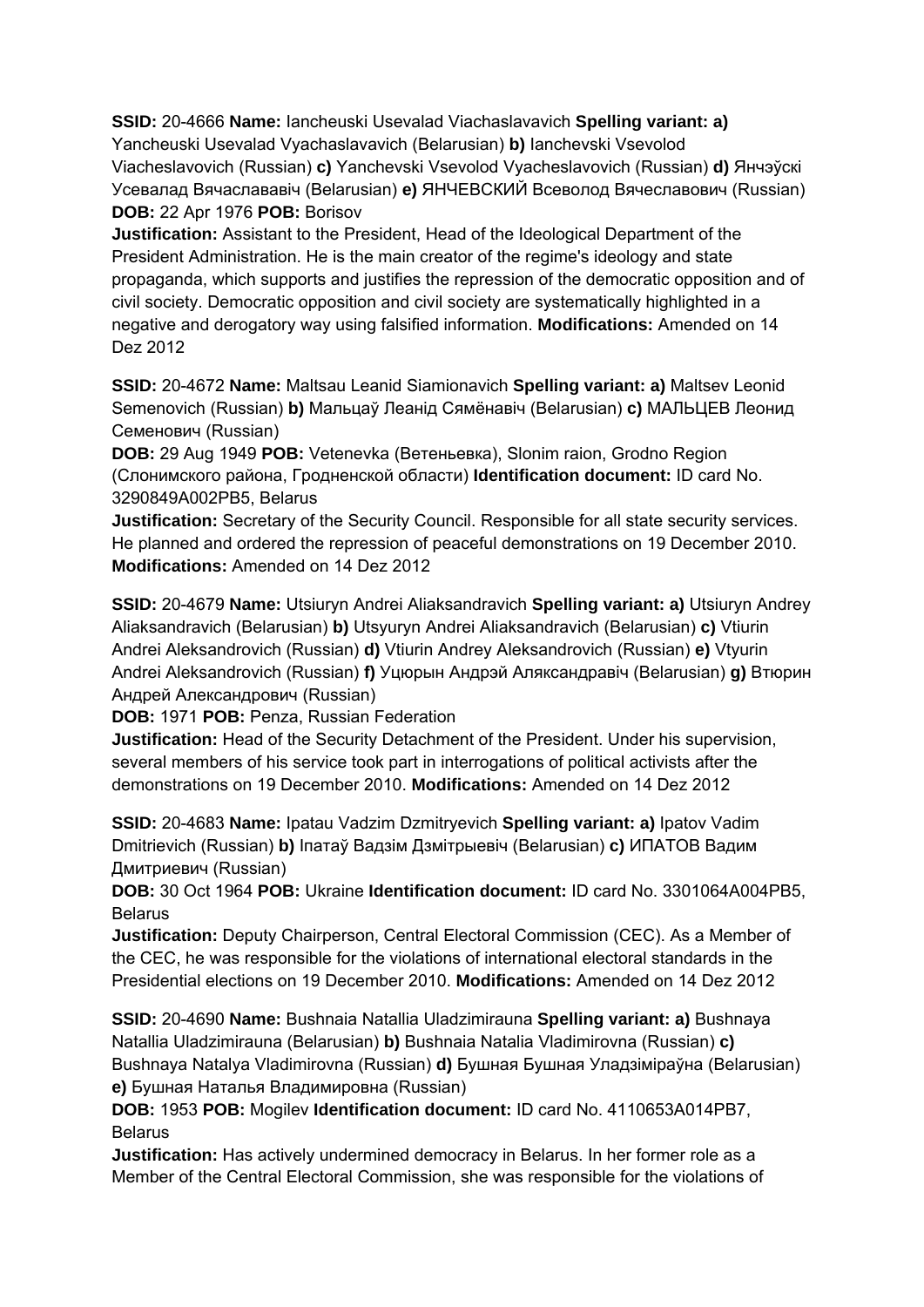**SSID:** 20-4666 **Name:** Iancheuski Usevalad Viachaslavavich **Spelling variant: a)** Yancheuski Usevalad Vyachaslavavich (Belarusian) **b)** Ianchevski Vsevolod Viacheslavovich (Russian) **c)** Yanchevski Vsevolod Vyacheslavovich (Russian) **d)** Янчэўскі Усевалад Вячаслававіч (Belarusian) **e)** ЯНЧЕВСКИЙ Всеволод Вячеславович (Russian) **DOB:** 22 Apr 1976 **POB:** Borisov

**Justification:** Assistant to the President, Head of the Ideological Department of the President Administration. He is the main creator of the regime's ideology and state propaganda, which supports and justifies the repression of the democratic opposition and of civil society. Democratic opposition and civil society are systematically highlighted in a negative and derogatory way using falsified information. **Modifications:** Amended on 14 Dez 2012

**SSID:** 20-4672 **Name:** Maltsau Leanid Siamionavich **Spelling variant: a)** Maltsev Leonid Semenovich (Russian) **b)** Мальцаў Леанід Сямёнавіч (Belarusian) **c)** МАЛЬЦЕВ Леонид Семенович (Russian)

**DOB:** 29 Aug 1949 **POB:** Vetenevka (Ветеньевка), Slonim raion, Grodno Region (Слонимского района, Гродненской области) **Identification document:** ID card No. 3290849A002PB5, Belarus

**Justification:** Secretary of the Security Council. Responsible for all state security services. He planned and ordered the repression of peaceful demonstrations on 19 December 2010. **Modifications:** Amended on 14 Dez 2012

**SSID:** 20-4679 **Name:** Utsiuryn Andrei Aliaksandravich **Spelling variant: a)** Utsiuryn Andrey Aliaksandravich (Belarusian) **b)** Utsyuryn Andrei Aliaksandravich (Belarusian) **c)** Vtiurin Andrei Aleksandrovich (Russian) **d)** Vtiurin Andrey Aleksandrovich (Russian) **e)** Vtyurin Andrei Aleksandrovich (Russian) **f)** Уцюрын Андрэй Аляксандравіч (Belarusian) **g)** Втюрин Андрей Александрович (Russian)

**DOB:** 1971 **POB:** Penza, Russian Federation

**Justification:** Head of the Security Detachment of the President. Under his supervision, several members of his service took part in interrogations of political activists after the demonstrations on 19 December 2010. **Modifications:** Amended on 14 Dez 2012

**SSID:** 20-4683 **Name:** Ipatau Vadzim Dzmitryevich **Spelling variant: a)** Ipatov Vadim Dmitrievich (Russian) **b)** Іпатаў Вадзім Дзмітрыевіч (Belarusian) **c)** ИПАТОВ Вадим Дмитриевич (Russian)

**DOB:** 30 Oct 1964 **POB:** Ukraine **Identification document:** ID card No. 3301064A004PB5, Belarus

**Justification:** Deputy Chairperson, Central Electoral Commission (CEC). As a Member of the CEC, he was responsible for the violations of international electoral standards in the Presidential elections on 19 December 2010. **Modifications:** Amended on 14 Dez 2012

**SSID:** 20-4690 **Name:** Bushnaia Natallia Uladzimirauna **Spelling variant: a)** Bushnaya Natallia Uladzimirauna (Belarusian) **b)** Bushnaia Natalia Vladimirovna (Russian) **c)** Bushnaya Natalya Vladimirovna (Russian) **d)** Бушная Бушная Уладзіміраўна (Belarusian) **e)** Бушная Наталья Владимировна (Russian)

**DOB:** 1953 **POB:** Mogilev **Identification document:** ID card No. 4110653A014PB7, Belarus

**Justification:** Has actively undermined democracy in Belarus. In her former role as a Member of the Central Electoral Commission, she was responsible for the violations of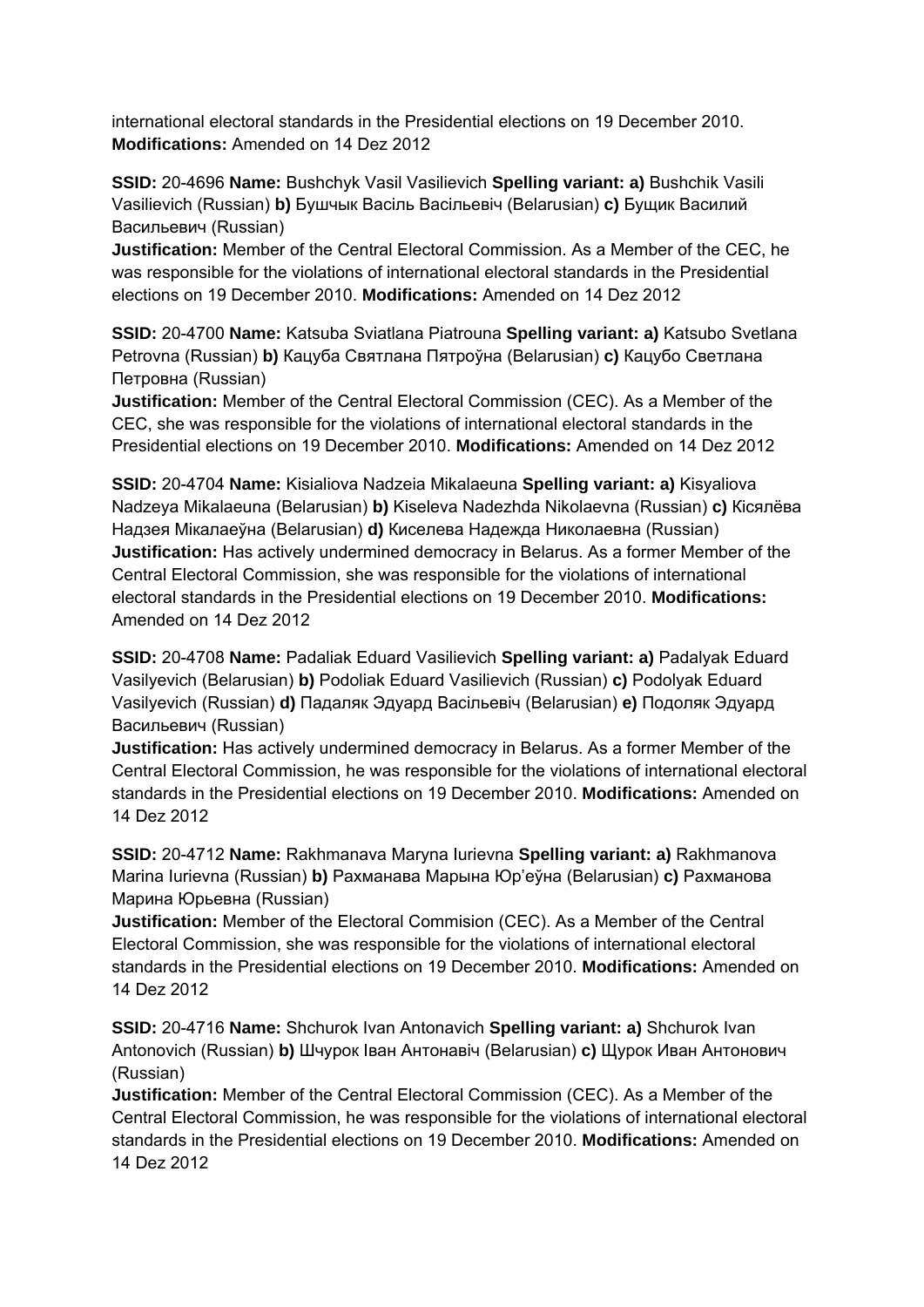international electoral standards in the Presidential elections on 19 December 2010. **Modifications:** Amended on 14 Dez 2012

**SSID:** 20-4696 **Name:** Bushchyk Vasil Vasilievich **Spelling variant: a)** Bushchik Vasili Vasilievich (Russian) **b)** Бушчык Васіль Васільевіч (Belarusian) **c)** Бущик Василий Васильевич (Russian)
**Justification:** Member of the Central Electoral Commission. As a Member of the CEC, he was responsible for the violations of international electoral standards in the Presidential elections on 19 December 2010. **Modifications:** Amended on 14 Dez 2012

**SSID:** 20-4700 **Name:** Katsuba Sviatlana Piatrouna **Spelling variant: a)** Katsubo Svetlana Petrovna (Russian) **b)** Кацуба Святлана Пятроўна (Belarusian) **c)** Кацубо Светлана Петровна (Russian)
**Justification:** Member of the Central Electoral Commission (CEC). As a Member of the CEC, she was responsible for the violations of international electoral standards in the Presidential elections on 19 December 2010. **Modifications:** Amended on 14 Dez 2012

**SSID:** 20-4704 **Name:** Kisialiova Nadzeia Mikalaeuna **Spelling variant: a)** Kisyaliova Nadzeya Mikalaeuna (Belarusian) **b)** Kiseleva Nadezhda Nikolaevna (Russian) **c)** Кісялёва Надзея Мікалаеўна (Belarusian) **d)** Киселева Надежда Николаевна (Russian)
**Justification:** Has actively undermined democracy in Belarus. As a former Member of the Central Electoral Commission, she was responsible for the violations of international electoral standards in the Presidential elections on 19 December 2010. **Modifications:** Amended on 14 Dez 2012

**SSID:** 20-4708 **Name:** Padaliak Eduard Vasilievich **Spelling variant: a)** Padalyak Eduard Vasilyevich (Belarusian) **b)** Podoliak Eduard Vasilievich (Russian) **c)** Podolyak Eduard Vasilyevich (Russian) **d)** Падаляк Эдуард Васільевіч (Belarusian) **e)** Подоляк Эдуард Васильевич (Russian)
**Justification:** Has actively undermined democracy in Belarus. As a former Member of the Central Electoral Commission, he was responsible for the violations of international electoral standards in the Presidential elections on 19 December 2010. **Modifications:** Amended on 14 Dez 2012

**SSID:** 20-4712 **Name:** Rakhmanava Maryna Iurievna **Spelling variant: a)** Rakhmanova Marina Iurievna (Russian) **b)** Рахманава Марына Юр'еўна (Belarusian) **c)** Рахманова Марина Юрьевна (Russian)
**Justification:** Member of the Electoral Commision (CEC). As a Member of the Central Electoral Commission, she was responsible for the violations of international electoral standards in the Presidential elections on 19 December 2010. **Modifications:** Amended on 14 Dez 2012

**SSID:** 20-4716 **Name:** Shchurok Ivan Antonavich **Spelling variant: a)** Shchurok Ivan Antonovich (Russian) **b)** Шчурок Іван Антонавіч (Belarusian) **c)** Щурок Иван Антонович (Russian)
**Justification:** Member of the Central Electoral Commission (CEC). As a Member of the Central Electoral Commission, he was responsible for the violations of international electoral standards in the Presidential elections on 19 December 2010. **Modifications:** Amended on 14 Dez 2012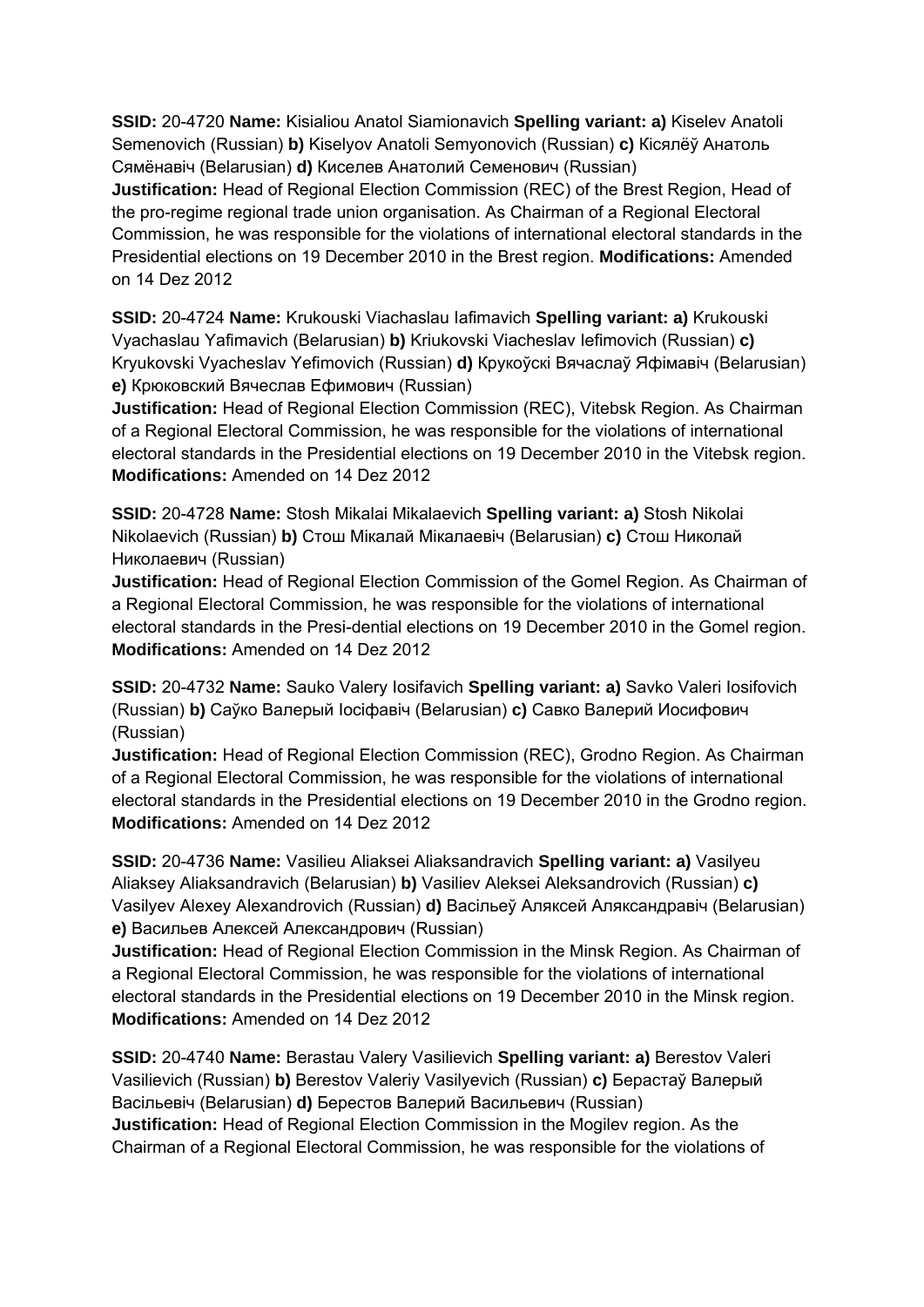**SSID:** 20-4720 **Name:** Kisialiou Anatol Siamionavich **Spelling variant: a)** Kiselev Anatoli Semenovich (Russian) **b)** Kiselyov Anatoli Semyonovich (Russian) **c)** Кісялёў Анатоль Сямёнавіч (Belarusian) **d)** Киселев Анатолий Семенович (Russian)
**Justification:** Head of Regional Election Commission (REC) of the Brest Region, Head of the pro-regime regional trade union organisation. As Chairman of a Regional Electoral Commission, he was responsible for the violations of international electoral standards in the Presidential elections on 19 December 2010 in the Brest region. **Modifications:** Amended on 14 Dez 2012

**SSID:** 20-4724 **Name:** Krukouski Viachaslau Iafimavich **Spelling variant: a)** Krukouski Vyachaslau Yafimavich (Belarusian) **b)** Kriukovski Viacheslav Iefimovich (Russian) **c)** Kryukovski Vyacheslav Yefimovich (Russian) **d)** Крукоўскі Вячаслаў Яфімавіч (Belarusian) **e)** Крюковский Вячеслав Ефимович (Russian)
**Justification:** Head of Regional Election Commission (REC), Vitebsk Region. As Chairman of a Regional Electoral Commission, he was responsible for the violations of international electoral standards in the Presidential elections on 19 December 2010 in the Vitebsk region. **Modifications:** Amended on 14 Dez 2012

**SSID:** 20-4728 **Name:** Stosh Mikalai Mikalaevich **Spelling variant: a)** Stosh Nikolai Nikolaevich (Russian) **b)** Стош Мікалай Мікалаевіч (Belarusian) **c)** Стош Николай Николаевич (Russian)
**Justification:** Head of Regional Election Commission of the Gomel Region. As Chairman of a Regional Electoral Commission, he was responsible for the violations of international electoral standards in the Presi-dential elections on 19 December 2010 in the Gomel region. **Modifications:** Amended on 14 Dez 2012

**SSID:** 20-4732 **Name:** Sauko Valery Iosifavich **Spelling variant: a)** Savko Valeri Iosifovich (Russian) **b)** Саўко Валерый Іосіфавіч (Belarusian) **c)** Савко Валерий Иосифович (Russian)
**Justification:** Head of Regional Election Commission (REC), Grodno Region. As Chairman of a Regional Electoral Commission, he was responsible for the violations of international electoral standards in the Presidential elections on 19 December 2010 in the Grodno region. **Modifications:** Amended on 14 Dez 2012

**SSID:** 20-4736 **Name:** Vasilieu Aliaksei Aliaksandravich **Spelling variant: a)** Vasilyeu Aliaksey Aliaksandravich (Belarusian) **b)** Vasiliev Aleksei Aleksandrovich (Russian) **c)** Vasilyev Alexey Alexandrovich (Russian) **d)** Васільеў Аляксей Аляксандравіч (Belarusian) **e)** Васильев Алексей Александрович (Russian)
**Justification:** Head of Regional Election Commission in the Minsk Region. As Chairman of a Regional Electoral Commission, he was responsible for the violations of international electoral standards in the Presidential elections on 19 December 2010 in the Minsk region. **Modifications:** Amended on 14 Dez 2012

**SSID:** 20-4740 **Name:** Berastau Valery Vasilievich **Spelling variant: a)** Berestov Valeri Vasilievich (Russian) **b)** Berestov Valeriy Vasilyevich (Russian) **c)** Берастаў Валерый Васільевіч (Belarusian) **d)** Берестов Валерий Васильевич (Russian)
**Justification:** Head of Regional Election Commission in the Mogilev region. As the Chairman of a Regional Electoral Commission, he was responsible for the violations of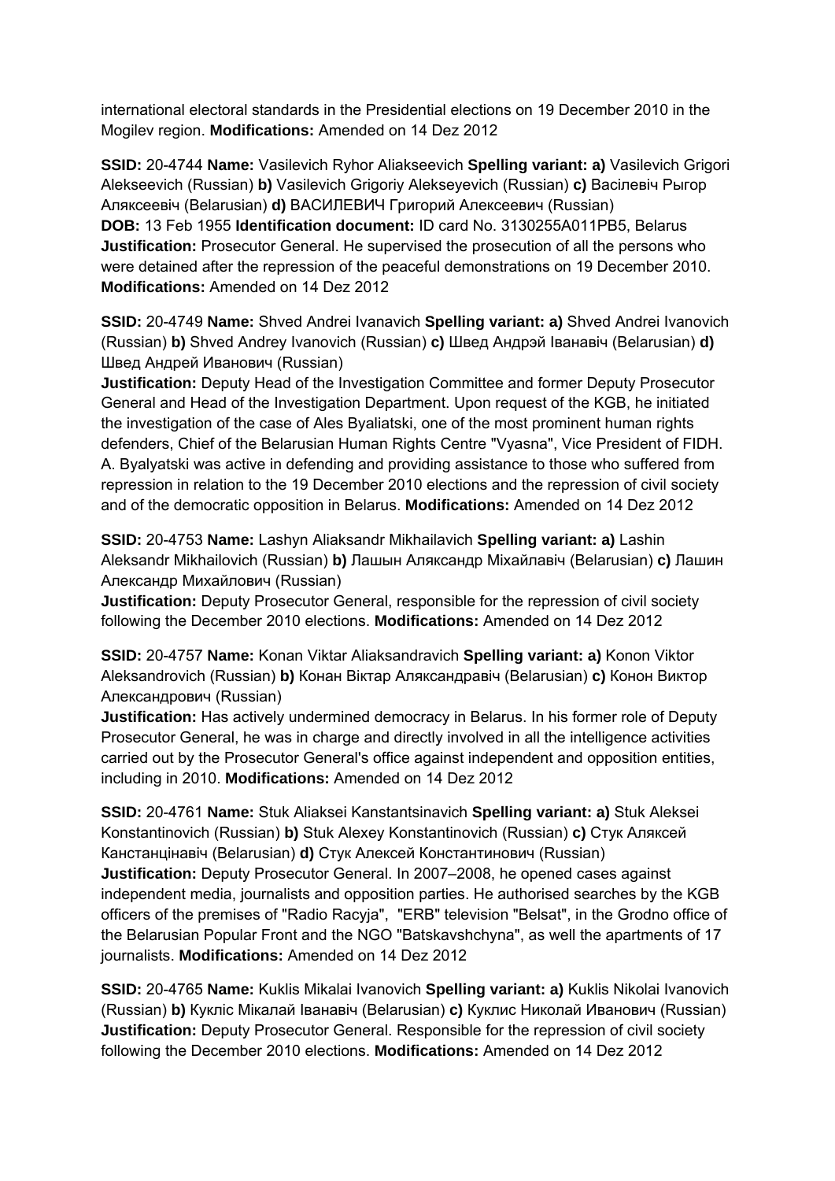international electoral standards in the Presidential elections on 19 December 2010 in the Mogilev region. **Modifications:** Amended on 14 Dez 2012

**SSID:** 20-4744 **Name:** Vasilevich Ryhor Aliakseevich **Spelling variant: a)** Vasilevich Grigori Alekseevich (Russian) **b)** Vasilevich Grigoriy Alekseyevich (Russian) **c)** Васілевіч Рыгор Аляксеевіч (Belarusian) **d)** ВАСИЛЕВИЧ Григорий Алексеевич (Russian)
**DOB:** 13 Feb 1955 **Identification document:** ID card No. 3130255A011PB5, Belarus
**Justification:** Prosecutor General. He supervised the prosecution of all the persons who were detained after the repression of the peaceful demonstrations on 19 December 2010. **Modifications:** Amended on 14 Dez 2012

**SSID:** 20-4749 **Name:** Shved Andrei Ivanavich **Spelling variant: a)** Shved Andrei Ivanovich (Russian) **b)** Shved Andrey Ivanovich (Russian) **c)** Швед Андрэй Іванавіч (Belarusian) **d)** Швед Андрей Иванович (Russian)
**Justification:** Deputy Head of the Investigation Committee and former Deputy Prosecutor General and Head of the Investigation Department. Upon request of the KGB, he initiated the investigation of the case of Ales Byaliatski, one of the most prominent human rights defenders, Chief of the Belarusian Human Rights Centre "Vyasna", Vice President of FIDH. A. Byalyatski was active in defending and providing assistance to those who suffered from repression in relation to the 19 December 2010 elections and the repression of civil society and of the democratic opposition in Belarus. **Modifications:** Amended on 14 Dez 2012

**SSID:** 20-4753 **Name:** Lashyn Aliaksandr Mikhailavich **Spelling variant: a)** Lashin Aleksandr Mikhailovich (Russian) **b)** Лашын Аляксандр Міхайлавіч (Belarusian) **c)** Лашин Александр Михайлович (Russian)
**Justification:** Deputy Prosecutor General, responsible for the repression of civil society following the December 2010 elections. **Modifications:** Amended on 14 Dez 2012

**SSID:** 20-4757 **Name:** Konan Viktar Aliaksandravich **Spelling variant: a)** Konon Viktor Aleksandrovich (Russian) **b)** Конан Віктар Аляксандравіч (Belarusian) **c)** Конон Виктор Александрович (Russian)
**Justification:** Has actively undermined democracy in Belarus. In his former role of Deputy Prosecutor General, he was in charge and directly involved in all the intelligence activities carried out by the Prosecutor General's office against independent and opposition entities, including in 2010. **Modifications:** Amended on 14 Dez 2012

**SSID:** 20-4761 **Name:** Stuk Aliaksei Kanstantsinavich **Spelling variant: a)** Stuk Aleksei Konstantinovich (Russian) **b)** Stuk Alexey Konstantinovich (Russian) **c)** Стук Аляксей Канстанцінавіч (Belarusian) **d)** Стук Алексей Константинович (Russian)
**Justification:** Deputy Prosecutor General. In 2007–2008, he opened cases against independent media, journalists and opposition parties. He authorised searches by the KGB officers of the premises of "Radio Racyja", "ERB" television "Belsat", in the Grodno office of the Belarusian Popular Front and the NGO "Batskavshchyna", as well the apartments of 17 journalists. **Modifications:** Amended on 14 Dez 2012

**SSID:** 20-4765 **Name:** Kuklis Mikalai Ivanovich **Spelling variant: a)** Kuklis Nikolai Ivanovich (Russian) **b)** Кукліс Мікалай Іванавіч (Belarusian) **c)** Куклис Николай Иванович (Russian)
**Justification:** Deputy Prosecutor General. Responsible for the repression of civil society following the December 2010 elections. **Modifications:** Amended on 14 Dez 2012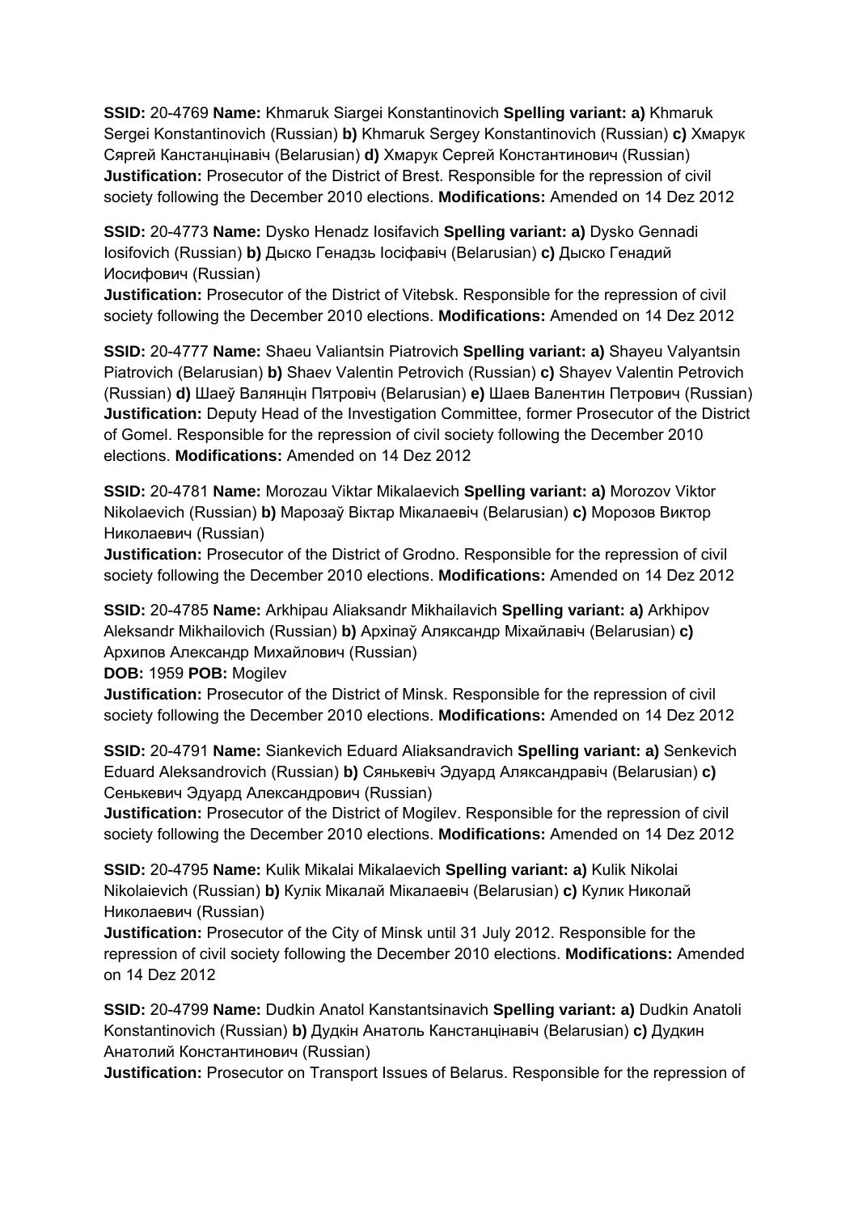**SSID:** 20-4769 **Name:** Khmaruk Siargei Konstantinovich **Spelling variant: a)** Khmaruk Sergei Konstantinovich (Russian) **b)** Khmaruk Sergey Konstantinovich (Russian) **c)** Хмарук Сяргей Канстанцінавіч (Belarusian) **d)** Хмарук Сергей Константинович (Russian) **Justification:** Prosecutor of the District of Brest. Responsible for the repression of civil society following the December 2010 elections. **Modifications:** Amended on 14 Dez 2012

**SSID:** 20-4773 **Name:** Dysko Henadz Iosifavich **Spelling variant: a)** Dysko Gennadi Iosifovich (Russian) **b)** Дыско Генадзь Іосіфавіч (Belarusian) **c)** Дыско Генадий Иосифович (Russian)
**Justification:** Prosecutor of the District of Vitebsk. Responsible for the repression of civil society following the December 2010 elections. **Modifications:** Amended on 14 Dez 2012

**SSID:** 20-4777 **Name:** Shaeu Valiantsin Piatrovich **Spelling variant: a)** Shayeu Valyantsin Piatrovich (Belarusian) **b)** Shaev Valentin Petrovich (Russian) **c)** Shayev Valentin Petrovich (Russian) **d)** Шаеў Валянцін Пятровіч (Belarusian) **e)** Шаев Валентин Петрович (Russian) **Justification:** Deputy Head of the Investigation Committee, former Prosecutor of the District of Gomel. Responsible for the repression of civil society following the December 2010 elections. **Modifications:** Amended on 14 Dez 2012

**SSID:** 20-4781 **Name:** Morozau Viktar Mikalaevich **Spelling variant: a)** Morozov Viktor Nikolaevich (Russian) **b)** Марозаў Віктар Мікалаевіч (Belarusian) **c)** Морозов Виктор Николаевич (Russian)
**Justification:** Prosecutor of the District of Grodno. Responsible for the repression of civil society following the December 2010 elections. **Modifications:** Amended on 14 Dez 2012

**SSID:** 20-4785 **Name:** Arkhipau Aliaksandr Mikhailavich **Spelling variant: a)** Arkhipov Aleksandr Mikhailovich (Russian) **b)** Архіпаў Аляксандр Міхайлавіч (Belarusian) **c)** Архипов Александр Михайлович (Russian)
**DOB:** 1959 **POB:** Mogilev
**Justification:** Prosecutor of the District of Minsk. Responsible for the repression of civil society following the December 2010 elections. **Modifications:** Amended on 14 Dez 2012

**SSID:** 20-4791 **Name:** Siankevich Eduard Aliaksandravich **Spelling variant: a)** Senkevich Eduard Aleksandrovich (Russian) **b)** Сянькевіч Эдуард Аляксандравіч (Belarusian) **c)** Сенькевич Эдуард Александрович (Russian)
**Justification:** Prosecutor of the District of Mogilev. Responsible for the repression of civil society following the December 2010 elections. **Modifications:** Amended on 14 Dez 2012

**SSID:** 20-4795 **Name:** Kulik Mikalai Mikalaevich **Spelling variant: a)** Kulik Nikolai Nikolaievich (Russian) **b)** Кулік Мікалай Мікалаевіч (Belarusian) **c)** Кулик Николай Николаевич (Russian)
**Justification:** Prosecutor of the City of Minsk until 31 July 2012. Responsible for the repression of civil society following the December 2010 elections. **Modifications:** Amended on 14 Dez 2012

**SSID:** 20-4799 **Name:** Dudkin Anatol Kanstantsinavich **Spelling variant: a)** Dudkin Anatoli Konstantinovich (Russian) **b)** Дудкін Анатоль Канстанцінавіч (Belarusian) **c)** Дудкин Анатолий Константинович (Russian)
**Justification:** Prosecutor on Transport Issues of Belarus. Responsible for the repression of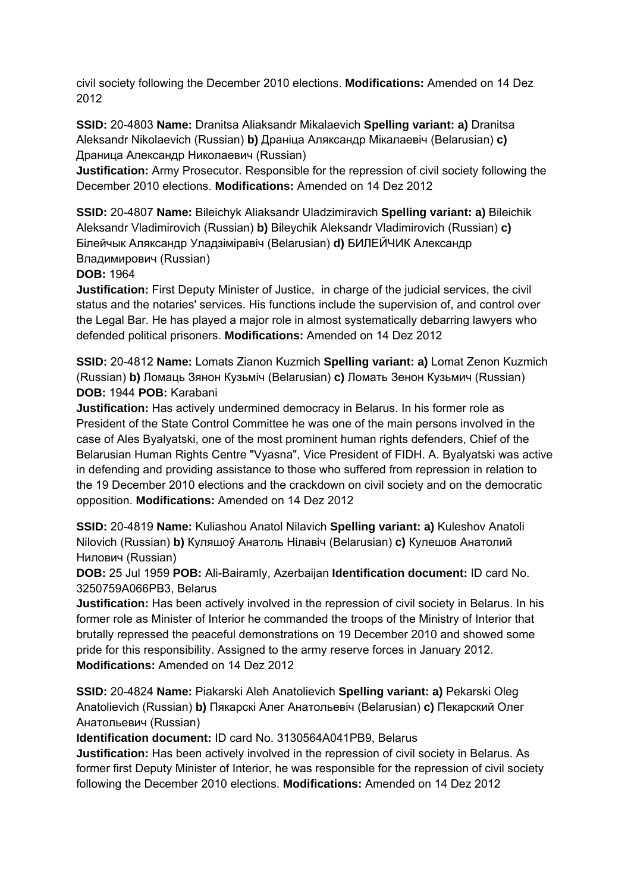civil society following the December 2010 elections. **Modifications:** Amended on 14 Dez 2012

**SSID:** 20-4803 **Name:** Dranitsa Aliaksandr Mikalaevich **Spelling variant: a)** Dranitsa Aleksandr Nikolaevich (Russian) **b)** Драніца Аляксандр Мікалаевіч (Belarusian) **c)** Драница Александр Николаевич (Russian)
**Justification:** Army Prosecutor. Responsible for the repression of civil society following the December 2010 elections. **Modifications:** Amended on 14 Dez 2012

**SSID:** 20-4807 **Name:** Bileichyk Aliaksandr Uladzimiravich **Spelling variant: a)** Bileichik Aleksandr Vladimirovich (Russian) **b)** Bileychik Aleksandr Vladimirovich (Russian) **c)** Білейчык Аляксандр Уладзіміравіч (Belarusian) **d)** БИЛЕЙЧИК Александр Владимирович (Russian)
**DOB:** 1964
**Justification:** First Deputy Minister of Justice, in charge of the judicial services, the civil status and the notaries' services. His functions include the supervision of, and control over the Legal Bar. He has played a major role in almost systematically debarring lawyers who defended political prisoners. **Modifications:** Amended on 14 Dez 2012

**SSID:** 20-4812 **Name:** Lomats Zianon Kuzmich **Spelling variant: a)** Lomat Zenon Kuzmich (Russian) **b)** Ломаць Зянон Кузьміч (Belarusian) **c)** Ломать Зенон Кузьмич (Russian)
**DOB:** 1944 **POB:** Karabani
**Justification:** Has actively undermined democracy in Belarus. In his former role as President of the State Control Committee he was one of the main persons involved in the case of Ales Byalyatski, one of the most prominent human rights defenders, Chief of the Belarusian Human Rights Centre "Vyasna", Vice President of FIDH. A. Byalyatski was active in defending and providing assistance to those who suffered from repression in relation to the 19 December 2010 elections and the crackdown on civil society and on the democratic opposition. **Modifications:** Amended on 14 Dez 2012

**SSID:** 20-4819 **Name:** Kuliashou Anatol Nilavich **Spelling variant: a)** Kuleshov Anatoli Nilovich (Russian) **b)** Куляшоў Анатоль Нілавіч (Belarusian) **c)** Кулешов Анатолий Нилович (Russian)
**DOB:** 25 Jul 1959 **POB:** Ali-Bairamly, Azerbaijan **Identification document:** ID card No. 3250759A066PB3, Belarus
**Justification:** Has been actively involved in the repression of civil society in Belarus. In his former role as Minister of Interior he commanded the troops of the Ministry of Interior that brutally repressed the peaceful demonstrations on 19 December 2010 and showed some pride for this responsibility. Assigned to the army reserve forces in January 2012. **Modifications:** Amended on 14 Dez 2012

**SSID:** 20-4824 **Name:** Piakarski Aleh Anatolievich **Spelling variant: a)** Pekarski Oleg Anatolievich (Russian) **b)** Пякарскі Алег Анатольевіч (Belarusian) **c)** Пекарский Олег Анатольевич (Russian)
**Identification document:** ID card No. 3130564A041PB9, Belarus
**Justification:** Has been actively involved in the repression of civil society in Belarus. As former first Deputy Minister of Interior, he was responsible for the repression of civil society following the December 2010 elections. **Modifications:** Amended on 14 Dez 2012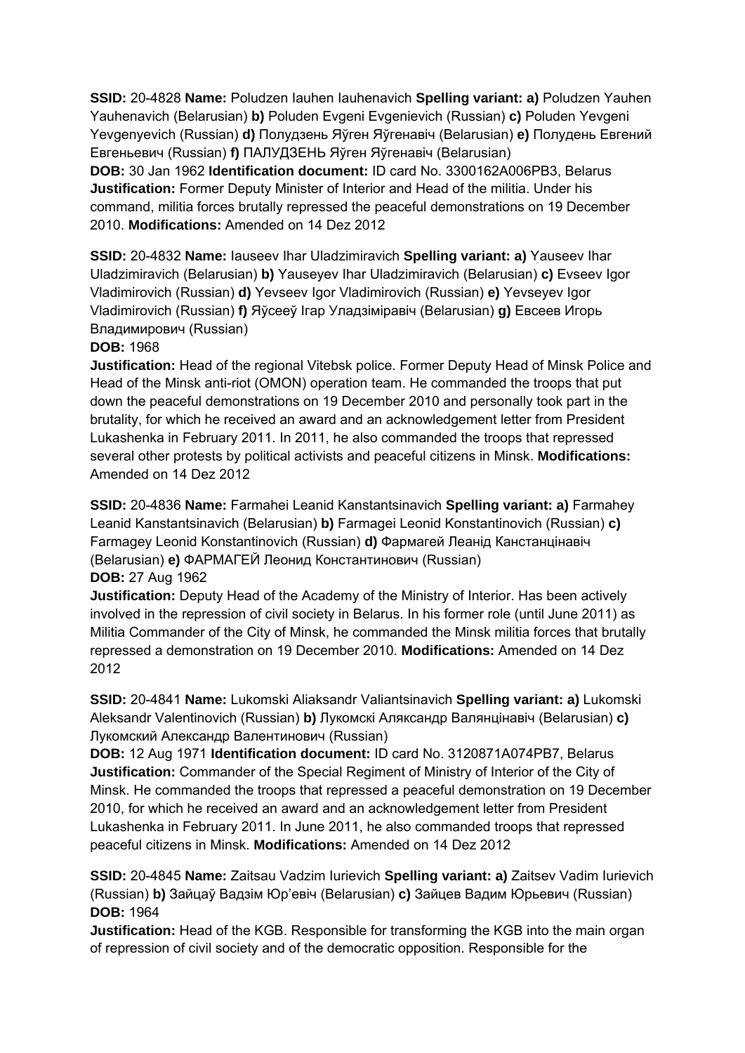**SSID:** 20-4828 **Name:** Poludzen Iauhen Iauhenavich **Spelling variant: a)** Poludzen Yauhen Yauhenavich (Belarusian) **b)** Poluden Evgeni Evgenievich (Russian) **c)** Poluden Yevgeni Yevgenyevich (Russian) **d)** Полудзень Яўген Яўгенавіч (Belarusian) **e)** Полудень Евгений Евгеньевич (Russian) **f)** ПАЛУДЗЕНЬ Яўген Яўгенавіч (Belarusian)
**DOB:** 30 Jan 1962 **Identification document:** ID card No. 3300162A006PB3, Belarus
**Justification:** Former Deputy Minister of Interior and Head of the militia. Under his command, militia forces brutally repressed the peaceful demonstrations on 19 December 2010. **Modifications:** Amended on 14 Dez 2012

**SSID:** 20-4832 **Name:** Iauseev Ihar Uladzimiravich **Spelling variant: a)** Yauseev Ihar Uladzimiravich (Belarusian) **b)** Yauseyev Ihar Uladzimiravich (Belarusian) **c)** Evseev Igor Vladimirovich (Russian) **d)** Yevseev Igor Vladimirovich (Russian) **e)** Yevseyev Igor Vladimirovich (Russian) **f)** Яўсееў Ігар Уладзіміравіч (Belarusian) **g)** Евсеев Игорь Владимирович (Russian)
**DOB:** 1968
**Justification:** Head of the regional Vitebsk police. Former Deputy Head of Minsk Police and Head of the Minsk anti-riot (OMON) operation team. He commanded the troops that put down the peaceful demonstrations on 19 December 2010 and personally took part in the brutality, for which he received an award and an acknowledgement letter from President Lukashenka in February 2011. In 2011, he also commanded the troops that repressed several other protests by political activists and peaceful citizens in Minsk. **Modifications:** Amended on 14 Dez 2012

**SSID:** 20-4836 **Name:** Farmahei Leanid Kanstantsinavich **Spelling variant: a)** Farmahey Leanid Kanstantsinavich (Belarusian) **b)** Farmagei Leonid Konstantinovich (Russian) **c)** Farmagey Leonid Konstantinovich (Russian) **d)** Фармагей Леанід Канстанцінавіч (Belarusian) **e)** ФАРМАГЕЙ Леонид Константинович (Russian)
**DOB:** 27 Aug 1962
**Justification:** Deputy Head of the Academy of the Ministry of Interior. Has been actively involved in the repression of civil society in Belarus. In his former role (until June 2011) as Militia Commander of the City of Minsk, he commanded the Minsk militia forces that brutally repressed a demonstration on 19 December 2010. **Modifications:** Amended on 14 Dez 2012

**SSID:** 20-4841 **Name:** Lukomski Aliaksandr Valiantsinavich **Spelling variant: a)** Lukomski Aleksandr Valentinovich (Russian) **b)** Лукомскі Аляксандр Валянцінавіч (Belarusian) **c)** Лукомский Александр Валентинович (Russian)
**DOB:** 12 Aug 1971 **Identification document:** ID card No. 3120871A074PB7, Belarus
**Justification:** Commander of the Special Regiment of Ministry of Interior of the City of Minsk. He commanded the troops that repressed a peaceful demonstration on 19 December 2010, for which he received an award and an acknowledgement letter from President Lukashenka in February 2011. In June 2011, he also commanded troops that repressed peaceful citizens in Minsk. **Modifications:** Amended on 14 Dez 2012

**SSID:** 20-4845 **Name:** Zaitsau Vadzim Iurievich **Spelling variant: a)** Zaitsev Vadim Iurievich (Russian) **b)** Зайцаў Вадзім Юр'евіч (Belarusian) **c)** Зайцев Вадим Юрьевич (Russian)
**DOB:** 1964
**Justification:** Head of the KGB. Responsible for transforming the KGB into the main organ of repression of civil society and of the democratic opposition. Responsible for the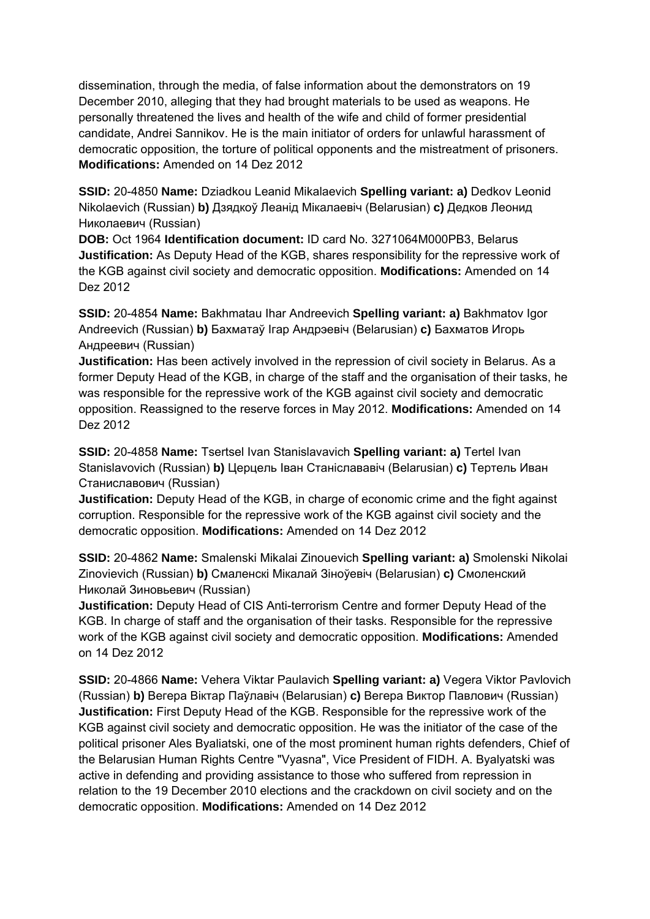dissemination, through the media, of false information about the demonstrators on 19 December 2010, alleging that they had brought materials to be used as weapons. He personally threatened the lives and health of the wife and child of former presidential candidate, Andrei Sannikov. He is the main initiator of orders for unlawful harassment of democratic opposition, the torture of political opponents and the mistreatment of prisoners. **Modifications:** Amended on 14 Dez 2012

**SSID:** 20-4850 **Name:** Dziadkou Leanid Mikalaevich **Spelling variant: a)** Dedkov Leonid Nikolaevich (Russian) **b)** Дзядкоў Леанід Мікалаевіч (Belarusian) **c)** Дедков Леонид Николаевич (Russian)
**DOB:** Oct 1964 **Identification document:** ID card No. 3271064M000PB3, Belarus
**Justification:** As Deputy Head of the KGB, shares responsibility for the repressive work of the KGB against civil society and democratic opposition. **Modifications:** Amended on 14 Dez 2012

**SSID:** 20-4854 **Name:** Bakhmatau Ihar Andreevich **Spelling variant: a)** Bakhmatov Igor Andreevich (Russian) **b)** Бахматаў Ігар Андрэевіч (Belarusian) **c)** Бахматов Игорь Андреевич (Russian)
**Justification:** Has been actively involved in the repression of civil society in Belarus. As a former Deputy Head of the KGB, in charge of the staff and the organisation of their tasks, he was responsible for the repressive work of the KGB against civil society and democratic opposition. Reassigned to the reserve forces in May 2012. **Modifications:** Amended on 14 Dez 2012

**SSID:** 20-4858 **Name:** Tsertsel Ivan Stanislavavich **Spelling variant: a)** Tertel Ivan Stanislavovich (Russian) **b)** Церцель Іван Станіслававіч (Belarusian) **c)** Тертель Иван Станиславович (Russian)
**Justification:** Deputy Head of the KGB, in charge of economic crime and the fight against corruption. Responsible for the repressive work of the KGB against civil society and the democratic opposition. **Modifications:** Amended on 14 Dez 2012

**SSID:** 20-4862 **Name:** Smalenski Mikalai Zinouevich **Spelling variant: a)** Smolenski Nikolai Zinovievich (Russian) **b)** Смаленскі Мікалай Зіноўевіч (Belarusian) **c)** Смоленский Николай Зиновьевич (Russian)
**Justification:** Deputy Head of CIS Anti-terrorism Centre and former Deputy Head of the KGB. In charge of staff and the organisation of their tasks. Responsible for the repressive work of the KGB against civil society and democratic opposition. **Modifications:** Amended on 14 Dez 2012

**SSID:** 20-4866 **Name:** Vehera Viktar Paulavich **Spelling variant: a)** Vegera Viktor Pavlovich (Russian) **b)** Вегера Віктар Паўлавіч (Belarusian) **c)** Вегера Виктор Павлович (Russian)
**Justification:** First Deputy Head of the KGB. Responsible for the repressive work of the KGB against civil society and democratic opposition. He was the initiator of the case of the political prisoner Ales Byaliatski, one of the most prominent human rights defenders, Chief of the Belarusian Human Rights Centre "Vyasna", Vice President of FIDH. A. Byalyatski was active in defending and providing assistance to those who suffered from repression in relation to the 19 December 2010 elections and the crackdown on civil society and on the democratic opposition. **Modifications:** Amended on 14 Dez 2012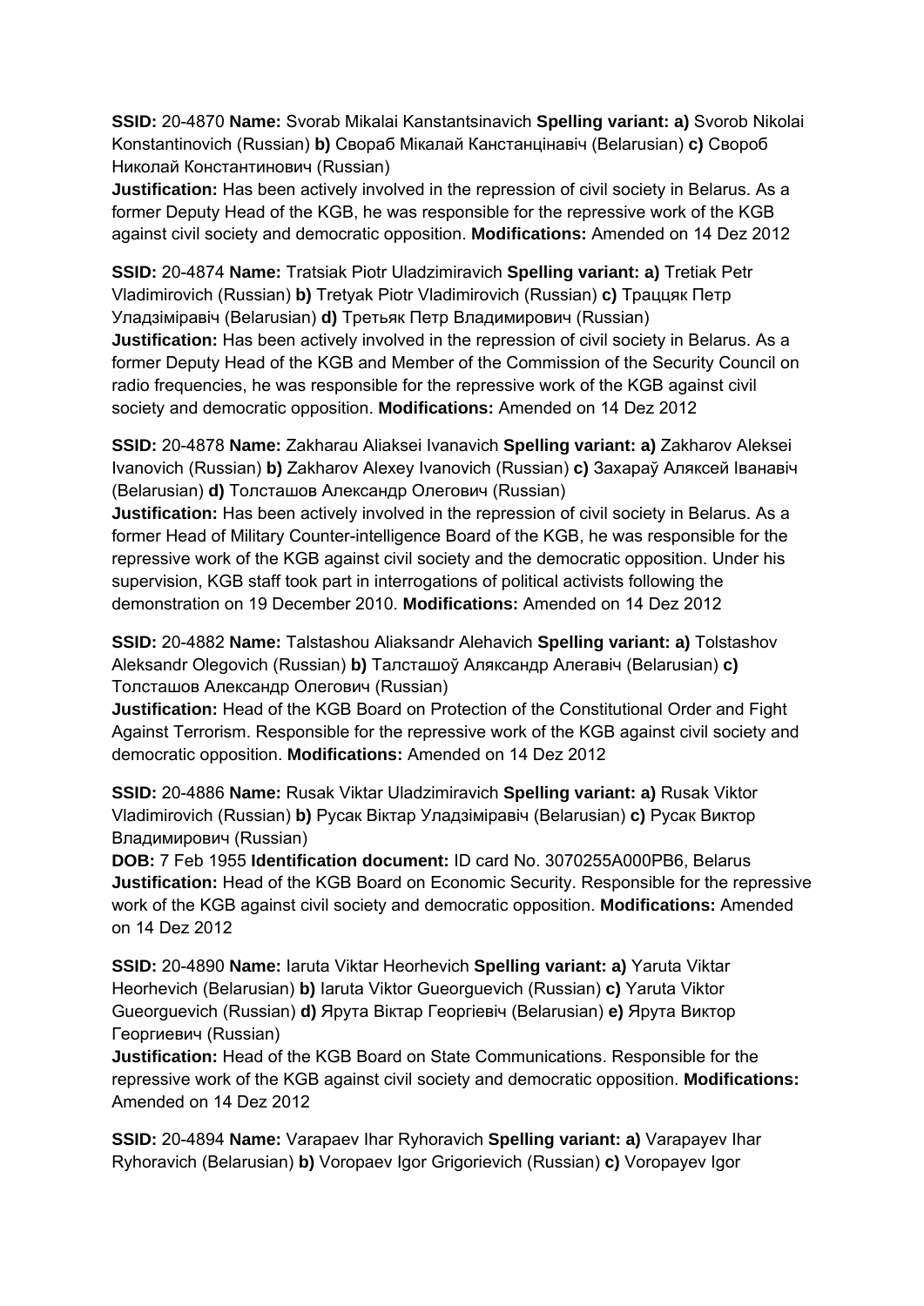**SSID:** 20-4870 **Name:** Svorab Mikalai Kanstantsinavich **Spelling variant: a)** Svorob Nikolai Konstantinovich (Russian) **b)** Свораб Мікалай Канстанцінавіч (Belarusian) **c)** Свороб Николай Константинович (Russian)
**Justification:** Has been actively involved in the repression of civil society in Belarus. As a former Deputy Head of the KGB, he was responsible for the repressive work of the KGB against civil society and democratic opposition. **Modifications:** Amended on 14 Dez 2012

**SSID:** 20-4874 **Name:** Tratsiak Piotr Uladzimiravich **Spelling variant: a)** Tretiak Petr Vladimirovich (Russian) **b)** Tretyak Piotr Vladimirovich (Russian) **c)** Траццяк Петр Уладзіміравіч (Belarusian) **d)** Третьяк Петр Владимирович (Russian)
**Justification:** Has been actively involved in the repression of civil society in Belarus. As a former Deputy Head of the KGB and Member of the Commission of the Security Council on radio frequencies, he was responsible for the repressive work of the KGB against civil society and democratic opposition. **Modifications:** Amended on 14 Dez 2012

**SSID:** 20-4878 **Name:** Zakharau Aliaksei Ivanavich **Spelling variant: a)** Zakharov Aleksei Ivanovich (Russian) **b)** Zakharov Alexey Ivanovich (Russian) **c)** Захараў Аляксей Іванавіч (Belarusian) **d)** Толсташов Александр Олегович (Russian)
**Justification:** Has been actively involved in the repression of civil society in Belarus. As a former Head of Military Counter-intelligence Board of the KGB, he was responsible for the repressive work of the KGB against civil society and the democratic opposition. Under his supervision, KGB staff took part in interrogations of political activists following the demonstration on 19 December 2010. **Modifications:** Amended on 14 Dez 2012

**SSID:** 20-4882 **Name:** Talstashou Aliaksandr Alehavich **Spelling variant: a)** Tolstashov Aleksandr Olegovich (Russian) **b)** Талсташоў Аляксандр Алегавіч (Belarusian) **c)** Толсташов Александр Олегович (Russian)
**Justification:** Head of the KGB Board on Protection of the Constitutional Order and Fight Against Terrorism. Responsible for the repressive work of the KGB against civil society and democratic opposition. **Modifications:** Amended on 14 Dez 2012

**SSID:** 20-4886 **Name:** Rusak Viktar Uladzimiravich **Spelling variant: a)** Rusak Viktor Vladimirovich (Russian) **b)** Русак Віктар Уладзіміравіч (Belarusian) **c)** Русак Виктор Владимирович (Russian)
**DOB:** 7 Feb 1955 **Identification document:** ID card No. 3070255A000PB6, Belarus
**Justification:** Head of the KGB Board on Economic Security. Responsible for the repressive work of the KGB against civil society and democratic opposition. **Modifications:** Amended on 14 Dez 2012

**SSID:** 20-4890 **Name:** Iaruta Viktar Heorhevich **Spelling variant: a)** Yaruta Viktar Heorhevich (Belarusian) **b)** Iaruta Viktor Gueorguevich (Russian) **c)** Yaruta Viktor Gueorguevich (Russian) **d)** Ярута Віктар Георгіевіч (Belarusian) **e)** Ярута Виктор Георгиевич (Russian)
**Justification:** Head of the KGB Board on State Communications. Responsible for the repressive work of the KGB against civil society and democratic opposition. **Modifications:** Amended on 14 Dez 2012

**SSID:** 20-4894 **Name:** Varapaev Ihar Ryhoravich **Spelling variant: a)** Varapayev Ihar Ryhoravich (Belarusian) **b)** Voropaev Igor Grigorievich (Russian) **c)** Voropayev Igor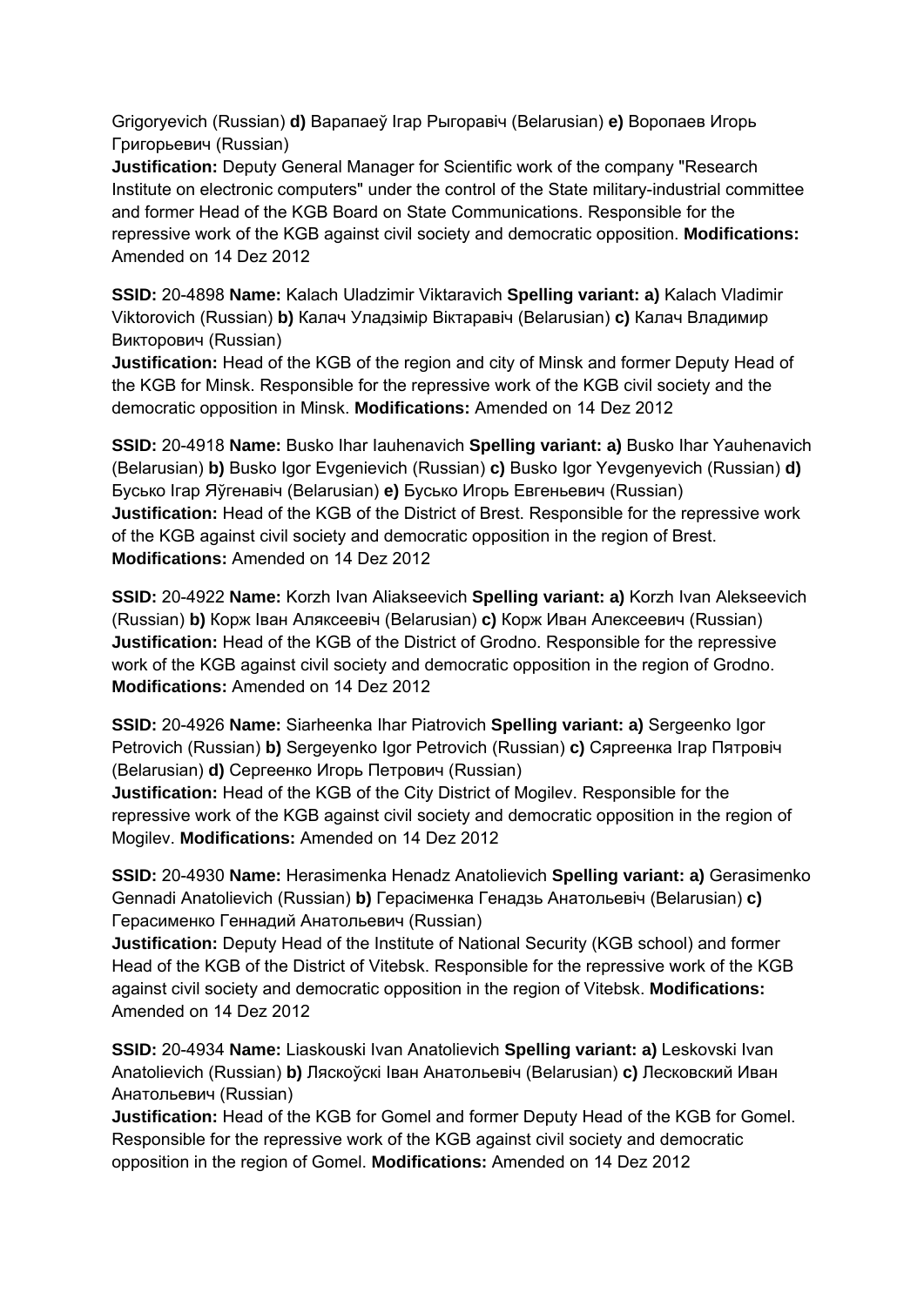Grigoryevich (Russian) **d)** Варапаеў Ігар Рыгоравіч (Belarusian) **e)** Воропаев Игорь Григорьевич (Russian)
**Justification:** Deputy General Manager for Scientific work of the company "Research Institute on electronic computers" under the control of the State military-industrial committee and former Head of the KGB Board on State Communications. Responsible for the repressive work of the KGB against civil society and democratic opposition. **Modifications:** Amended on 14 Dez 2012

**SSID:** 20-4898 **Name:** Kalach Uladzimir Viktaravich **Spelling variant: a)** Kalach Vladimir Viktorovich (Russian) **b)** Калач Уладзімір Віктаравіч (Belarusian) **c)** Калач Владимир Викторович (Russian)
**Justification:** Head of the KGB of the region and city of Minsk and former Deputy Head of the KGB for Minsk. Responsible for the repressive work of the KGB civil society and the democratic opposition in Minsk. **Modifications:** Amended on 14 Dez 2012

**SSID:** 20-4918 **Name:** Busko Ihar Iauhenavich **Spelling variant: a)** Busko Ihar Yauhenavich (Belarusian) **b)** Busko Igor Evgenievich (Russian) **c)** Busko Igor Yevgenyevich (Russian) **d)** Бусько Ігар Яўгенавіч (Belarusian) **e)** Бусько Игорь Евгеньевич (Russian)
**Justification:** Head of the KGB of the District of Brest. Responsible for the repressive work of the KGB against civil society and democratic opposition in the region of Brest. **Modifications:** Amended on 14 Dez 2012

**SSID:** 20-4922 **Name:** Korzh Ivan Aliakseevich **Spelling variant: a)** Korzh Ivan Alekseevich (Russian) **b)** Корж Іван Аляксеевіч (Belarusian) **c)** Корж Иван Алексеевич (Russian)
**Justification:** Head of the KGB of the District of Grodno. Responsible for the repressive work of the KGB against civil society and democratic opposition in the region of Grodno. **Modifications:** Amended on 14 Dez 2012

**SSID:** 20-4926 **Name:** Siarheenka Ihar Piatrovich **Spelling variant: a)** Sergeenko Igor Petrovich (Russian) **b)** Sergeyenko Igor Petrovich (Russian) **c)** Сяргеенка Ігар Пятровіч (Belarusian) **d)** Сергеенко Игорь Петрович (Russian)
**Justification:** Head of the KGB of the City District of Mogilev. Responsible for the repressive work of the KGB against civil society and democratic opposition in the region of Mogilev. **Modifications:** Amended on 14 Dez 2012

**SSID:** 20-4930 **Name:** Herasimenka Henadz Anatolievich **Spelling variant: a)** Gerasimenko Gennadi Anatolievich (Russian) **b)** Герасіменка Генадзь Анатольевіч (Belarusian) **c)** Герасименко Геннадий Анатольевич (Russian)
**Justification:** Deputy Head of the Institute of National Security (KGB school) and former Head of the KGB of the District of Vitebsk. Responsible for the repressive work of the KGB against civil society and democratic opposition in the region of Vitebsk. **Modifications:** Amended on 14 Dez 2012

**SSID:** 20-4934 **Name:** Liaskouski Ivan Anatolievich **Spelling variant: a)** Leskovski Ivan Anatolievich (Russian) **b)** Ляскоўскі Іван Анатольевіч (Belarusian) **c)** Лесковский Иван Анатольевич (Russian)
**Justification:** Head of the KGB for Gomel and former Deputy Head of the KGB for Gomel. Responsible for the repressive work of the KGB against civil society and democratic opposition in the region of Gomel. **Modifications:** Amended on 14 Dez 2012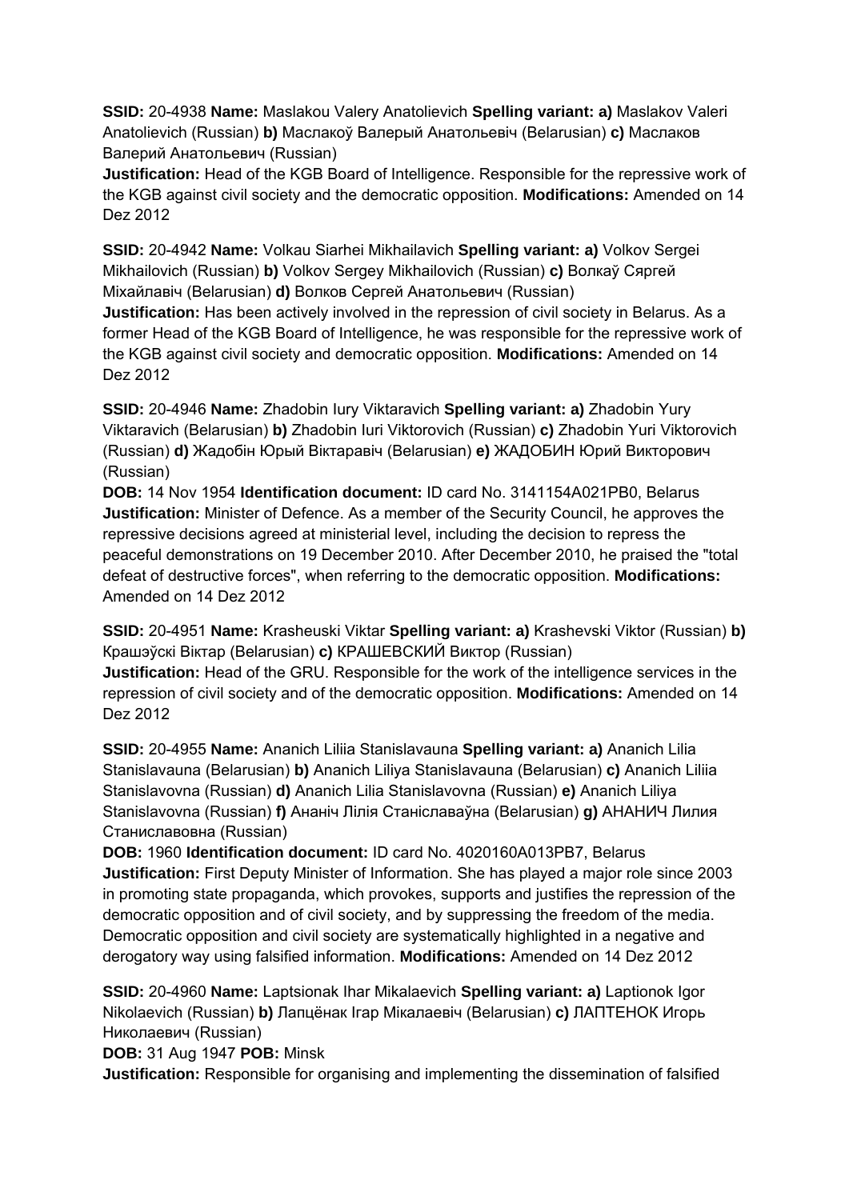**SSID:** 20-4938 **Name:** Maslakou Valery Anatolievich **Spelling variant: a)** Maslakov Valeri Anatolievich (Russian) **b)** Маслакоў Валерый Анатольевіч (Belarusian) **c)** Маслаков Валерий Анатольевич (Russian)
**Justification:** Head of the KGB Board of Intelligence. Responsible for the repressive work of the KGB against civil society and the democratic opposition. **Modifications:** Amended on 14 Dez 2012

**SSID:** 20-4942 **Name:** Volkau Siarhei Mikhailavich **Spelling variant: a)** Volkov Sergei Mikhailovich (Russian) **b)** Volkov Sergey Mikhailovich (Russian) **c)** Волкаў Сяргей Міхайлавіч (Belarusian) **d)** Волков Сергей Анатольевич (Russian)
**Justification:** Has been actively involved in the repression of civil society in Belarus. As a former Head of the KGB Board of Intelligence, he was responsible for the repressive work of the KGB against civil society and democratic opposition. **Modifications:** Amended on 14 Dez 2012

**SSID:** 20-4946 **Name:** Zhadobin Iury Viktaravich **Spelling variant: a)** Zhadobin Yury Viktaravich (Belarusian) **b)** Zhadobin Iuri Viktorovich (Russian) **c)** Zhadobin Yuri Viktorovich (Russian) **d)** Жадобін Юрый Віктаравіч (Belarusian) **e)** ЖАДОБИН Юрий Викторович (Russian)
**DOB:** 14 Nov 1954 **Identification document:** ID card No. 3141154A021PB0, Belarus
**Justification:** Minister of Defence. As a member of the Security Council, he approves the repressive decisions agreed at ministerial level, including the decision to repress the peaceful demonstrations on 19 December 2010. After December 2010, he praised the "total defeat of destructive forces", when referring to the democratic opposition. **Modifications:** Amended on 14 Dez 2012

**SSID:** 20-4951 **Name:** Krasheuski Viktar **Spelling variant: a)** Krashevski Viktor (Russian) **b)** Крашэўскі Віктар (Belarusian) **c)** КРАШЕВСКИЙ Виктор (Russian)
**Justification:** Head of the GRU. Responsible for the work of the intelligence services in the repression of civil society and of the democratic opposition. **Modifications:** Amended on 14 Dez 2012

**SSID:** 20-4955 **Name:** Ananich Liliia Stanislavauna **Spelling variant: a)** Ananich Lilia Stanislavauna (Belarusian) **b)** Ananich Liliya Stanislavauna (Belarusian) **c)** Ananich Liliia Stanislavovna (Russian) **d)** Ananich Lilia Stanislavovna (Russian) **e)** Ananich Liliya Stanislavovna (Russian) **f)** Ананіч Лілія Станіславаўна (Belarusian) **g)** АНАНИЧ Лилия Станиславовна (Russian)
**DOB:** 1960 **Identification document:** ID card No. 4020160A013PB7, Belarus
**Justification:** First Deputy Minister of Information. She has played a major role since 2003 in promoting state propaganda, which provokes, supports and justifies the repression of the democratic opposition and of civil society, and by suppressing the freedom of the media. Democratic opposition and civil society are systematically highlighted in a negative and derogatory way using falsified information. **Modifications:** Amended on 14 Dez 2012

**SSID:** 20-4960 **Name:** Laptsionak Ihar Mikalaevich **Spelling variant: a)** Laptionok Igor Nikolaevich (Russian) **b)** Лапцёнак Ігар Мікалаевіч (Belarusian) **c)** ЛАПТЕНОК Игорь Николаевич (Russian)
**DOB:** 31 Aug 1947 **POB:** Minsk
**Justification:** Responsible for organising and implementing the dissemination of falsified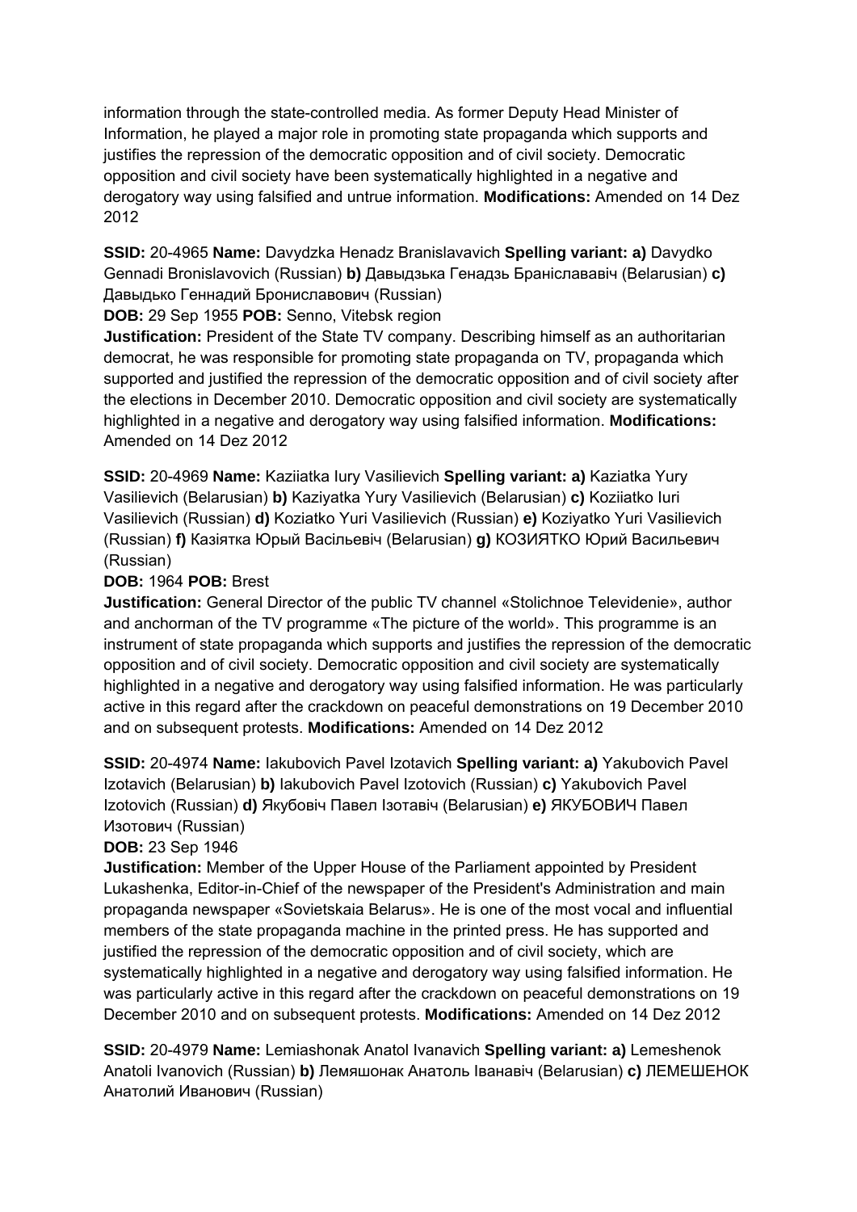information through the state-controlled media. As former Deputy Head Minister of Information, he played a major role in promoting state propaganda which supports and justifies the repression of the democratic opposition and of civil society. Democratic opposition and civil society have been systematically highlighted in a negative and derogatory way using falsified and untrue information. **Modifications:** Amended on 14 Dez 2012

**SSID:** 20-4965 **Name:** Davydzka Henadz Branislavavich **Spelling variant:** **a)** Davydko Gennadi Bronislavovich (Russian) **b)** Давыдзька Генадзь Браніслававіч (Belarusian) **c)** Давыдько Геннадий Брониславович (Russian)
**DOB:** 29 Sep 1955 **POB:** Senno, Vitebsk region
**Justification:** President of the State TV company. Describing himself as an authoritarian democrat, he was responsible for promoting state propaganda on TV, propaganda which supported and justified the repression of the democratic opposition and of civil society after the elections in December 2010. Democratic opposition and civil society are systematically highlighted in a negative and derogatory way using falsified information. **Modifications:** Amended on 14 Dez 2012

**SSID:** 20-4969 **Name:** Kaziiatka Iury Vasilievich **Spelling variant:** **a)** Kaziatka Yury Vasilievich (Belarusian) **b)** Kaziyatka Yury Vasilievich (Belarusian) **c)** Koziiatko Iuri Vasilievich (Russian) **d)** Koziatko Yuri Vasilievich (Russian) **e)** Koziyatko Yuri Vasilievich (Russian) **f)** Казіятка Юрый Васільевіч (Belarusian) **g)** КОЗИЯТКО Юрий Васильевич (Russian)
**DOB:** 1964 **POB:** Brest
**Justification:** General Director of the public TV channel «Stolichnoe Televidenie», author and anchorman of the TV programme «The picture of the world». This programme is an instrument of state propaganda which supports and justifies the repression of the democratic opposition and of civil society. Democratic opposition and civil society are systematically highlighted in a negative and derogatory way using falsified information. He was particularly active in this regard after the crackdown on peaceful demonstrations on 19 December 2010 and on subsequent protests. **Modifications:** Amended on 14 Dez 2012

**SSID:** 20-4974 **Name:** Iakubovich Pavel Izotavich **Spelling variant:** **a)** Yakubovich Pavel Izotavich (Belarusian) **b)** Iakubovich Pavel Izotovich (Russian) **c)** Yakubovich Pavel Izotovich (Russian) **d)** Якубовіч Павел Ізотавіч (Belarusian) **e)** ЯКУБОВИЧ Павел Изотович (Russian)
**DOB:** 23 Sep 1946
**Justification:** Member of the Upper House of the Parliament appointed by President Lukashenka, Editor-in-Chief of the newspaper of the President's Administration and main propaganda newspaper «Sovietskaia Belarus». He is one of the most vocal and influential members of the state propaganda machine in the printed press. He has supported and justified the repression of the democratic opposition and of civil society, which are systematically highlighted in a negative and derogatory way using falsified information. He was particularly active in this regard after the crackdown on peaceful demonstrations on 19 December 2010 and on subsequent protests. **Modifications:** Amended on 14 Dez 2012

**SSID:** 20-4979 **Name:** Lemiashonak Anatol Ivanavich **Spelling variant:** **a)** Lemeshenok Anatoli Ivanovich (Russian) **b)** Лемяшонак Анатоль Іванавіч (Belarusian) **c)** ЛЕМЕШЕНОК Анатолий Иванович (Russian)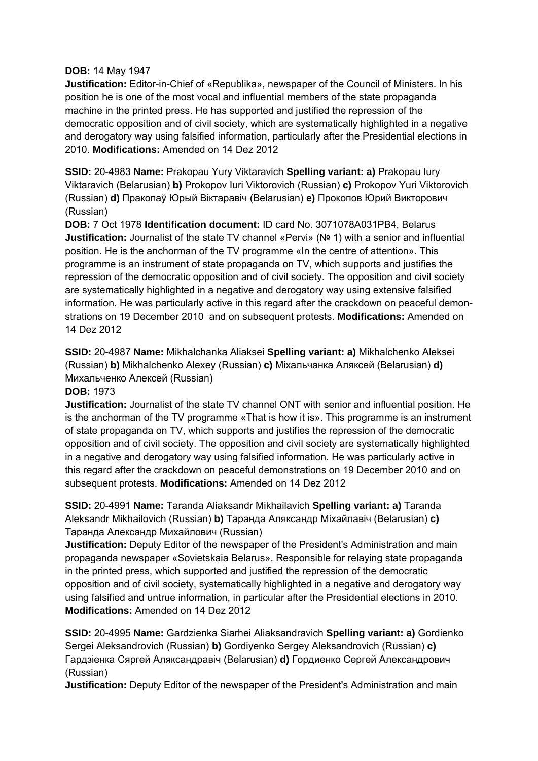**DOB:** 14 May 1947
**Justification:** Editor-in-Chief of «Republika», newspaper of the Council of Ministers. In his position he is one of the most vocal and influential members of the state propaganda machine in the printed press. He has supported and justified the repression of the democratic opposition and of civil society, which are systematically highlighted in a negative and derogatory way using falsified information, particularly after the Presidential elections in 2010. **Modifications:** Amended on 14 Dez 2012

**SSID:** 20-4983 **Name:** Prakopau Yury Viktaravich **Spelling variant: a)** Prakopau Iury Viktaravich (Belarusian) **b)** Prokopov Iuri Viktorovich (Russian) **c)** Prokopov Yuri Viktorovich (Russian) **d)** Пракопаў Юрый Віктаравіч (Belarusian) **e)** Прокопов Юрий Викторович (Russian)
**DOB:** 7 Oct 1978 **Identification document:** ID card No. 3071078A031PB4, Belarus
**Justification:** Journalist of the state TV channel «Pervi» (№ 1) with a senior and influential position. He is the anchorman of the TV programme «In the centre of attention». This programme is an instrument of state propaganda on TV, which supports and justifies the repression of the democratic opposition and of civil society. The opposition and civil society are systematically highlighted in a negative and derogatory way using extensive falsified information. He was particularly active in this regard after the crackdown on peaceful demonstrations on 19 December 2010 and on subsequent protests. **Modifications:** Amended on 14 Dez 2012

**SSID:** 20-4987 **Name:** Mikhalchanka Aliaksei **Spelling variant: a)** Mikhalchenko Aleksei (Russian) **b)** Mikhalchenko Alexey (Russian) **c)** Міхальчанка Аляксей (Belarusian) **d)** Михальченко Алексей (Russian)
**DOB:** 1973
**Justification:** Journalist of the state TV channel ONT with senior and influential position. He is the anchorman of the TV programme «That is how it is». This programme is an instrument of state propaganda on TV, which supports and justifies the repression of the democratic opposition and of civil society. The opposition and civil society are systematically highlighted in a negative and derogatory way using falsified information. He was particularly active in this regard after the crackdown on peaceful demonstrations on 19 December 2010 and on subsequent protests. **Modifications:** Amended on 14 Dez 2012

**SSID:** 20-4991 **Name:** Taranda Aliaksandr Mikhailavich **Spelling variant: a)** Taranda Aleksandr Mikhailovich (Russian) **b)** Таранда Аляксандр Міхайлавіч (Belarusian) **c)** Таранда Александр Михайлович (Russian)
**Justification:** Deputy Editor of the newspaper of the President's Administration and main propaganda newspaper «Sovietskaia Belarus». Responsible for relaying state propaganda in the printed press, which supported and justified the repression of the democratic opposition and of civil society, systematically highlighted in a negative and derogatory way using falsified and untrue information, in particular after the Presidential elections in 2010. **Modifications:** Amended on 14 Dez 2012

**SSID:** 20-4995 **Name:** Gardzienka Siarhei Aliaksandravich **Spelling variant: a)** Gordienko Sergei Aleksandrovich (Russian) **b)** Gordiyenko Sergey Aleksandrovich (Russian) **c)** Гардзіенка Сяргей Аляксандравіч (Belarusian) **d)** Гордиенко Сергей Александрович (Russian)
**Justification:** Deputy Editor of the newspaper of the President's Administration and main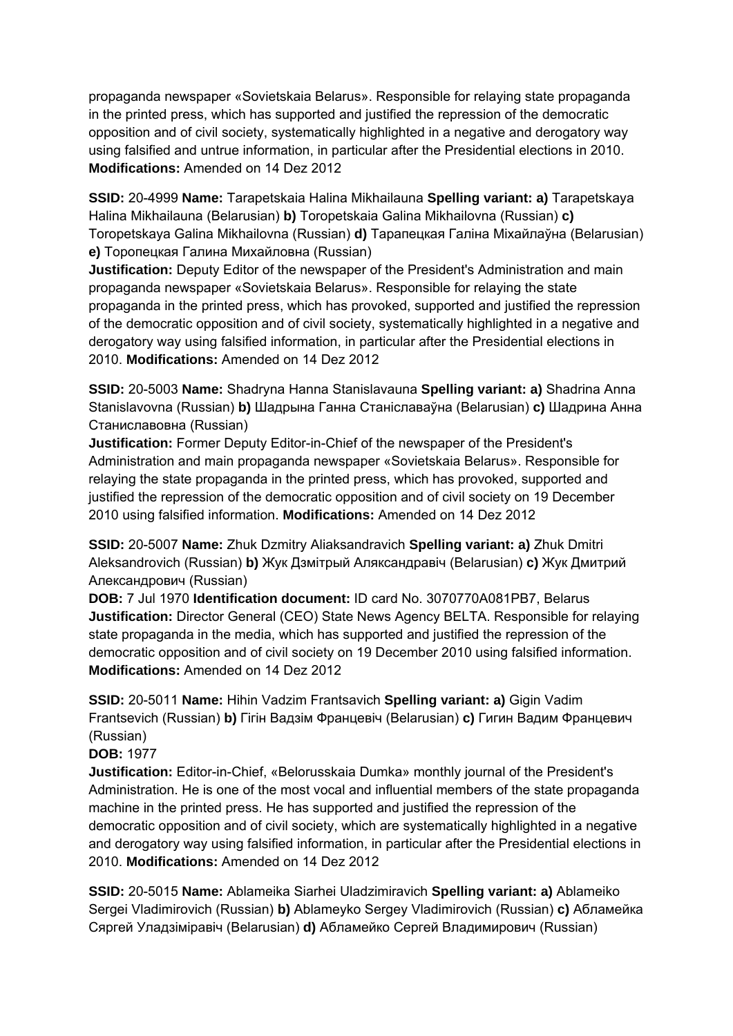propaganda newspaper «Sovietskaia Belarus». Responsible for relaying state propaganda in the printed press, which has supported and justified the repression of the democratic opposition and of civil society, systematically highlighted in a negative and derogatory way using falsified and untrue information, in particular after the Presidential elections in 2010. **Modifications:** Amended on 14 Dez 2012

**SSID:** 20-4999 **Name:** Tarapetskaia Halina Mikhailauna **Spelling variant: a)** Tarapetskaya Halina Mikhailauna (Belarusian) **b)** Toropetskaia Galina Mikhailovna (Russian) **c)** Toropetskaya Galina Mikhailovna (Russian) **d)** Тарапецкая Галіна Міхайлаўна (Belarusian) **e)** Торопецкая Галина Михайловна (Russian)
**Justification:** Deputy Editor of the newspaper of the President's Administration and main propaganda newspaper «Sovietskaia Belarus». Responsible for relaying the state propaganda in the printed press, which has provoked, supported and justified the repression of the democratic opposition and of civil society, systematically highlighted in a negative and derogatory way using falsified information, in particular after the Presidential elections in 2010. **Modifications:** Amended on 14 Dez 2012

**SSID:** 20-5003 **Name:** Shadryna Hanna Stanislavauna **Spelling variant: a)** Shadrina Anna Stanislavovna (Russian) **b)** Шадрына Ганна Станіславаўна (Belarusian) **c)** Шадрина Анна Станиславовна (Russian)
**Justification:** Former Deputy Editor-in-Chief of the newspaper of the President's Administration and main propaganda newspaper «Sovietskaia Belarus». Responsible for relaying the state propaganda in the printed press, which has provoked, supported and justified the repression of the democratic opposition and of civil society on 19 December 2010 using falsified information. **Modifications:** Amended on 14 Dez 2012

**SSID:** 20-5007 **Name:** Zhuk Dzmitry Aliaksandravich **Spelling variant: a)** Zhuk Dmitri Aleksandrovich (Russian) **b)** Жук Дзмітрый Аляксандравіч (Belarusian) **c)** Жук Дмитрий Александрович (Russian)
**DOB:** 7 Jul 1970 **Identification document:** ID card No. 3070770A081PB7, Belarus
**Justification:** Director General (CEO) State News Agency BELTA. Responsible for relaying state propaganda in the media, which has supported and justified the repression of the democratic opposition and of civil society on 19 December 2010 using falsified information. **Modifications:** Amended on 14 Dez 2012

**SSID:** 20-5011 **Name:** Hihin Vadzim Frantsavich **Spelling variant: a)** Gigin Vadim Frantsevich (Russian) **b)** Гігін Вадзім Францевіч (Belarusian) **c)** Гигин Вадим Францевич (Russian)
**DOB:** 1977
**Justification:** Editor-in-Chief, «Belorusskaia Dumka» monthly journal of the President's Administration. He is one of the most vocal and influential members of the state propaganda machine in the printed press. He has supported and justified the repression of the democratic opposition and of civil society, which are systematically highlighted in a negative and derogatory way using falsified information, in particular after the Presidential elections in 2010. **Modifications:** Amended on 14 Dez 2012

**SSID:** 20-5015 **Name:** Ablameika Siarhei Uladzimiravich **Spelling variant: a)** Ablameiko Sergei Vladimirovich (Russian) **b)** Ablameyko Sergey Vladimirovich (Russian) **c)** Абламейка Сяргей Уладзіміравіч (Belarusian) **d)** Абламейко Сергей Владимирович (Russian)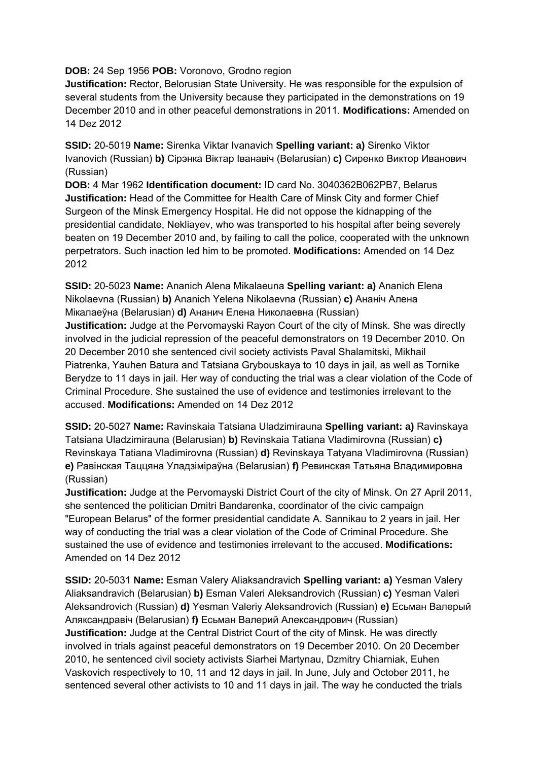**DOB:** 24 Sep 1956 **POB:** Voronovo, Grodno region
**Justification:** Rector, Belorusian State University. He was responsible for the expulsion of several students from the University because they participated in the demonstrations on 19 December 2010 and in other peaceful demonstrations in 2011. **Modifications:** Amended on 14 Dez 2012

**SSID:** 20-5019 **Name:** Sirenka Viktar Ivanavich **Spelling variant: a)** Sirenko Viktor Ivanovich (Russian) **b)** Сірэнка Віктар Іванавіч (Belarusian) **c)** Сиренко Виктор Иванович (Russian)
**DOB:** 4 Mar 1962 **Identification document:** ID card No. 3040362B062PB7, Belarus
**Justification:** Head of the Committee for Health Care of Minsk City and former Chief Surgeon of the Minsk Emergency Hospital. He did not oppose the kidnapping of the presidential candidate, Nekliayev, who was transported to his hospital after being severely beaten on 19 December 2010 and, by failing to call the police, cooperated with the unknown perpetrators. Such inaction led him to be promoted. **Modifications:** Amended on 14 Dez 2012

**SSID:** 20-5023 **Name:** Ananich Alena Mikalaeuna **Spelling variant: a)** Ananich Elena Nikolaevna (Russian) **b)** Ananich Yelena Nikolaevna (Russian) **c)** Ананіч Алена Мікалаеўна (Belarusian) **d)** Ананич Елена Николаевна (Russian)
**Justification:** Judge at the Pervomayski Rayon Court of the city of Minsk. She was directly involved in the judicial repression of the peaceful demonstrators on 19 December 2010. On 20 December 2010 she sentenced civil society activists Paval Shalamitski, Mikhail Piatrenka, Yauhen Batura and Tatsiana Grybouskaya to 10 days in jail, as well as Tornike Berydze to 11 days in jail. Her way of conducting the trial was a clear violation of the Code of Criminal Procedure. She sustained the use of evidence and testimonies irrelevant to the accused. **Modifications:** Amended on 14 Dez 2012

**SSID:** 20-5027 **Name:** Ravinskaia Tatsiana Uladzimirauna **Spelling variant: a)** Ravinskaya Tatsiana Uladzimirauna (Belarusian) **b)** Revinskaia Tatiana Vladimirovna (Russian) **c)** Revinskaya Tatiana Vladimirovna (Russian) **d)** Revinskaya Tatyana Vladimirovna (Russian) **e)** Равінская Таццяна Уладзіміраўна (Belarusian) **f)** Ревинская Татьяна Владимировна (Russian)
**Justification:** Judge at the Pervomayski District Court of the city of Minsk. On 27 April 2011, she sentenced the politician Dmitri Bandarenka, coordinator of the civic campaign "European Belarus" of the former presidential candidate A. Sannikau to 2 years in jail. Her way of conducting the trial was a clear violation of the Code of Criminal Procedure. She sustained the use of evidence and testimonies irrelevant to the accused. **Modifications:** Amended on 14 Dez 2012

**SSID:** 20-5031 **Name:** Esman Valery Aliaksandravich **Spelling variant: a)** Yesman Valery Aliaksandravich (Belarusian) **b)** Esman Valeri Aleksandrovich (Russian) **c)** Yesman Valeri Aleksandrovich (Russian) **d)** Yesman Valeriy Aleksandrovich (Russian) **e)** Есьман Валерый Аляксандравіч (Belarusian) **f)** Есьман Валерий Александрович (Russian)
**Justification:** Judge at the Central District Court of the city of Minsk. He was directly involved in trials against peaceful demonstrators on 19 December 2010. On 20 December 2010, he sentenced civil society activists Siarhei Martynau, Dzmitry Chiarniak, Euhen Vaskovich respectively to 10, 11 and 12 days in jail. In June, July and October 2011, he sentenced several other activists to 10 and 11 days in jail. The way he conducted the trials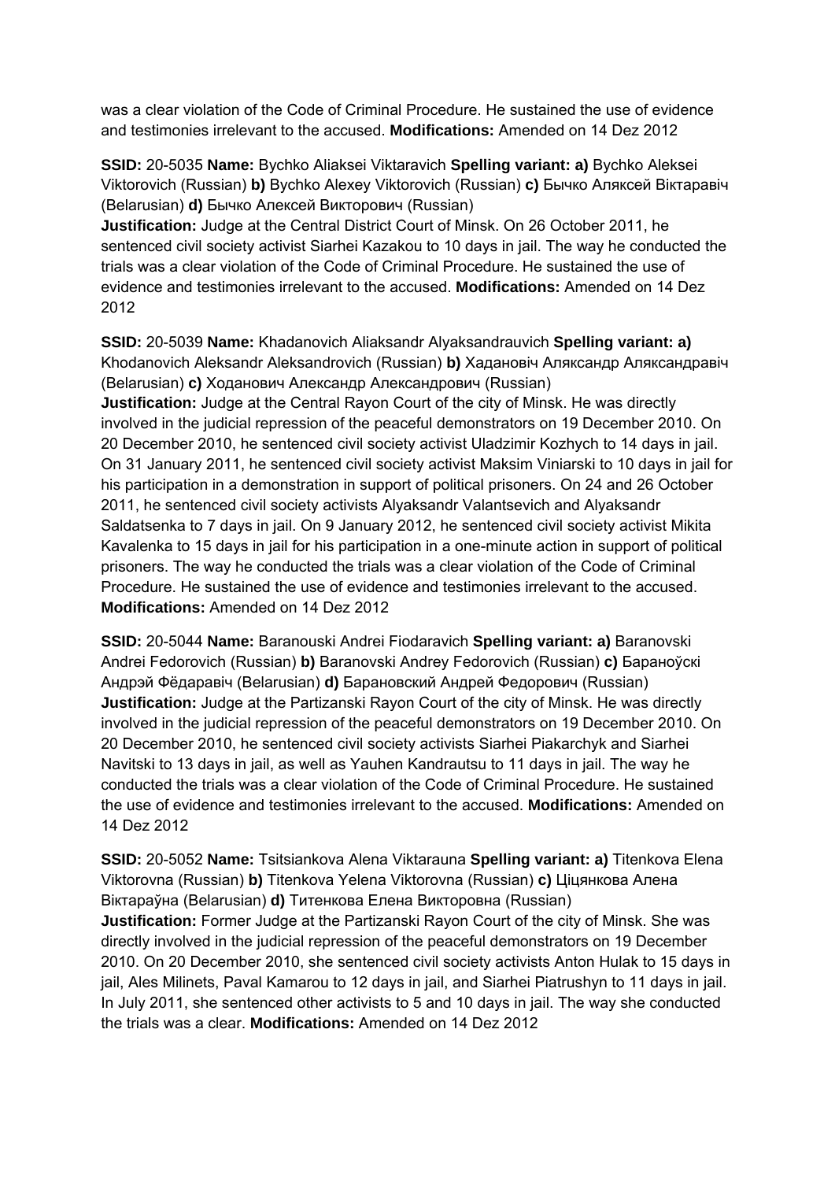was a clear violation of the Code of Criminal Procedure. He sustained the use of evidence and testimonies irrelevant to the accused. **Modifications:** Amended on 14 Dez 2012

**SSID:** 20-5035 **Name:** Bychko Aliaksei Viktaravich **Spelling variant: a)** Bychko Aleksei Viktorovich (Russian) **b)** Bychko Alexey Viktorovich (Russian) **c)** Бычко Аляксей Віктаравіч (Belarusian) **d)** Бычко Алексей Викторович (Russian)
**Justification:** Judge at the Central District Court of Minsk. On 26 October 2011, he sentenced civil society activist Siarhei Kazakou to 10 days in jail. The way he conducted the trials was a clear violation of the Code of Criminal Procedure. He sustained the use of evidence and testimonies irrelevant to the accused. **Modifications:** Amended on 14 Dez 2012

**SSID:** 20-5039 **Name:** Khadanovich Aliaksandr Alyaksandrauvich **Spelling variant: a)** Khodanovich Aleksandr Aleksandrovich (Russian) **b)** Хадановіч Аляксандр Аляксандравіч (Belarusian) **c)** Ходанович Александр Александрович (Russian)
**Justification:** Judge at the Central Rayon Court of the city of Minsk. He was directly involved in the judicial repression of the peaceful demonstrators on 19 December 2010. On 20 December 2010, he sentenced civil society activist Uladzimir Kozhych to 14 days in jail. On 31 January 2011, he sentenced civil society activist Maksim Viniarski to 10 days in jail for his participation in a demonstration in support of political prisoners. On 24 and 26 October 2011, he sentenced civil society activists Alyaksandr Valantsevich and Alyaksandr Saldatsenka to 7 days in jail. On 9 January 2012, he sentenced civil society activist Mikita Kavalenka to 15 days in jail for his participation in a one-minute action in support of political prisoners. The way he conducted the trials was a clear violation of the Code of Criminal Procedure. He sustained the use of evidence and testimonies irrelevant to the accused. **Modifications:** Amended on 14 Dez 2012

**SSID:** 20-5044 **Name:** Baranouski Andrei Fiodaravich **Spelling variant: a)** Baranovski Andrei Fedorovich (Russian) **b)** Baranovski Andrey Fedorovich (Russian) **c)** Бараноўскі Андрэй Фёдаравіч (Belarusian) **d)** Барановский Андрей Федорович (Russian)
**Justification:** Judge at the Partizanski Rayon Court of the city of Minsk. He was directly involved in the judicial repression of the peaceful demonstrators on 19 December 2010. On 20 December 2010, he sentenced civil society activists Siarhei Piakarchyk and Siarhei Navitski to 13 days in jail, as well as Yauhen Kandrautsu to 11 days in jail. The way he conducted the trials was a clear violation of the Code of Criminal Procedure. He sustained the use of evidence and testimonies irrelevant to the accused. **Modifications:** Amended on 14 Dez 2012

**SSID:** 20-5052 **Name:** Tsitsiankova Alena Viktarauna **Spelling variant: a)** Titenkova Elena Viktorovna (Russian) **b)** Titenkova Yelena Viktorovna (Russian) **c)** Ціцянкова Алена Віктараўна (Belarusian) **d)** Титенкова Елена Викторовна (Russian)
**Justification:** Former Judge at the Partizanski Rayon Court of the city of Minsk. She was directly involved in the judicial repression of the peaceful demonstrators on 19 December 2010. On 20 December 2010, she sentenced civil society activists Anton Hulak to 15 days in jail, Ales Milinets, Paval Kamarou to 12 days in jail, and Siarhei Piatrushyn to 11 days in jail. In July 2011, she sentenced other activists to 5 and 10 days in jail. The way she conducted the trials was a clear. **Modifications:** Amended on 14 Dez 2012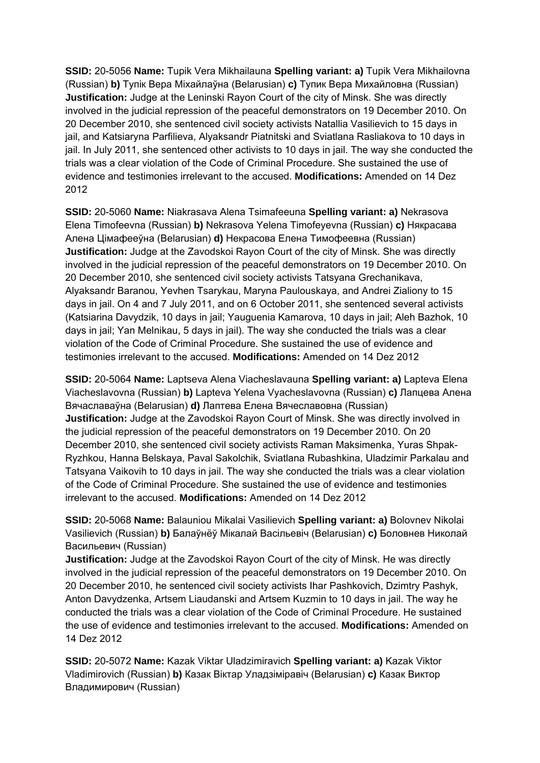**SSID:** 20-5056 **Name:** Tupik Vera Mikhailauna **Spelling variant: a)** Tupik Vera Mikhailovna (Russian) **b)** Тупік Вера Міхайлаўна (Belarusian) **c)** Тупик Вера Михайловна (Russian) **Justification:** Judge at the Leninski Rayon Court of the city of Minsk. She was directly involved in the judicial repression of the peaceful demonstrators on 19 December 2010. On 20 December 2010, she sentenced civil society activists Natallia Vasilievich to 15 days in jail, and Katsiaryna Parfilieva, Alyaksandr Piatnitski and Sviatlana Rasliakova to 10 days in jail. In July 2011, she sentenced other activists to 10 days in jail. The way she conducted the trials was a clear violation of the Code of Criminal Procedure. She sustained the use of evidence and testimonies irrelevant to the accused. **Modifications:** Amended on 14 Dez 2012

**SSID:** 20-5060 **Name:** Niakrasava Alena Tsimafeeuna **Spelling variant: a)** Nekrasova Elena Timofeevna (Russian) **b)** Nekrasova Yelena Timofeyevna (Russian) **c)** Някрасава Алена Цімафееўна (Belarusian) **d)** Некрасова Елена Тимофеевна (Russian) **Justification:** Judge at the Zavodskoi Rayon Court of the city of Minsk. She was directly involved in the judicial repression of the peaceful demonstrators on 19 December 2010. On 20 December 2010, she sentenced civil society activists Tatsyana Grechanikava, Alyaksandr Baranou, Yevhen Tsarykau, Maryna Paulouskaya, and Andrei Zialiony to 15 days in jail. On 4 and 7 July 2011, and on 6 October 2011, she sentenced several activists (Katsiarina Davydzik, 10 days in jail; Yauguenia Kamarova, 10 days in jail; Aleh Bazhok, 10 days in jail; Yan Melnikau, 5 days in jail). The way she conducted the trials was a clear violation of the Code of Criminal Procedure. She sustained the use of evidence and testimonies irrelevant to the accused. **Modifications:** Amended on 14 Dez 2012

**SSID:** 20-5064 **Name:** Laptseva Alena Viacheslavauna **Spelling variant: a)** Lapteva Elena Viacheslavovna (Russian) **b)** Lapteva Yelena Vyacheslavovna (Russian) **c)** Лапцева Алена Вячаславаўна (Belarusian) **d)** Лаптева Елена Вячеславовна (Russian) **Justification:** Judge at the Zavodskoi Rayon Court of Minsk. She was directly involved in the judicial repression of the peaceful demonstrators on 19 December 2010. On 20 December 2010, she sentenced civil society activists Raman Maksimenka, Yuras Shpak-Ryzhkou, Hanna Belskaya, Paval Sakolchik, Sviatlana Rubashkina, Uladzimir Parkalau and Tatsyana Vaikovih to 10 days in jail. The way she conducted the trials was a clear violation of the Code of Criminal Procedure. She sustained the use of evidence and testimonies irrelevant to the accused. **Modifications:** Amended on 14 Dez 2012

**SSID:** 20-5068 **Name:** Balauniou Mikalai Vasilievich **Spelling variant: a)** Bolovnev Nikolai Vasilievich (Russian) **b)** Балаўнёў Мікалай Васільевіч (Belarusian) **c)** Боловнев Николай Васильевич (Russian)
**Justification:** Judge at the Zavodskoi Rayon Court of the city of Minsk. He was directly involved in the judicial repression of the peaceful demonstrators on 19 December 2010. On 20 December 2010, he sentenced civil society activists Ihar Pashkovich, Dzimtry Pashyk, Anton Davydzenka, Artsem Liaudanski and Artsem Kuzmin to 10 days in jail. The way he conducted the trials was a clear violation of the Code of Criminal Procedure. He sustained the use of evidence and testimonies irrelevant to the accused. **Modifications:** Amended on 14 Dez 2012

**SSID:** 20-5072 **Name:** Kazak Viktar Uladzimiravich **Spelling variant: a)** Kazak Viktor Vladimirovich (Russian) **b)** Казак Віктар Уладзіміравіч (Belarusian) **c)** Казак Виктор Владимирович (Russian)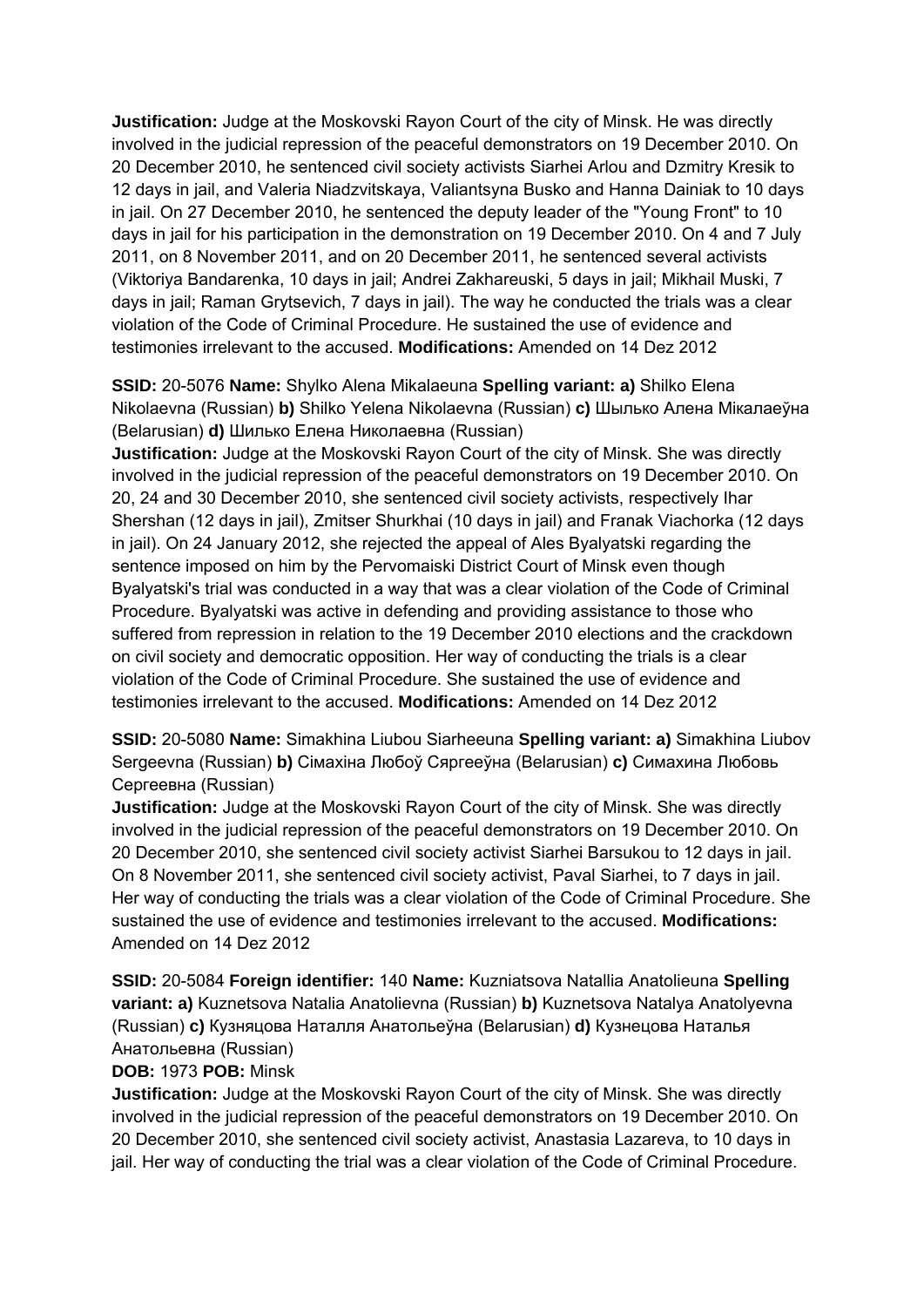**Justification:** Judge at the Moskovski Rayon Court of the city of Minsk. He was directly involved in the judicial repression of the peaceful demonstrators on 19 December 2010. On 20 December 2010, he sentenced civil society activists Siarhei Arlou and Dzmitry Kresik to 12 days in jail, and Valeria Niadzvitskaya, Valiantsyna Busko and Hanna Dainiak to 10 days in jail. On 27 December 2010, he sentenced the deputy leader of the "Young Front" to 10 days in jail for his participation in the demonstration on 19 December 2010. On 4 and 7 July 2011, on 8 November 2011, and on 20 December 2011, he sentenced several activists (Viktoriya Bandarenka, 10 days in jail; Andrei Zakhareuski, 5 days in jail; Mikhail Muski, 7 days in jail; Raman Grytsevich, 7 days in jail). The way he conducted the trials was a clear violation of the Code of Criminal Procedure. He sustained the use of evidence and testimonies irrelevant to the accused. **Modifications:** Amended on 14 Dez 2012

**SSID:** 20-5076 **Name:** Shylko Alena Mikalaeuna **Spelling variant: a)** Shilko Elena Nikolaevna (Russian) **b)** Shilko Yelena Nikolaevna (Russian) **c)** Шылько Алена Мікалаеўна (Belarusian) **d)** Шилько Елена Николаевна (Russian)
**Justification:** Judge at the Moskovski Rayon Court of the city of Minsk. She was directly involved in the judicial repression of the peaceful demonstrators on 19 December 2010. On 20, 24 and 30 December 2010, she sentenced civil society activists, respectively Ihar Shershan (12 days in jail), Zmitser Shurkhai (10 days in jail) and Franak Viachorka (12 days in jail). On 24 January 2012, she rejected the appeal of Ales Byalyatski regarding the sentence imposed on him by the Pervomaiski District Court of Minsk even though Byalyatski's trial was conducted in a way that was a clear violation of the Code of Criminal Procedure. Byalyatski was active in defending and providing assistance to those who suffered from repression in relation to the 19 December 2010 elections and the crackdown on civil society and democratic opposition. Her way of conducting the trials is a clear violation of the Code of Criminal Procedure. She sustained the use of evidence and testimonies irrelevant to the accused. **Modifications:** Amended on 14 Dez 2012

**SSID:** 20-5080 **Name:** Simakhina Liubou Siarheeuna **Spelling variant: a)** Simakhina Liubov Sergeevna (Russian) **b)** Сімахіна Любоў Сяргееўна (Belarusian) **c)** Симахина Любовь Сергеевна (Russian)
**Justification:** Judge at the Moskovski Rayon Court of the city of Minsk. She was directly involved in the judicial repression of the peaceful demonstrators on 19 December 2010. On 20 December 2010, she sentenced civil society activist Siarhei Barsukou to 12 days in jail. On 8 November 2011, she sentenced civil society activist, Paval Siarhei, to 7 days in jail. Her way of conducting the trials was a clear violation of the Code of Criminal Procedure. She sustained the use of evidence and testimonies irrelevant to the accused. **Modifications:** Amended on 14 Dez 2012

**SSID:** 20-5084 **Foreign identifier:** 140 **Name:** Kuzniatsova Natallia Anatolieuna **Spelling variant: a)** Kuznetsova Natalia Anatolievna (Russian) **b)** Kuznetsova Natalya Anatolyevna (Russian) **c)** Кузняцова Наталля Анатольеўна (Belarusian) **d)** Кузнецова Наталья Анатольевна (Russian)
**DOB:** 1973 **POB:** Minsk
**Justification:** Judge at the Moskovski Rayon Court of the city of Minsk. She was directly involved in the judicial repression of the peaceful demonstrators on 19 December 2010. On 20 December 2010, she sentenced civil society activist, Anastasia Lazareva, to 10 days in jail. Her way of conducting the trial was a clear violation of the Code of Criminal Procedure.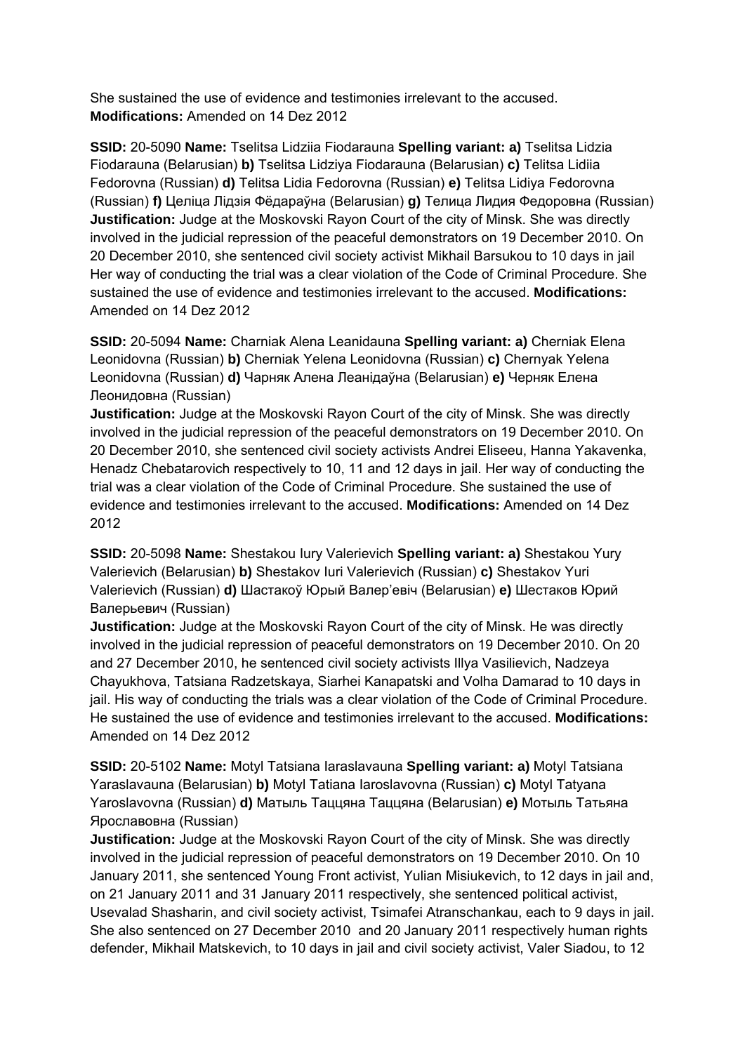She sustained the use of evidence and testimonies irrelevant to the accused. **Modifications:** Amended on 14 Dez 2012

**SSID:** 20-5090 **Name:** Tselitsa Lidziia Fiodarauna **Spelling variant: a)** Tselitsa Lidzia Fiodarauna (Belarusian) **b)** Tselitsa Lidziya Fiodarauna (Belarusian) **c)** Telitsa Lidiia Fedorovna (Russian) **d)** Telitsa Lidia Fedorovna (Russian) **e)** Telitsa Lidiya Fedorovna (Russian) **f)** Целіца Лідзія Фёдараўна (Belarusian) **g)** Телица Лидия Федоровна (Russian) **Justification:** Judge at the Moskovski Rayon Court of the city of Minsk. She was directly involved in the judicial repression of the peaceful demonstrators on 19 December 2010. On 20 December 2010, she sentenced civil society activist Mikhail Barsukou to 10 days in jail Her way of conducting the trial was a clear violation of the Code of Criminal Procedure. She sustained the use of evidence and testimonies irrelevant to the accused. **Modifications:** Amended on 14 Dez 2012

**SSID:** 20-5094 **Name:** Charniak Alena Leanidauna **Spelling variant: a)** Cherniak Elena Leonidovna (Russian) **b)** Cherniak Yelena Leonidovna (Russian) **c)** Chernyak Yelena Leonidovna (Russian) **d)** Чарняк Алена Леанідаўна (Belarusian) **e)** Черняк Елена Леонидовна (Russian)
**Justification:** Judge at the Moskovski Rayon Court of the city of Minsk. She was directly involved in the judicial repression of the peaceful demonstrators on 19 December 2010. On 20 December 2010, she sentenced civil society activists Andrei Eliseeu, Hanna Yakavenka, Henadz Chebatarovich respectively to 10, 11 and 12 days in jail. Her way of conducting the trial was a clear violation of the Code of Criminal Procedure. She sustained the use of evidence and testimonies irrelevant to the accused. **Modifications:** Amended on 14 Dez 2012

**SSID:** 20-5098 **Name:** Shestakou Iury Valerievich **Spelling variant: a)** Shestakou Yury Valerievich (Belarusian) **b)** Shestakov Iuri Valerievich (Russian) **c)** Shestakov Yuri Valerievich (Russian) **d)** Шастакоў Юрый Валер'евіч (Belarusian) **e)** Шестаков Юрий Валерьевич (Russian)
**Justification:** Judge at the Moskovski Rayon Court of the city of Minsk. He was directly involved in the judicial repression of peaceful demonstrators on 19 December 2010. On 20 and 27 December 2010, he sentenced civil society activists Illya Vasilievich, Nadzeya Chayukhova, Tatsiana Radzetskaya, Siarhei Kanapatski and Volha Damarad to 10 days in jail. His way of conducting the trials was a clear violation of the Code of Criminal Procedure. He sustained the use of evidence and testimonies irrelevant to the accused. **Modifications:** Amended on 14 Dez 2012

**SSID:** 20-5102 **Name:** Motyl Tatsiana Iaraslavauna **Spelling variant: a)** Motyl Tatsiana Yaraslavauna (Belarusian) **b)** Motyl Tatiana Iaroslavovna (Russian) **c)** Motyl Tatyana Yaroslavovna (Russian) **d)** Матыль Таццяна Таццяна (Belarusian) **e)** Мотыль Татьяна Ярославовна (Russian)
**Justification:** Judge at the Moskovski Rayon Court of the city of Minsk. She was directly involved in the judicial repression of peaceful demonstrators on 19 December 2010. On 10 January 2011, she sentenced Young Front activist, Yulian Misiukevich, to 12 days in jail and, on 21 January 2011 and 31 January 2011 respectively, she sentenced political activist, Usevalad Shasharin, and civil society activist, Tsimafei Atranschankau, each to 9 days in jail. She also sentenced on 27 December 2010 and 20 January 2011 respectively human rights defender, Mikhail Matskevich, to 10 days in jail and civil society activist, Valer Siadou, to 12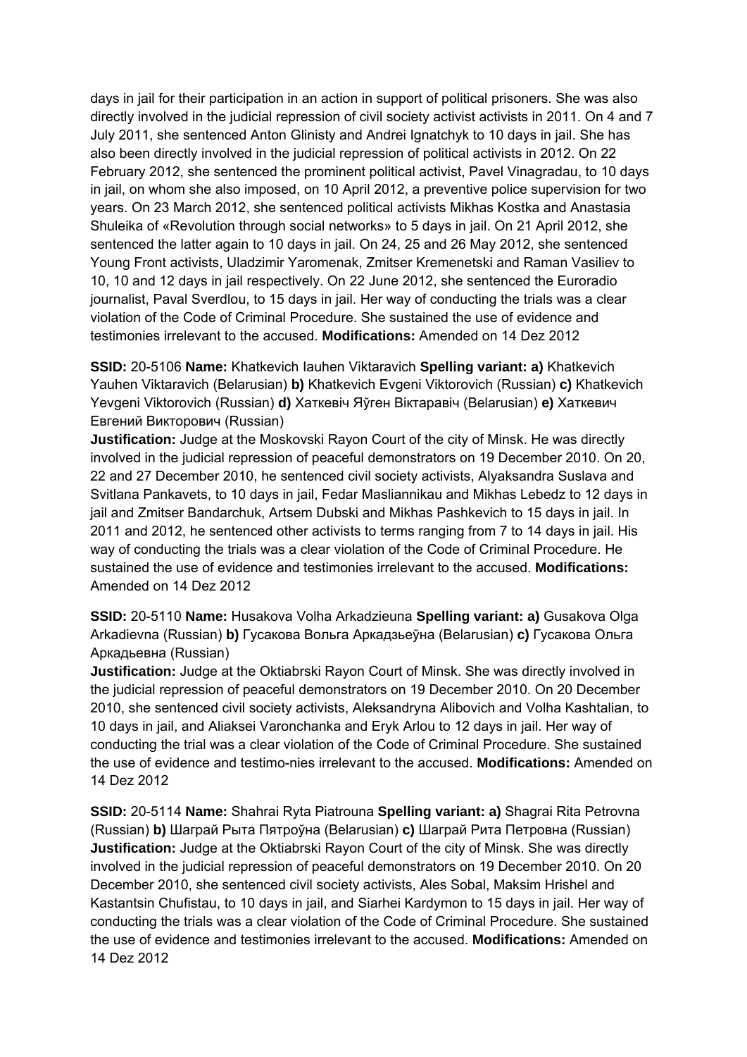days in jail for their participation in an action in support of political prisoners. She was also directly involved in the judicial repression of civil society activist activists in 2011. On 4 and 7 July 2011, she sentenced Anton Glinisty and Andrei Ignatchyk to 10 days in jail. She has also been directly involved in the judicial repression of political activists in 2012. On 22 February 2012, she sentenced the prominent political activist, Pavel Vinagradau, to 10 days in jail, on whom she also imposed, on 10 April 2012, a preventive police supervision for two years. On 23 March 2012, she sentenced political activists Mikhas Kostka and Anastasia Shuleika of «Revolution through social networks» to 5 days in jail. On 21 April 2012, she sentenced the latter again to 10 days in jail. On 24, 25 and 26 May 2012, she sentenced Young Front activists, Uladzimir Yaromenak, Zmitser Kremenetski and Raman Vasiliev to 10, 10 and 12 days in jail respectively. On 22 June 2012, she sentenced the Euroradio journalist, Paval Sverdlou, to 15 days in jail. Her way of conducting the trials was a clear violation of the Code of Criminal Procedure. She sustained the use of evidence and testimonies irrelevant to the accused. **Modifications:** Amended on 14 Dez 2012

**SSID:** 20-5106 **Name:** Khatkevich Iauhen Viktaravich **Spelling variant: a)** Khatkevich Yauhen Viktaravich (Belarusian) **b)** Khatkevich Evgeni Viktorovich (Russian) **c)** Khatkevich Yevgeni Viktorovich (Russian) **d)** Хаткевiч Яўген Вiктаравiч (Belarusian) **e)** Хаткевич Евгений Викторович (Russian)
**Justification:** Judge at the Moskovski Rayon Court of the city of Minsk. He was directly involved in the judicial repression of peaceful demonstrators on 19 December 2010. On 20, 22 and 27 December 2010, he sentenced civil society activists, Alyaksandra Suslava and Svitlana Pankavets, to 10 days in jail, Fedar Masliannikau and Mikhas Lebedz to 12 days in jail and Zmitser Bandarchuk, Artsem Dubski and Mikhas Pashkevich to 15 days in jail. In 2011 and 2012, he sentenced other activists to terms ranging from 7 to 14 days in jail. His way of conducting the trials was a clear violation of the Code of Criminal Procedure. He sustained the use of evidence and testimonies irrelevant to the accused. **Modifications:** Amended on 14 Dez 2012

**SSID:** 20-5110 **Name:** Husakova Volha Arkadzieuna **Spelling variant: a)** Gusakova Olga Arkadievna (Russian) **b)** Гусакова Вольга Аркадзьеўна (Belarusian) **c)** Гусакова Ольга Аркадьевна (Russian)
**Justification:** Judge at the Oktiabrski Rayon Court of Minsk. She was directly involved in the judicial repression of peaceful demonstrators on 19 December 2010. On 20 December 2010, she sentenced civil society activists, Aleksandryna Alibovich and Volha Kashtalian, to 10 days in jail, and Aliaksei Varonchanka and Eryk Arlou to 12 days in jail. Her way of conducting the trial was a clear violation of the Code of Criminal Procedure. She sustained the use of evidence and testimo-nies irrelevant to the accused. **Modifications:** Amended on 14 Dez 2012

**SSID:** 20-5114 **Name:** Shahrai Ryta Piatrouna **Spelling variant: a)** Shagrai Rita Petrovna (Russian) **b)** Шаграй Рыта Пятроўна (Belarusian) **c)** Шаграй Рита Петровна (Russian)
**Justification:** Judge at the Oktiabrski Rayon Court of the city of Minsk. She was directly involved in the judicial repression of peaceful demonstrators on 19 December 2010. On 20 December 2010, she sentenced civil society activists, Ales Sobal, Maksim Hrishel and Kastantsin Chufistau, to 10 days in jail, and Siarhei Kardymon to 15 days in jail. Her way of conducting the trials was a clear violation of the Code of Criminal Procedure. She sustained the use of evidence and testimonies irrelevant to the accused. **Modifications:** Amended on 14 Dez 2012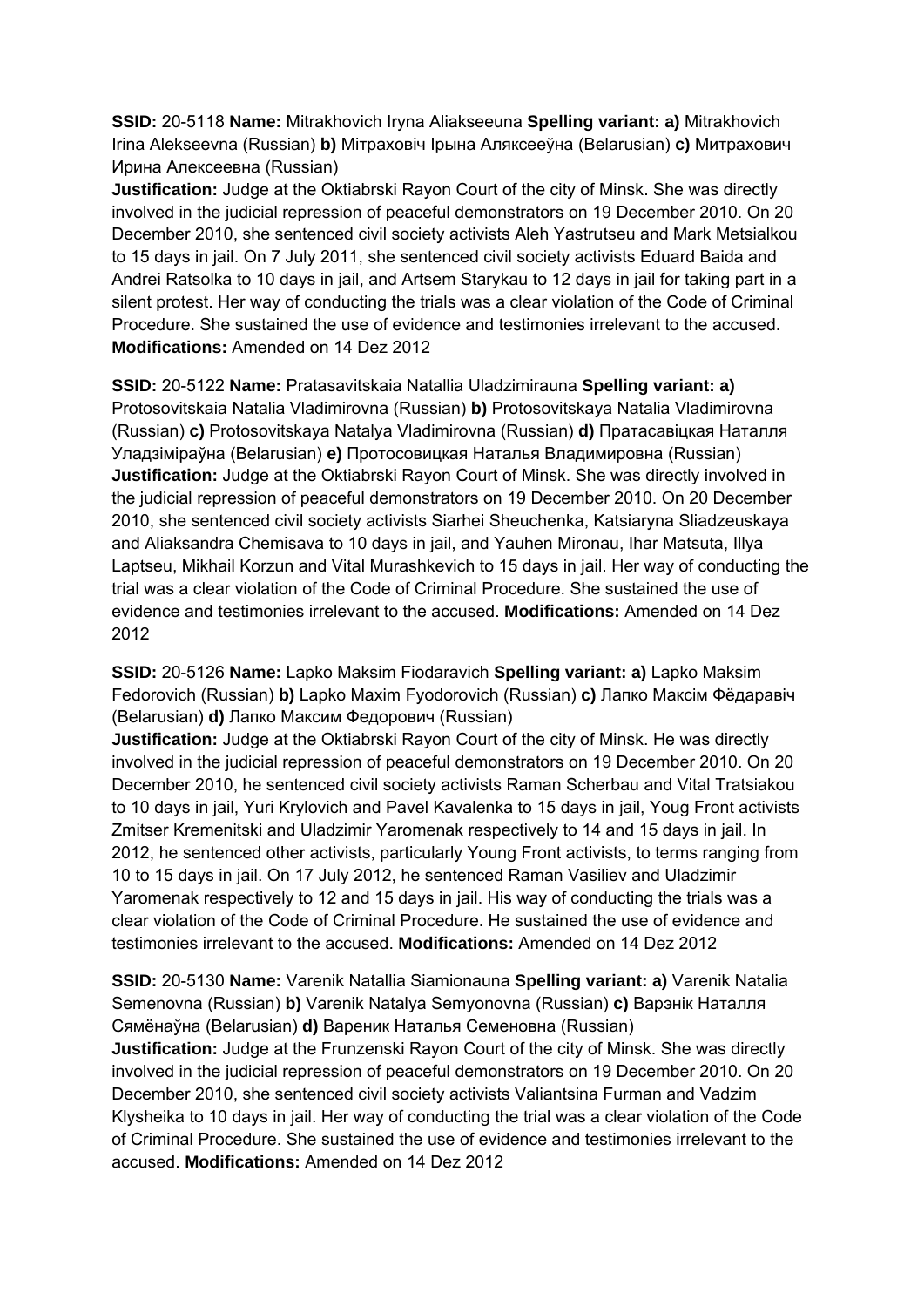**SSID:** 20-5118 **Name:** Mitrakhovich Iryna Aliakseeuna **Spelling variant: a)** Mitrakhovich Irina Alekseevna (Russian) **b)** Мітраховіч Ірына Аляксееўна (Belarusian) **c)** Митрахович Ирина Алексеевна (Russian)
**Justification:** Judge at the Oktiabrski Rayon Court of the city of Minsk. She was directly involved in the judicial repression of peaceful demonstrators on 19 December 2010. On 20 December 2010, she sentenced civil society activists Aleh Yastrutseu and Mark Metsialkou to 15 days in jail. On 7 July 2011, she sentenced civil society activists Eduard Baida and Andrei Ratsolka to 10 days in jail, and Artsem Starykau to 12 days in jail for taking part in a silent protest. Her way of conducting the trials was a clear violation of the Code of Criminal Procedure. She sustained the use of evidence and testimonies irrelevant to the accused. **Modifications:** Amended on 14 Dez 2012

**SSID:** 20-5122 **Name:** Pratasavitskaia Natallia Uladzimirauna **Spelling variant: a)** Protosovitskaia Natalia Vladimirovna (Russian) **b)** Protosovitskaya Natalia Vladimirovna (Russian) **c)** Protosovitskaya Natalya Vladimirovna (Russian) **d)** Пратасавіцкая Наталля Уладзіміраўна (Belarusian) **e)** Протосовицкая Наталья Владимировна (Russian)
**Justification:** Judge at the Oktiabrski Rayon Court of Minsk. She was directly involved in the judicial repression of peaceful demonstrators on 19 December 2010. On 20 December 2010, she sentenced civil society activists Siarhei Sheuchenka, Katsiaryna Sliadzeuskaya and Aliaksandra Chemisava to 10 days in jail, and Yauhen Mironau, Ihar Matsuta, Illya Laptseu, Mikhail Korzun and Vital Murashkevich to 15 days in jail. Her way of conducting the trial was a clear violation of the Code of Criminal Procedure. She sustained the use of evidence and testimonies irrelevant to the accused. **Modifications:** Amended on 14 Dez 2012

**SSID:** 20-5126 **Name:** Lapko Maksim Fiodaravich **Spelling variant: a)** Lapko Maksim Fedorovich (Russian) **b)** Lapko Maxim Fyodorovich (Russian) **c)** Лапко Максім Фёдаравіч (Belarusian) **d)** Лапко Максим Федорович (Russian)
**Justification:** Judge at the Oktiabrski Rayon Court of the city of Minsk. He was directly involved in the judicial repression of peaceful demonstrators on 19 December 2010. On 20 December 2010, he sentenced civil society activists Raman Scherbau and Vital Tratsiakou to 10 days in jail, Yuri Krylovich and Pavel Kavalenka to 15 days in jail, Youg Front activists Zmitser Kremenitski and Uladzimir Yaromenak respectively to 14 and 15 days in jail. In 2012, he sentenced other activists, particularly Young Front activists, to terms ranging from 10 to 15 days in jail. On 17 July 2012, he sentenced Raman Vasiliev and Uladzimir Yaromenak respectively to 12 and 15 days in jail. His way of conducting the trials was a clear violation of the Code of Criminal Procedure. He sustained the use of evidence and testimonies irrelevant to the accused. **Modifications:** Amended on 14 Dez 2012

**SSID:** 20-5130 **Name:** Varenik Natallia Siamionauna **Spelling variant: a)** Varenik Natalia Semenovna (Russian) **b)** Varenik Natalya Semyonovna (Russian) **c)** Варэнік Наталля Сямёнаўна (Belarusian) **d)** Вареник Наталья Семеновна (Russian)
**Justification:** Judge at the Frunzenski Rayon Court of the city of Minsk. She was directly involved in the judicial repression of peaceful demonstrators on 19 December 2010. On 20 December 2010, she sentenced civil society activists Valiantsina Furman and Vadzim Klysheika to 10 days in jail. Her way of conducting the trial was a clear violation of the Code of Criminal Procedure. She sustained the use of evidence and testimonies irrelevant to the accused. **Modifications:** Amended on 14 Dez 2012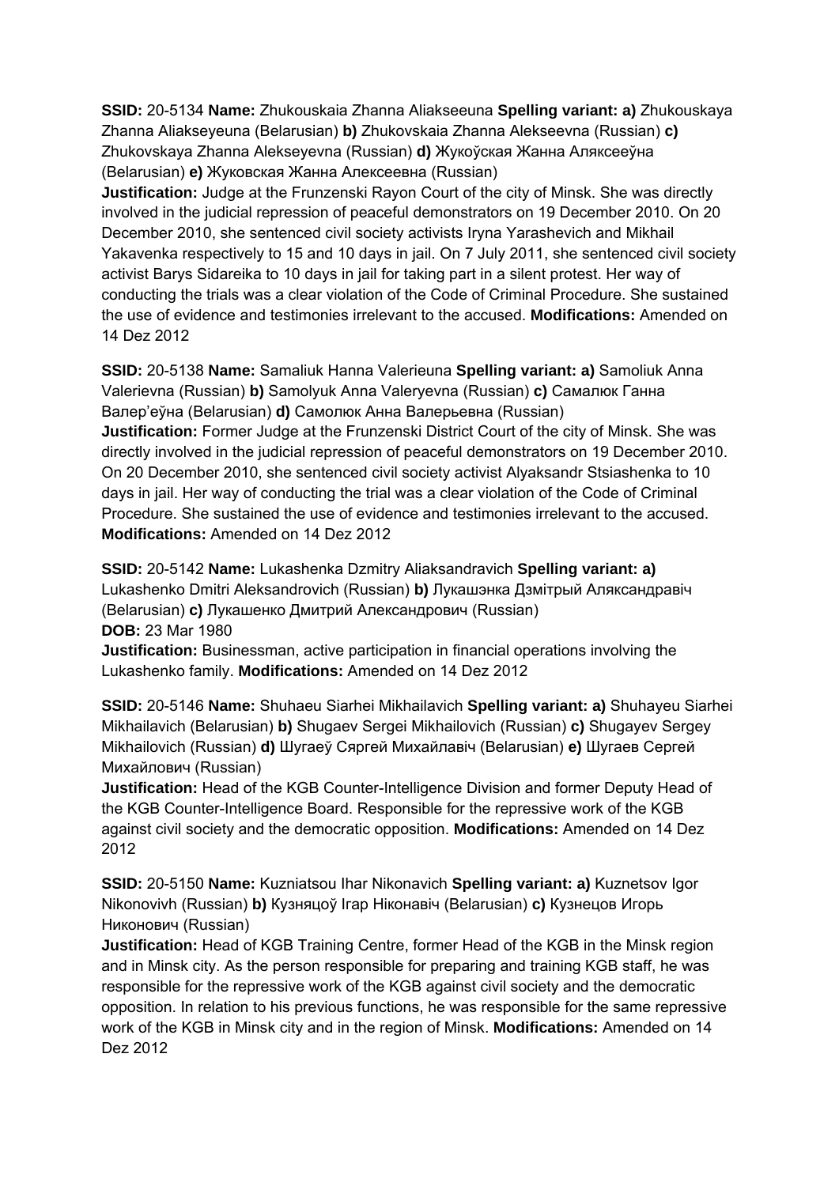**SSID:** 20-5134 **Name:** Zhukouskaia Zhanna Aliakseeuna **Spelling variant: a)** Zhukouskaya Zhanna Aliakseyeuna (Belarusian) **b)** Zhukovskaia Zhanna Alekseevna (Russian) **c)** Zhukovskaya Zhanna Alekseyevna (Russian) **d)** Жукоўская Жанна Аляксееўна (Belarusian) **e)** Жуковская Жанна Алексеевна (Russian)
**Justification:** Judge at the Frunzenski Rayon Court of the city of Minsk. She was directly involved in the judicial repression of peaceful demonstrators on 19 December 2010. On 20 December 2010, she sentenced civil society activists Iryna Yarashevich and Mikhail Yakavenka respectively to 15 and 10 days in jail. On 7 July 2011, she sentenced civil society activist Barys Sidareika to 10 days in jail for taking part in a silent protest. Her way of conducting the trials was a clear violation of the Code of Criminal Procedure. She sustained the use of evidence and testimonies irrelevant to the accused. **Modifications:** Amended on 14 Dez 2012

**SSID:** 20-5138 **Name:** Samaliuk Hanna Valerieuna **Spelling variant: a)** Samoliuk Anna Valerievna (Russian) **b)** Samolyuk Anna Valeryevna (Russian) **c)** Самалюк Ганна Валер'еўна (Belarusian) **d)** Самолюк Анна Валерьевна (Russian)
**Justification:** Former Judge at the Frunzenski District Court of the city of Minsk. She was directly involved in the judicial repression of peaceful demonstrators on 19 December 2010. On 20 December 2010, she sentenced civil society activist Alyaksandr Stsiashenka to 10 days in jail. Her way of conducting the trial was a clear violation of the Code of Criminal Procedure. She sustained the use of evidence and testimonies irrelevant to the accused. **Modifications:** Amended on 14 Dez 2012

**SSID:** 20-5142 **Name:** Lukashenka Dzmitry Aliaksandravich **Spelling variant: a)** Lukashenko Dmitri Aleksandrovich (Russian) **b)** Лукашэнка Дзмітрый Аляксандравіч (Belarusian) **c)** Лукашенко Дмитрий Александрович (Russian)
**DOB:** 23 Mar 1980
**Justification:** Businessman, active participation in financial operations involving the Lukashenko family. **Modifications:** Amended on 14 Dez 2012

**SSID:** 20-5146 **Name:** Shuhaeu Siarhei Mikhailavich **Spelling variant: a)** Shuhayeu Siarhei Mikhailavich (Belarusian) **b)** Shugaev Sergei Mikhailovich (Russian) **c)** Shugayev Sergey Mikhailovich (Russian) **d)** Шугаеў Сяргей Міхайлавіч (Belarusian) **e)** Шугаев Сергей Михайлович (Russian)
**Justification:** Head of the KGB Counter-Intelligence Division and former Deputy Head of the KGB Counter-Intelligence Board. Responsible for the repressive work of the KGB against civil society and the democratic opposition. **Modifications:** Amended on 14 Dez 2012

**SSID:** 20-5150 **Name:** Kuzniatsou Ihar Nikonavich **Spelling variant: a)** Kuznetsov Igor Nikonovivh (Russian) **b)** Кузняцоў Ігар Ніконавіч (Belarusian) **c)** Кузнецов Игорь Никонович (Russian)
**Justification:** Head of KGB Training Centre, former Head of the KGB in the Minsk region and in Minsk city. As the person responsible for preparing and training KGB staff, he was responsible for the repressive work of the KGB against civil society and the democratic opposition. In relation to his previous functions, he was responsible for the same repressive work of the KGB in Minsk city and in the region of Minsk. **Modifications:** Amended on 14 Dez 2012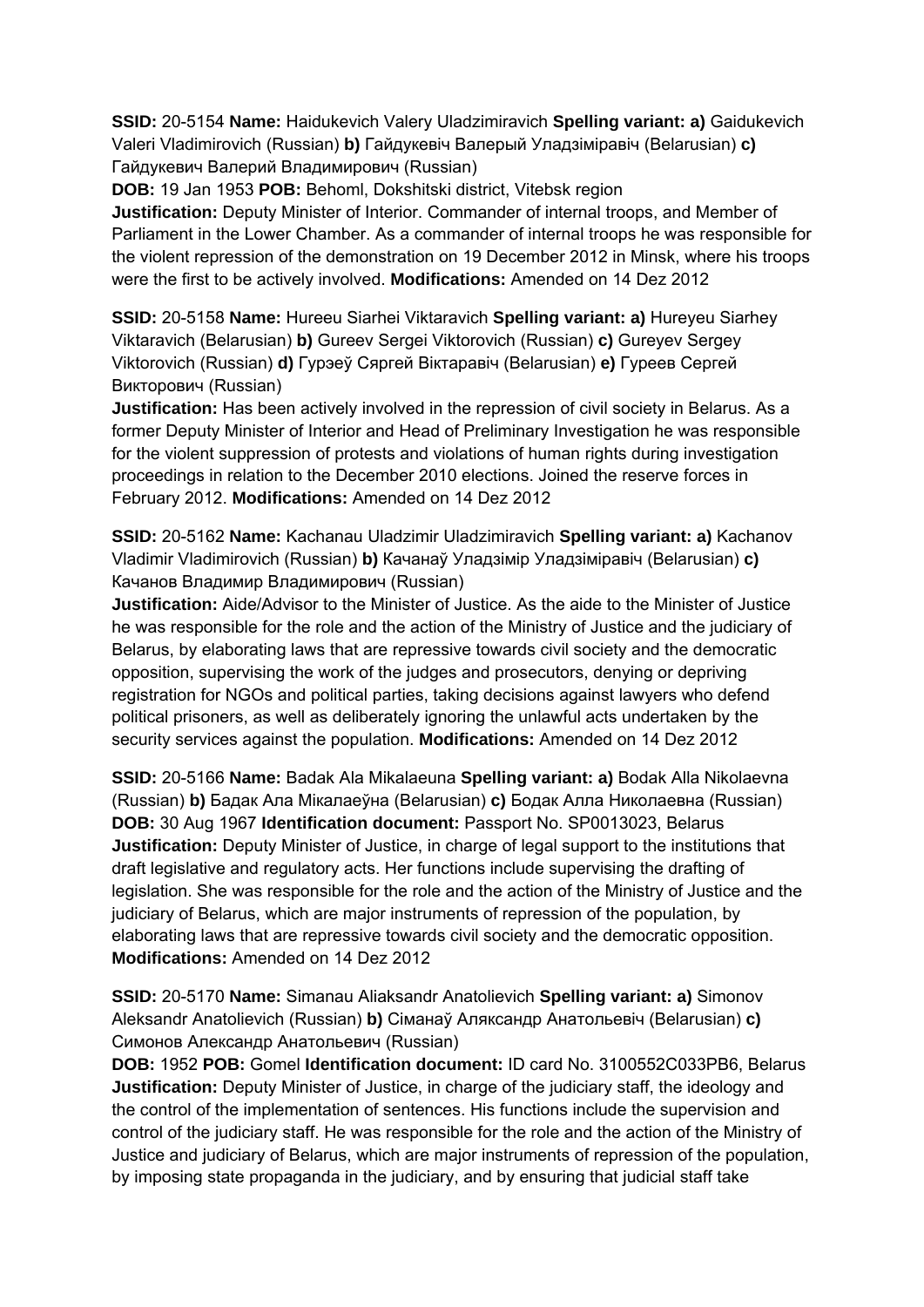**SSID:** 20-5154 **Name:** Haidukevich Valery Uladzimiravich **Spelling variant: a)** Gaidukevich Valeri Vladimirovich (Russian) **b)** Гайдукевiч Валерый Уладзiмiравiч (Belarusian) **c)** Гайдукевич Валерий Владимирович (Russian)
**DOB:** 19 Jan 1953 **POB:** Behoml, Dokshitski district, Vitebsk region
**Justification:** Deputy Minister of Interior. Commander of internal troops, and Member of Parliament in the Lower Chamber. As a commander of internal troops he was responsible for the violent repression of the demonstration on 19 December 2012 in Minsk, where his troops were the first to be actively involved. **Modifications:** Amended on 14 Dez 2012

**SSID:** 20-5158 **Name:** Hureeu Siarhei Viktaravich **Spelling variant: a)** Hureyeu Siarhey Viktaravich (Belarusian) **b)** Gureev Sergei Viktorovich (Russian) **c)** Gureyev Sergey Viktorovich (Russian) **d)** Гурэеў Сяргей Вiктаравiч (Belarusian) **e)** Гуреев Сергей Викторович (Russian)
**Justification:** Has been actively involved in the repression of civil society in Belarus. As a former Deputy Minister of Interior and Head of Preliminary Investigation he was responsible for the violent suppression of protests and violations of human rights during investigation proceedings in relation to the December 2010 elections. Joined the reserve forces in February 2012. **Modifications:** Amended on 14 Dez 2012

**SSID:** 20-5162 **Name:** Kachanau Uladzimir Uladzimiravich **Spelling variant: a)** Kachanov Vladimir Vladimirovich (Russian) **b)** Качанаў Уладзiмiр Уладзiмiравiч (Belarusian) **c)** Качанов Владимир Владимирович (Russian)
**Justification:** Aide/Advisor to the Minister of Justice. As the aide to the Minister of Justice he was responsible for the role and the action of the Ministry of Justice and the judiciary of Belarus, by elaborating laws that are repressive towards civil society and the democratic opposition, supervising the work of the judges and prosecutors, denying or depriving registration for NGOs and political parties, taking decisions against lawyers who defend political prisoners, as well as deliberately ignoring the unlawful acts undertaken by the security services against the population. **Modifications:** Amended on 14 Dez 2012

**SSID:** 20-5166 **Name:** Badak Ala Mikalaeuna **Spelling variant: a)** Bodak Alla Nikolaevna (Russian) **b)** Бадак Ала Мiкалаеўна (Belarusian) **c)** Бодак Алла Николаевна (Russian)
**DOB:** 30 Aug 1967 **Identification document:** Passport No. SP0013023, Belarus
**Justification:** Deputy Minister of Justice, in charge of legal support to the institutions that draft legislative and regulatory acts. Her functions include supervising the drafting of legislation. She was responsible for the role and the action of the Ministry of Justice and the judiciary of Belarus, which are major instruments of repression of the population, by elaborating laws that are repressive towards civil society and the democratic opposition. **Modifications:** Amended on 14 Dez 2012

**SSID:** 20-5170 **Name:** Simanau Aliaksandr Anatolievich **Spelling variant: a)** Simonov Aleksandr Anatolievich (Russian) **b)** Сiманаў Аляксандр Анатольевiч (Belarusian) **c)** Симонов Александр Анатольевич (Russian)
**DOB:** 1952 **POB:** Gomel **Identification document:** ID card No. 3100552C033PB6, Belarus
**Justification:** Deputy Minister of Justice, in charge of the judiciary staff, the ideology and the control of the implementation of sentences. His functions include the supervision and control of the judiciary staff. He was responsible for the role and the action of the Ministry of Justice and judiciary of Belarus, which are major instruments of repression of the population, by imposing state propaganda in the judiciary, and by ensuring that judicial staff take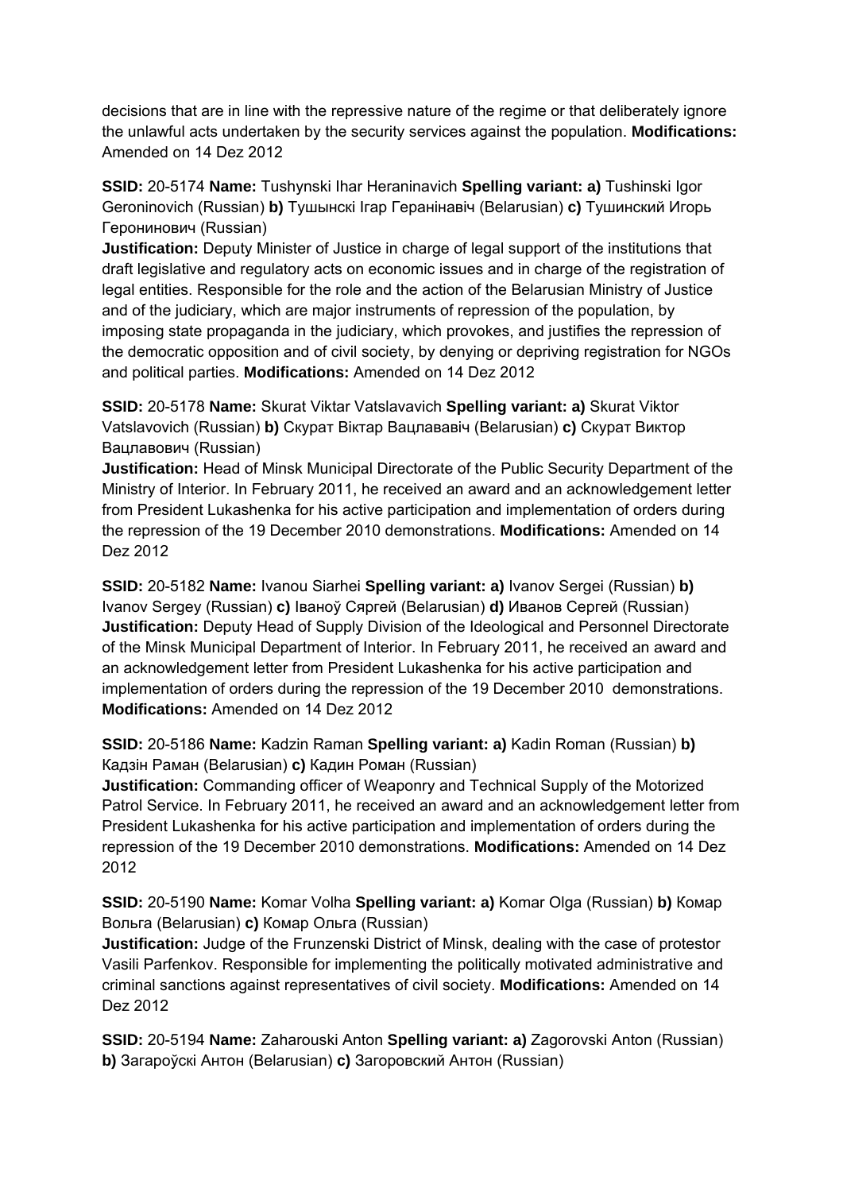decisions that are in line with the repressive nature of the regime or that deliberately ignore the unlawful acts undertaken by the security services against the population. **Modifications:** Amended on 14 Dez 2012

**SSID:** 20-5174 **Name:** Tushynski Ihar Heraninavich **Spelling variant: a)** Tushinski Igor Geroninovich (Russian) **b)** Тушынскі Ігар Геранінавіч (Belarusian) **c)** Тушинский Игорь Геронинович (Russian)
**Justification:** Deputy Minister of Justice in charge of legal support of the institutions that draft legislative and regulatory acts on economic issues and in charge of the registration of legal entities. Responsible for the role and the action of the Belarusian Ministry of Justice and of the judiciary, which are major instruments of repression of the population, by imposing state propaganda in the judiciary, which provokes, and justifies the repression of the democratic opposition and of civil society, by denying or depriving registration for NGOs and political parties. **Modifications:** Amended on 14 Dez 2012

**SSID:** 20-5178 **Name:** Skurat Viktar Vatslavavich **Spelling variant: a)** Skurat Viktor Vatslavovich (Russian) **b)** Скурат Віктар Вацлававіч (Belarusian) **c)** Скурат Виктор Вацлавович (Russian)
**Justification:** Head of Minsk Municipal Directorate of the Public Security Department of the Ministry of Interior. In February 2011, he received an award and an acknowledgement letter from President Lukashenka for his active participation and implementation of orders during the repression of the 19 December 2010 demonstrations. **Modifications:** Amended on 14 Dez 2012

**SSID:** 20-5182 **Name:** Ivanou Siarhei **Spelling variant: a)** Ivanov Sergei (Russian) **b)** Ivanov Sergey (Russian) **c)** Іваноў Сяргей (Belarusian) **d)** Иванов Сергей (Russian)
**Justification:** Deputy Head of Supply Division of the Ideological and Personnel Directorate of the Minsk Municipal Department of Interior. In February 2011, he received an award and an acknowledgement letter from President Lukashenka for his active participation and implementation of orders during the repression of the 19 December 2010 demonstrations. **Modifications:** Amended on 14 Dez 2012

**SSID:** 20-5186 **Name:** Kadzin Raman **Spelling variant: a)** Kadin Roman (Russian) **b)** Кадзін Раман (Belarusian) **c)** Кадин Роман (Russian)
**Justification:** Commanding officer of Weaponry and Technical Supply of the Motorized Patrol Service. In February 2011, he received an award and an acknowledgement letter from President Lukashenka for his active participation and implementation of orders during the repression of the 19 December 2010 demonstrations. **Modifications:** Amended on 14 Dez 2012

**SSID:** 20-5190 **Name:** Komar Volha **Spelling variant: a)** Komar Olga (Russian) **b)** Комар Вольга (Belarusian) **c)** Комар Ольга (Russian)
**Justification:** Judge of the Frunzenski District of Minsk, dealing with the case of protestor Vasili Parfenkov. Responsible for implementing the politically motivated administrative and criminal sanctions against representatives of civil society. **Modifications:** Amended on 14 Dez 2012

**SSID:** 20-5194 **Name:** Zaharouski Anton **Spelling variant: a)** Zagorovski Anton (Russian) **b)** Загароўскі Антон (Belarusian) **c)** Загоровский Антон (Russian)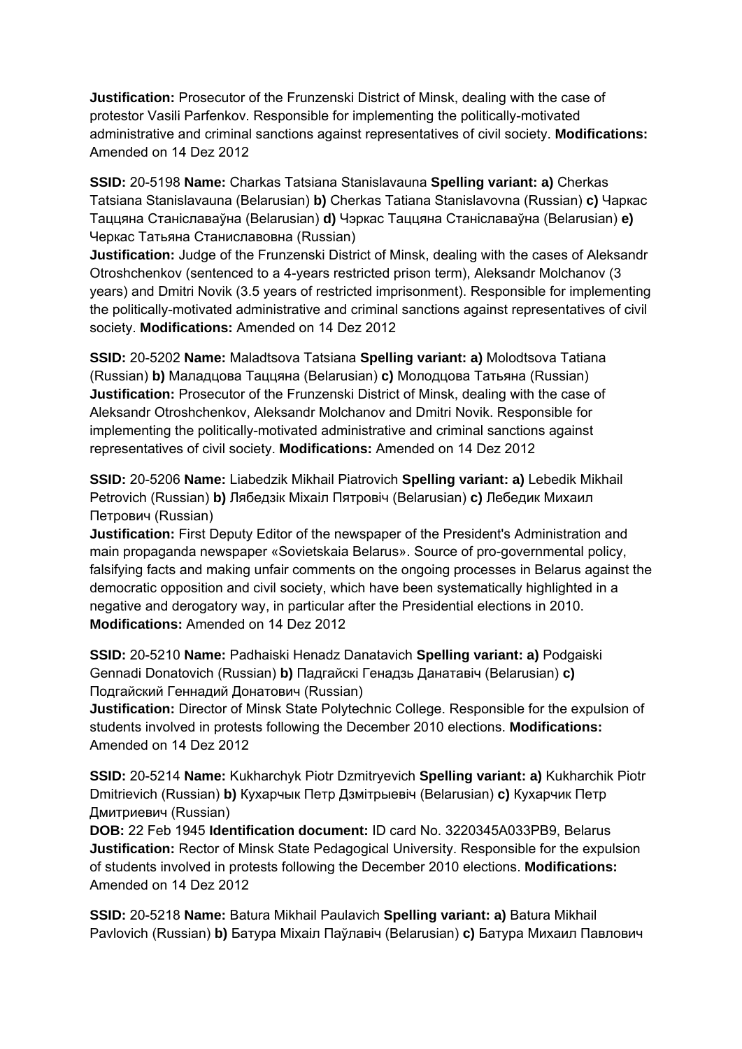**Justification:** Prosecutor of the Frunzenski District of Minsk, dealing with the case of protestor Vasili Parfenkov. Responsible for implementing the politically-motivated administrative and criminal sanctions against representatives of civil society. **Modifications:** Amended on 14 Dez 2012

**SSID:** 20-5198 **Name:** Charkas Tatsiana Stanislavauna **Spelling variant: a)** Cherkas Tatsiana Stanislavauna (Belarusian) **b)** Cherkas Tatiana Stanislavovna (Russian) **c)** Чаркас Таццяна Станіславаўна (Belarusian) **d)** Чэркас Таццяна Станіславаўна (Belarusian) **e)** Черкас Татьяна Станиславовна (Russian)
**Justification:** Judge of the Frunzenski District of Minsk, dealing with the cases of Aleksandr Otroshchenkov (sentenced to a 4-years restricted prison term), Aleksandr Molchanov (3 years) and Dmitri Novik (3.5 years of restricted imprisonment). Responsible for implementing the politically-motivated administrative and criminal sanctions against representatives of civil society. **Modifications:** Amended on 14 Dez 2012

**SSID:** 20-5202 **Name:** Maladtsova Tatsiana **Spelling variant: a)** Molodtsova Tatiana (Russian) **b)** Маладцова Таццяна (Belarusian) **c)** Молодцова Татьяна (Russian)
**Justification:** Prosecutor of the Frunzenski District of Minsk, dealing with the case of Aleksandr Otroshchenkov, Aleksandr Molchanov and Dmitri Novik. Responsible for implementing the politically-motivated administrative and criminal sanctions against representatives of civil society. **Modifications:** Amended on 14 Dez 2012

**SSID:** 20-5206 **Name:** Liabedzik Mikhail Piatrovich **Spelling variant: a)** Lebedik Mikhail Petrovich (Russian) **b)** Лябедзік Міхаіл Пятровіч (Belarusian) **c)** Лебедик Михаил Петрович (Russian)
**Justification:** First Deputy Editor of the newspaper of the President's Administration and main propaganda newspaper «Sovietskaia Belarus». Source of pro-governmental policy, falsifying facts and making unfair comments on the ongoing processes in Belarus against the democratic opposition and civil society, which have been systematically highlighted in a negative and derogatory way, in particular after the Presidential elections in 2010. **Modifications:** Amended on 14 Dez 2012

**SSID:** 20-5210 **Name:** Padhaiski Henadz Danatavich **Spelling variant: a)** Podgaiski Gennadi Donatovich (Russian) **b)** Падгайскі Генадзь Данатавіч (Belarusian) **c)** Подгайский Геннадий Донатович (Russian)
**Justification:** Director of Minsk State Polytechnic College. Responsible for the expulsion of students involved in protests following the December 2010 elections. **Modifications:** Amended on 14 Dez 2012

**SSID:** 20-5214 **Name:** Kukharchyk Piotr Dzmitryevich **Spelling variant: a)** Kukharchik Piotr Dmitrievich (Russian) **b)** Кухарчык Петр Дзмітрыевіч (Belarusian) **c)** Кухарчик Петр Дмитриевич (Russian)
**DOB:** 22 Feb 1945 **Identification document:** ID card No. 3220345A033PB9, Belarus
**Justification:** Rector of Minsk State Pedagogical University. Responsible for the expulsion of students involved in protests following the December 2010 elections. **Modifications:** Amended on 14 Dez 2012

**SSID:** 20-5218 **Name:** Batura Mikhail Paulavich **Spelling variant: a)** Batura Mikhail Pavlovich (Russian) **b)** Батура Міхаіл Паўлавіч (Belarusian) **c)** Батура Михаил Павлович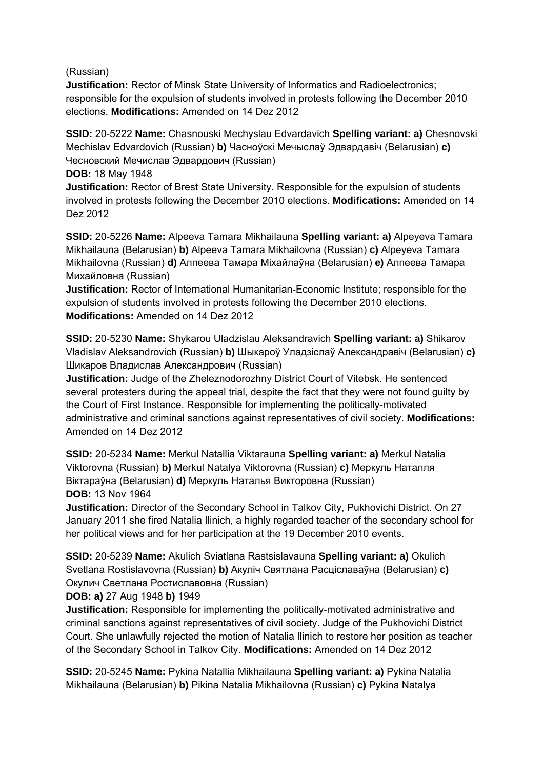(Russian)
**Justification:** Rector of Minsk State University of Informatics and Radioelectronics; responsible for the expulsion of students involved in protests following the December 2010 elections. **Modifications:** Amended on 14 Dez 2012

**SSID:** 20-5222 **Name:** Chasnouski Mechyslau Edvardavich **Spelling variant: a)** Chesnovski Mechislav Edvardovich (Russian) **b)** Часноўскі Мечыслаў Эдвардавіч (Belarusian) **c)** Чесновский Мечислав Эдвардович (Russian)
**DOB:** 18 May 1948
**Justification:** Rector of Brest State University. Responsible for the expulsion of students involved in protests following the December 2010 elections. **Modifications:** Amended on 14 Dez 2012

**SSID:** 20-5226 **Name:** Alpeeva Tamara Mikhailauna **Spelling variant: a)** Alpeyeva Tamara Mikhailauna (Belarusian) **b)** Alpeeva Tamara Mikhailovna (Russian) **c)** Alpeyeva Tamara Mikhailovna (Russian) **d)** Алпеева Тамара Міхайлаўна (Belarusian) **e)** Алпеева Тамара Михайловна (Russian)
**Justification:** Rector of International Humanitarian-Economic Institute; responsible for the expulsion of students involved in protests following the December 2010 elections. **Modifications:** Amended on 14 Dez 2012

**SSID:** 20-5230 **Name:** Shykarou Uladzislau Aleksandravich **Spelling variant: a)** Shikarov Vladislav Aleksandrovich (Russian) **b)** Шыкароў Уладзіслаў Александравіч (Belarusian) **c)** Шикаров Владислав Александрович (Russian)
**Justification:** Judge of the Zheleznodorozhny District Court of Vitebsk. He sentenced several protesters during the appeal trial, despite the fact that they were not found guilty by the Court of First Instance. Responsible for implementing the politically-motivated administrative and criminal sanctions against representatives of civil society. **Modifications:** Amended on 14 Dez 2012

**SSID:** 20-5234 **Name:** Merkul Natallia Viktarauna **Spelling variant: a)** Merkul Natalia Viktorovna (Russian) **b)** Merkul Natalya Viktorovna (Russian) **c)** Меркуль Наталля Віктараўна (Belarusian) **d)** Меркуль Наталья Викторовна (Russian)
**DOB:** 13 Nov 1964
**Justification:** Director of the Secondary School in Talkov City, Pukhovichi District. On 27 January 2011 she fired Natalia Ilinich, a highly regarded teacher of the secondary school for her political views and for her participation at the 19 December 2010 events.

**SSID:** 20-5239 **Name:** Akulich Sviatlana Rastsislavauna **Spelling variant: a)** Okulich Svetlana Rostislavovna (Russian) **b)** Акуліч Святлана Расціславаўна (Belarusian) **c)** Окулич Светлана Ростиславовна (Russian)
**DOB: a)** 27 Aug 1948 **b)** 1949
**Justification:** Responsible for implementing the politically-motivated administrative and criminal sanctions against representatives of civil society. Judge of the Pukhovichi District Court. She unlawfully rejected the motion of Natalia Ilinich to restore her position as teacher of the Secondary School in Talkov City. **Modifications:** Amended on 14 Dez 2012

**SSID:** 20-5245 **Name:** Pykina Natallia Mikhailauna **Spelling variant: a)** Pykina Natalia Mikhailauna (Belarusian) **b)** Pikina Natalia Mikhailovna (Russian) **c)** Pykina Natalya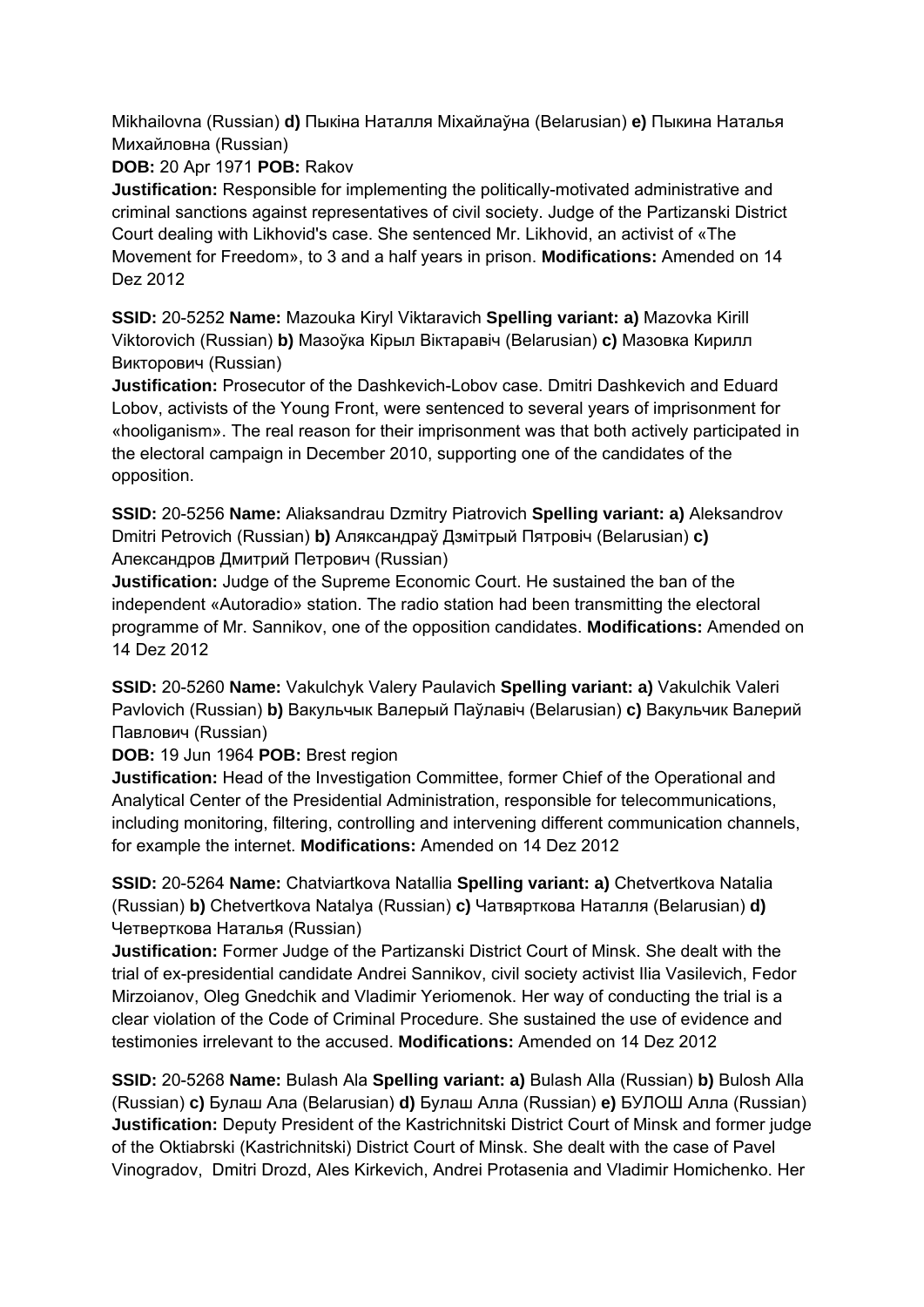Mikhailovna (Russian) **d)** Пыкіна Наталля Міхайлаўна (Belarusian) **e)** Пыкина Наталья Михайловна (Russian)
**DOB:** 20 Apr 1971 **POB:** Rakov
**Justification:** Responsible for implementing the politically-motivated administrative and criminal sanctions against representatives of civil society. Judge of the Partizanski District Court dealing with Likhovid's case. She sentenced Mr. Likhovid, an activist of «The Movement for Freedom», to 3 and a half years in prison. **Modifications:** Amended on 14 Dez 2012

**SSID:** 20-5252 **Name:** Mazouka Kiryl Viktaravich **Spelling variant: a)** Mazovka Kirill Viktorovich (Russian) **b)** Мазоўка Кірыл Віктаравіч (Belarusian) **c)** Мазовка Кирилл Викторович (Russian)
**Justification:** Prosecutor of the Dashkevich-Lobov case. Dmitri Dashkevich and Eduard Lobov, activists of the Young Front, were sentenced to several years of imprisonment for «hooliganism». The real reason for their imprisonment was that both actively participated in the electoral campaign in December 2010, supporting one of the candidates of the opposition.

**SSID:** 20-5256 **Name:** Aliaksandrau Dzmitry Piatrovich **Spelling variant: a)** Aleksandrov Dmitri Petrovich (Russian) **b)** Аляксандраў Дзмітрый Пятровіч (Belarusian) **c)** Александров Дмитрий Петрович (Russian)
**Justification:** Judge of the Supreme Economic Court. He sustained the ban of the independent «Autoradio» station. The radio station had been transmitting the electoral programme of Mr. Sannikov, one of the opposition candidates. **Modifications:** Amended on 14 Dez 2012

**SSID:** 20-5260 **Name:** Vakulchyk Valery Paulavich **Spelling variant: a)** Vakulchik Valeri Pavlovich (Russian) **b)** Вакульчык Валерый Паўлавіч (Belarusian) **c)** Вакульчик Валерий Павлович (Russian)
**DOB:** 19 Jun 1964 **POB:** Brest region
**Justification:** Head of the Investigation Committee, former Chief of the Operational and Analytical Center of the Presidential Administration, responsible for telecommunications, including monitoring, filtering, controlling and intervening different communication channels, for example the internet. **Modifications:** Amended on 14 Dez 2012

**SSID:** 20-5264 **Name:** Chatviartkova Natallia **Spelling variant: a)** Chetvertkova Natalia (Russian) **b)** Chetvertkova Natalya (Russian) **c)** Чатвярткова Наталля (Belarusian) **d)** Четверткова Наталья (Russian)
**Justification:** Former Judge of the Partizanski District Court of Minsk. She dealt with the trial of ex-presidential candidate Andrei Sannikov, civil society activist Ilia Vasilevich, Fedor Mirzoianov, Oleg Gnedchik and Vladimir Yeriomenok. Her way of conducting the trial is a clear violation of the Code of Criminal Procedure. She sustained the use of evidence and testimonies irrelevant to the accused. **Modifications:** Amended on 14 Dez 2012

**SSID:** 20-5268 **Name:** Bulash Ala **Spelling variant: a)** Bulash Alla (Russian) **b)** Bulosh Alla (Russian) **c)** Булаш Ала (Belarusian) **d)** Булаш Алла (Russian) **e)** БУЛОШ Алла (Russian)
**Justification:** Deputy President of the Kastrichnitski District Court of Minsk and former judge of the Oktiabrski (Kastrichnitski) District Court of Minsk. She dealt with the case of Pavel Vinogradov, Dmitri Drozd, Ales Kirkevich, Andrei Protasenia and Vladimir Homichenko. Her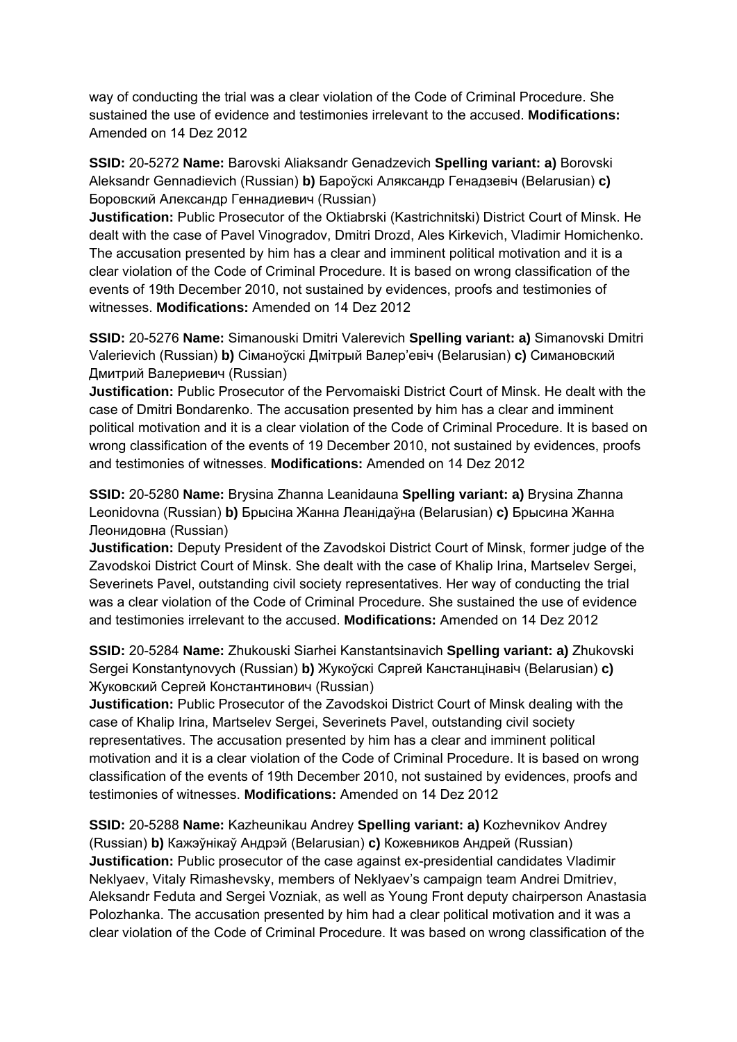way of conducting the trial was a clear violation of the Code of Criminal Procedure. She sustained the use of evidence and testimonies irrelevant to the accused. **Modifications:** Amended on 14 Dez 2012

**SSID:** 20-5272 **Name:** Barovski Aliaksandr Genadzevich **Spelling variant: a)** Borovski Aleksandr Gennadievich (Russian) **b)** Бароўскі Аляксандр Генадзевіч (Belarusian) **c)** Боровский Александр Геннадиевич (Russian)
**Justification:** Public Prosecutor of the Oktiabrski (Kastrichnitski) District Court of Minsk. He dealt with the case of Pavel Vinogradov, Dmitri Drozd, Ales Kirkevich, Vladimir Homichenko. The accusation presented by him has a clear and imminent political motivation and it is a clear violation of the Code of Criminal Procedure. It is based on wrong classification of the events of 19th December 2010, not sustained by evidences, proofs and testimonies of witnesses. **Modifications:** Amended on 14 Dez 2012

**SSID:** 20-5276 **Name:** Simanouski Dmitri Valerevich **Spelling variant: a)** Simanovski Dmitri Valerievich (Russian) **b)** Сіманоўскі Дмітрый Валер'евіч (Belarusian) **c)** Симановский Дмитрий Валериевич (Russian)
**Justification:** Public Prosecutor of the Pervomaiski District Court of Minsk. He dealt with the case of Dmitri Bondarenko. The accusation presented by him has a clear and imminent political motivation and it is a clear violation of the Code of Criminal Procedure. It is based on wrong classification of the events of 19 December 2010, not sustained by evidences, proofs and testimonies of witnesses. **Modifications:** Amended on 14 Dez 2012

**SSID:** 20-5280 **Name:** Brysina Zhanna Leanidauna **Spelling variant: a)** Brysina Zhanna Leonidovna (Russian) **b)** Брысіна Жанна Леанідаўна (Belarusian) **c)** Брысина Жанна Леонидовна (Russian)
**Justification:** Deputy President of the Zavodskoi District Court of Minsk, former judge of the Zavodskoi District Court of Minsk. She dealt with the case of Khalip Irina, Martselev Sergei, Severinets Pavel, outstanding civil society representatives. Her way of conducting the trial was a clear violation of the Code of Criminal Procedure. She sustained the use of evidence and testimonies irrelevant to the accused. **Modifications:** Amended on 14 Dez 2012

**SSID:** 20-5284 **Name:** Zhukouski Siarhei Kanstantsinavich **Spelling variant: a)** Zhukovski Sergei Konstantynovych (Russian) **b)** Жукоўскі Сяргей Канстанцінавіч (Belarusian) **c)** Жуковский Сергей Константинович (Russian)
**Justification:** Public Prosecutor of the Zavodskoi District Court of Minsk dealing with the case of Khalip Irina, Martselev Sergei, Severinets Pavel, outstanding civil society representatives. The accusation presented by him has a clear and imminent political motivation and it is a clear violation of the Code of Criminal Procedure. It is based on wrong classification of the events of 19th December 2010, not sustained by evidences, proofs and testimonies of witnesses. **Modifications:** Amended on 14 Dez 2012

**SSID:** 20-5288 **Name:** Kazheunikau Andrey **Spelling variant: a)** Kozhevnikov Andrey (Russian) **b)** Кажэўнікаў Андрэй (Belarusian) **c)** Кожевников Андрей (Russian)
**Justification:** Public prosecutor of the case against ex-presidential candidates Vladimir Neklyaev, Vitaly Rimashevsky, members of Neklyaev's campaign team Andrei Dmitriev, Aleksandr Feduta and Sergei Vozniak, as well as Young Front deputy chairperson Anastasia Polozhanka. The accusation presented by him had a clear political motivation and it was a clear violation of the Code of Criminal Procedure. It was based on wrong classification of the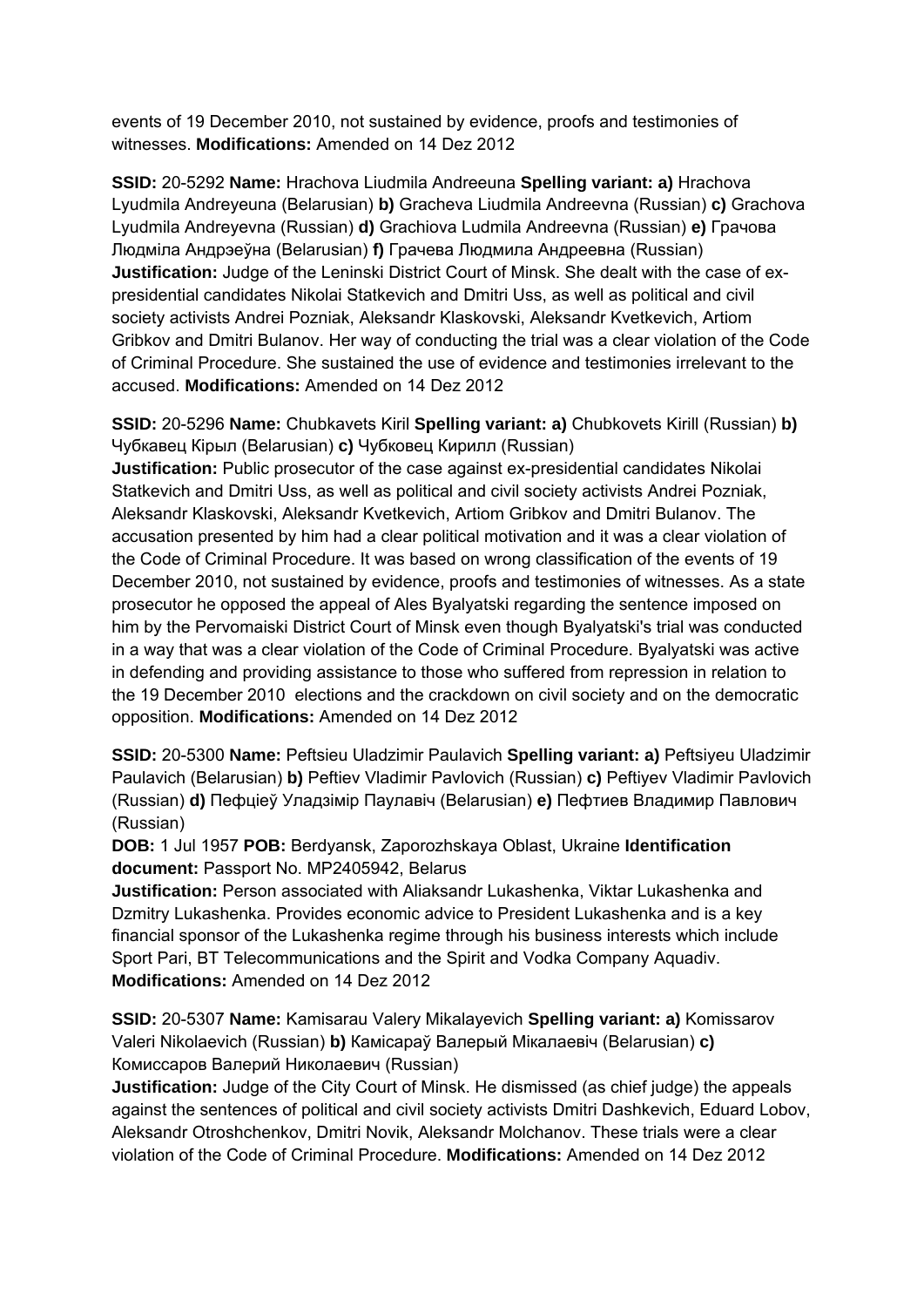events of 19 December 2010, not sustained by evidence, proofs and testimonies of witnesses. **Modifications:** Amended on 14 Dez 2012

**SSID:** 20-5292 **Name:** Hrachova Liudmila Andreeuna **Spelling variant: a)** Hrachova Lyudmila Andreyeuna (Belarusian) **b)** Gracheva Liudmila Andreevna (Russian) **c)** Grachova Lyudmila Andreyevna (Russian) **d)** Grachiova Ludmila Andreevna (Russian) **e)** Грачова Людміла Андрэеўна (Belarusian) **f)** Грачева Людмила Андреевна (Russian)
**Justification:** Judge of the Leninski District Court of Minsk. She dealt with the case of ex-presidential candidates Nikolai Statkevich and Dmitri Uss, as well as political and civil society activists Andrei Pozniak, Aleksandr Klaskovski, Aleksandr Kvetkevich, Artiom Gribkov and Dmitri Bulanov. Her way of conducting the trial was a clear violation of the Code of Criminal Procedure. She sustained the use of evidence and testimonies irrelevant to the accused. **Modifications:** Amended on 14 Dez 2012

**SSID:** 20-5296 **Name:** Chubkavets Kiril **Spelling variant: a)** Chubkovets Kirill (Russian) **b)** Чубкавец Кірыл (Belarusian) **c)** Чубковец Кирилл (Russian)
**Justification:** Public prosecutor of the case against ex-presidential candidates Nikolai Statkevich and Dmitri Uss, as well as political and civil society activists Andrei Pozniak, Aleksandr Klaskovski, Aleksandr Kvetkevich, Artiom Gribkov and Dmitri Bulanov. The accusation presented by him had a clear political motivation and it was a clear violation of the Code of Criminal Procedure. It was based on wrong classification of the events of 19 December 2010, not sustained by evidence, proofs and testimonies of witnesses. As a state prosecutor he opposed the appeal of Ales Byalyatski regarding the sentence imposed on him by the Pervomaiski District Court of Minsk even though Byalyatski's trial was conducted in a way that was a clear violation of the Code of Criminal Procedure. Byalyatski was active in defending and providing assistance to those who suffered from repression in relation to the 19 December 2010 elections and the crackdown on civil society and on the democratic opposition. **Modifications:** Amended on 14 Dez 2012

**SSID:** 20-5300 **Name:** Peftsieu Uladzimir Paulavich **Spelling variant: a)** Peftsiyeu Uladzimir Paulavich (Belarusian) **b)** Peftiev Vladimir Pavlovich (Russian) **c)** Peftiyev Vladimir Pavlovich (Russian) **d)** Пефцieў Уладзімір Паулавіч (Belarusian) **e)** Пефтиев Владимир Павлович (Russian)
**DOB:** 1 Jul 1957 **POB:** Berdyansk, Zaporozhskaya Oblast, Ukraine **Identification document:** Passport No. MP2405942, Belarus
**Justification:** Person associated with Aliaksandr Lukashenka, Viktar Lukashenka and Dzmitry Lukashenka. Provides economic advice to President Lukashenka and is a key financial sponsor of the Lukashenka regime through his business interests which include Sport Pari, BT Telecommunications and the Spirit and Vodka Company Aquadiv. **Modifications:** Amended on 14 Dez 2012

**SSID:** 20-5307 **Name:** Kamisarau Valery Mikalayevich **Spelling variant: a)** Komissarov Valeri Nikolaevich (Russian) **b)** Камісараў Валерый Мікалаевіч (Belarusian) **c)** Комиссаров Валерий Николаевич (Russian)
**Justification:** Judge of the City Court of Minsk. He dismissed (as chief judge) the appeals against the sentences of political and civil society activists Dmitri Dashkevich, Eduard Lobov, Aleksandr Otroshchenkov, Dmitri Novik, Aleksandr Molchanov. These trials were a clear violation of the Code of Criminal Procedure. **Modifications:** Amended on 14 Dez 2012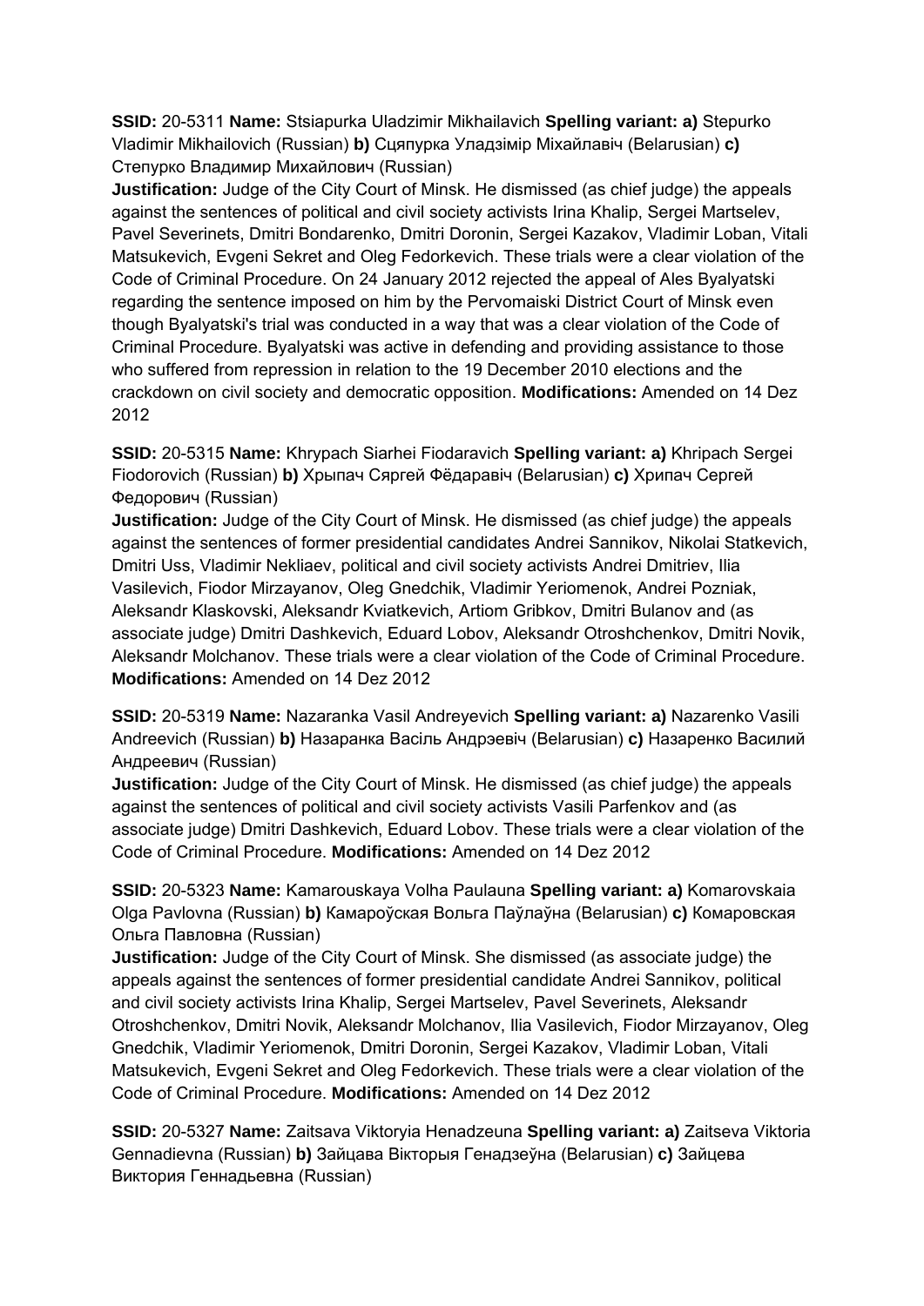**SSID:** 20-5311 **Name:** Stsiapurka Uladzimir Mikhailavich **Spelling variant: a)** Stepurko Vladimir Mikhailovich (Russian) **b)** Сцяпурка Уладзімір Міхайлавіч (Belarusian) **c)** Степурко Владимир Михайлович (Russian)
**Justification:** Judge of the City Court of Minsk. He dismissed (as chief judge) the appeals against the sentences of political and civil society activists Irina Khalip, Sergei Martselev, Pavel Severinets, Dmitri Bondarenko, Dmitri Doronin, Sergei Kazakov, Vladimir Loban, Vitali Matsukevich, Evgeni Sekret and Oleg Fedorkevich. These trials were a clear violation of the Code of Criminal Procedure. On 24 January 2012 rejected the appeal of Ales Byalyatski regarding the sentence imposed on him by the Pervomaiski District Court of Minsk even though Byalyatski's trial was conducted in a way that was a clear violation of the Code of Criminal Procedure. Byalyatski was active in defending and providing assistance to those who suffered from repression in relation to the 19 December 2010 elections and the crackdown on civil society and democratic opposition. **Modifications:** Amended on 14 Dez 2012

**SSID:** 20-5315 **Name:** Khrypach Siarhei Fiodaravich **Spelling variant: a)** Khripach Sergei Fiodorovich (Russian) **b)** Хрыпач Сяргей Фёдаравіч (Belarusian) **c)** Хрипач Сергей Федорович (Russian)
**Justification:** Judge of the City Court of Minsk. He dismissed (as chief judge) the appeals against the sentences of former presidential candidates Andrei Sannikov, Nikolai Statkevich, Dmitri Uss, Vladimir Nekliaev, political and civil society activists Andrei Dmitriev, Ilia Vasilevich, Fiodor Mirzayanov, Oleg Gnedchik, Vladimir Yeriomenok, Andrei Pozniak, Aleksandr Klaskovski, Aleksandr Kviatkevich, Artiom Gribkov, Dmitri Bulanov and (as associate judge) Dmitri Dashkevich, Eduard Lobov, Aleksandr Otroshchenkov, Dmitri Novik, Aleksandr Molchanov. These trials were a clear violation of the Code of Criminal Procedure. **Modifications:** Amended on 14 Dez 2012

**SSID:** 20-5319 **Name:** Nazaranka Vasil Andreyevich **Spelling variant: a)** Nazarenko Vasili Andreevich (Russian) **b)** Назаранка Васіль Андрэевіч (Belarusian) **c)** Назаренко Василий Андреевич (Russian)
**Justification:** Judge of the City Court of Minsk. He dismissed (as chief judge) the appeals against the sentences of political and civil society activists Vasili Parfenkov and (as associate judge) Dmitri Dashkevich, Eduard Lobov. These trials were a clear violation of the Code of Criminal Procedure. **Modifications:** Amended on 14 Dez 2012

**SSID:** 20-5323 **Name:** Kamarouskaya Volha Paulauna **Spelling variant: a)** Komarovskaia Olga Pavlovna (Russian) **b)** Камароўская Вольга Паўлаўна (Belarusian) **c)** Комаровская Ольга Павловна (Russian)
**Justification:** Judge of the City Court of Minsk. She dismissed (as associate judge) the appeals against the sentences of former presidential candidate Andrei Sannikov, political and civil society activists Irina Khalip, Sergei Martselev, Pavel Severinets, Aleksandr Otroshchenkov, Dmitri Novik, Aleksandr Molchanov, Ilia Vasilevich, Fiodor Mirzayanov, Oleg Gnedchik, Vladimir Yeriomenok, Dmitri Doronin, Sergei Kazakov, Vladimir Loban, Vitali Matsukevich, Evgeni Sekret and Oleg Fedorkevich. These trials were a clear violation of the Code of Criminal Procedure. **Modifications:** Amended on 14 Dez 2012

**SSID:** 20-5327 **Name:** Zaitsava Viktoryia Henadzeuna **Spelling variant: a)** Zaitseva Viktoria Gennadievna (Russian) **b)** Зайцава Вікторыя Генадзеўна (Belarusian) **c)** Зайцева Виктория Геннадьевна (Russian)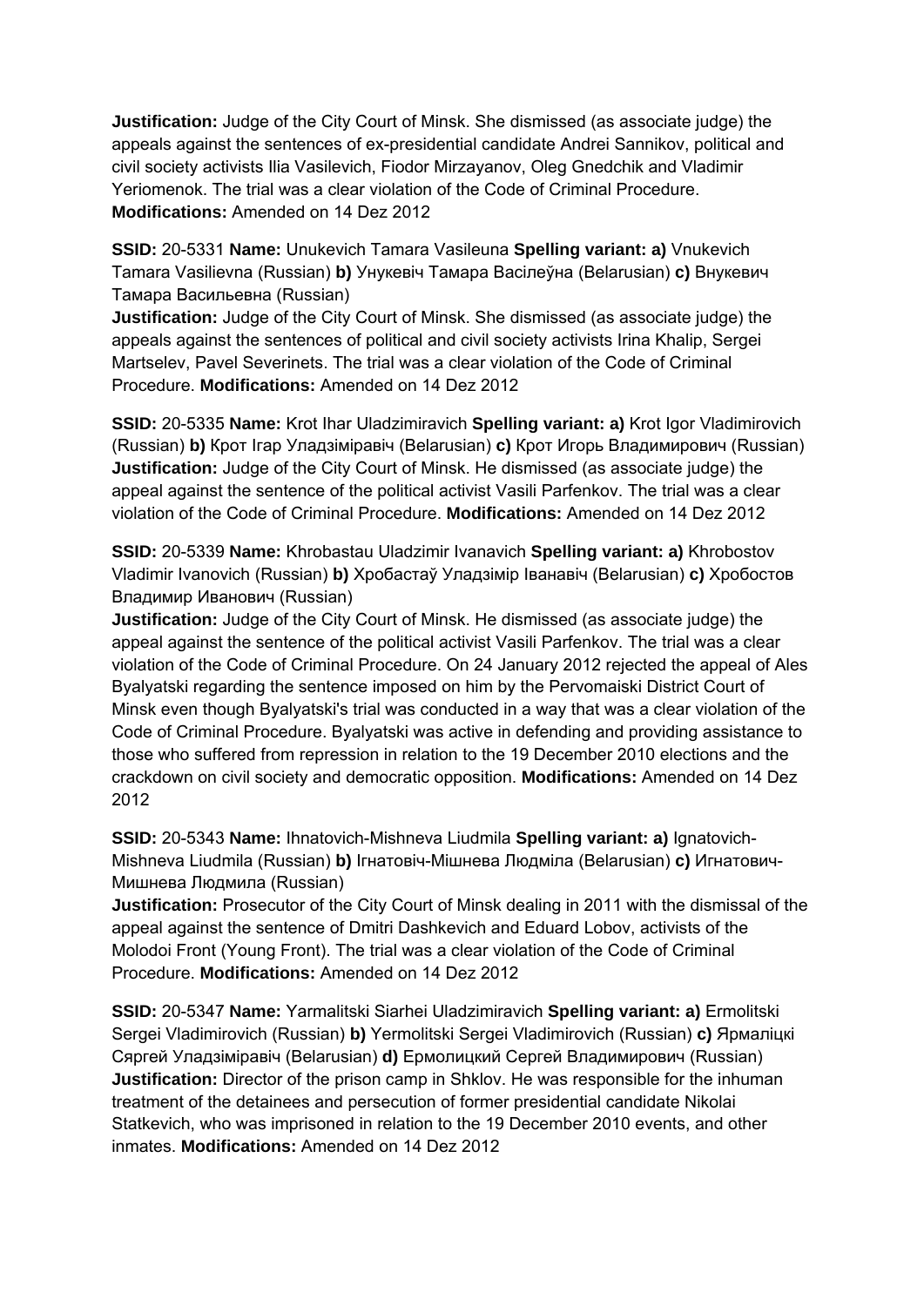**Justification:** Judge of the City Court of Minsk. She dismissed (as associate judge) the appeals against the sentences of ex-presidential candidate Andrei Sannikov, political and civil society activists Ilia Vasilevich, Fiodor Mirzayanov, Oleg Gnedchik and Vladimir Yeriomenok. The trial was a clear violation of the Code of Criminal Procedure. **Modifications:** Amended on 14 Dez 2012

**SSID:** 20-5331 **Name:** Unukevich Tamara Vasileuna **Spelling variant: a)** Vnukevich Tamara Vasilievna (Russian) **b)** Унукевіч Тамара Васілеўна (Belarusian) **c)** Внукевич Тамара Васильевна (Russian)
**Justification:** Judge of the City Court of Minsk. She dismissed (as associate judge) the appeals against the sentences of political and civil society activists Irina Khalip, Sergei Martselev, Pavel Severinets. The trial was a clear violation of the Code of Criminal Procedure. **Modifications:** Amended on 14 Dez 2012

**SSID:** 20-5335 **Name:** Krot Ihar Uladzimiravich **Spelling variant: a)** Krot Igor Vladimirovich (Russian) **b)** Крот Ігар Уладзіміравіч (Belarusian) **c)** Крот Игорь Владимирович (Russian)
**Justification:** Judge of the City Court of Minsk. He dismissed (as associate judge) the appeal against the sentence of the political activist Vasili Parfenkov. The trial was a clear violation of the Code of Criminal Procedure. **Modifications:** Amended on 14 Dez 2012

**SSID:** 20-5339 **Name:** Khrobastau Uladzimir Ivanavich **Spelling variant: a)** Khrobostov Vladimir Ivanovich (Russian) **b)** Хробастаў Уладзімір Іванавіч (Belarusian) **c)** Хробостов Владимир Иванович (Russian)
**Justification:** Judge of the City Court of Minsk. He dismissed (as associate judge) the appeal against the sentence of the political activist Vasili Parfenkov. The trial was a clear violation of the Code of Criminal Procedure. On 24 January 2012 rejected the appeal of Ales Byalyatski regarding the sentence imposed on him by the Pervomaiski District Court of Minsk even though Byalyatski's trial was conducted in a way that was a clear violation of the Code of Criminal Procedure. Byalyatski was active in defending and providing assistance to those who suffered from repression in relation to the 19 December 2010 elections and the crackdown on civil society and democratic opposition. **Modifications:** Amended on 14 Dez 2012

**SSID:** 20-5343 **Name:** Ihnatovich-Mishneva Liudmila **Spelling variant: a)** Ignatovich-Mishneva Liudmila (Russian) **b)** Ігнатовіч-Мішнева Людміла (Belarusian) **c)** Игнатович-Мишнева Людмила (Russian)
**Justification:** Prosecutor of the City Court of Minsk dealing in 2011 with the dismissal of the appeal against the sentence of Dmitri Dashkevich and Eduard Lobov, activists of the Molodoi Front (Young Front). The trial was a clear violation of the Code of Criminal Procedure. **Modifications:** Amended on 14 Dez 2012

**SSID:** 20-5347 **Name:** Yarmalitski Siarhei Uladzimiravich **Spelling variant: a)** Ermolitski Sergei Vladimirovich (Russian) **b)** Yermolitski Sergei Vladimirovich (Russian) **c)** Ярмаліцкі Сяргей Уладзіміравіч (Belarusian) **d)** Ермолицкий Сергей Владимирович (Russian)
**Justification:** Director of the prison camp in Shklov. He was responsible for the inhuman treatment of the detainees and persecution of former presidential candidate Nikolai Statkevich, who was imprisoned in relation to the 19 December 2010 events, and other inmates. **Modifications:** Amended on 14 Dez 2012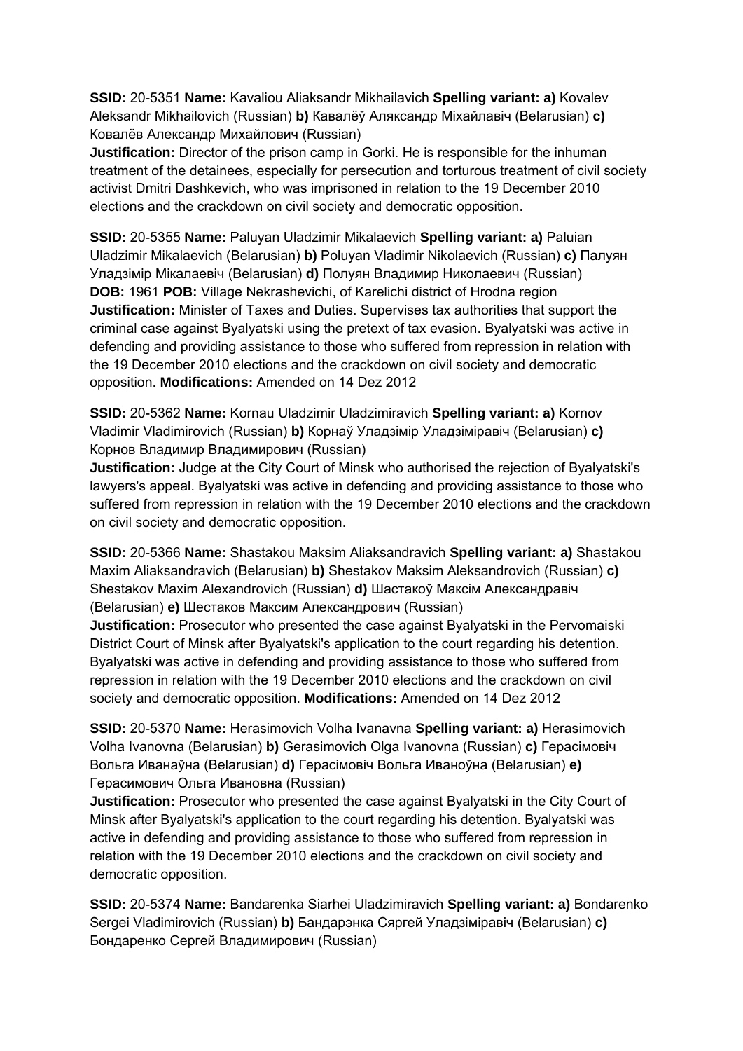**SSID:** 20-5351 **Name:** Kavaliou Aliaksandr Mikhailavich **Spelling variant: a)** Kovalev Aleksandr Mikhailovich (Russian) **b)** Кавалёў Аляксандр Міхайлавіч (Belarusian) **c)** Ковалёв Александр Михайлович (Russian)
**Justification:** Director of the prison camp in Gorki. He is responsible for the inhuman treatment of the detainees, especially for persecution and torturous treatment of civil society activist Dmitri Dashkevich, who was imprisoned in relation to the 19 December 2010 elections and the crackdown on civil society and democratic opposition.

**SSID:** 20-5355 **Name:** Paluyan Uladzimir Mikalaevich **Spelling variant: a)** Paluian Uladzimir Mikalaevich (Belarusian) **b)** Poluyan Vladimir Nikolaevich (Russian) **c)** Палуян Уладзімір Мікалаевіч (Belarusian) **d)** Полуян Владимир Николаевич (Russian) **DOB:** 1961 **POB:** Village Nekrashevichi, of Karelichi district of Hrodna region
**Justification:** Minister of Taxes and Duties. Supervises tax authorities that support the criminal case against Byalyatski using the pretext of tax evasion. Byalyatski was active in defending and providing assistance to those who suffered from repression in relation with the 19 December 2010 elections and the crackdown on civil society and democratic opposition. **Modifications:** Amended on 14 Dez 2012

**SSID:** 20-5362 **Name:** Kornau Uladzimir Uladzimiravich **Spelling variant: a)** Kornov Vladimir Vladimirovich (Russian) **b)** Корнаў Уладзімір Уладзіміравіч (Belarusian) **c)** Корнов Владимир Владимирович (Russian)
**Justification:** Judge at the City Court of Minsk who authorised the rejection of Byalyatski's lawyers's appeal. Byalyatski was active in defending and providing assistance to those who suffered from repression in relation with the 19 December 2010 elections and the crackdown on civil society and democratic opposition.

**SSID:** 20-5366 **Name:** Shastakou Maksim Aliaksandravich **Spelling variant: a)** Shastakou Maxim Aliaksandravich (Belarusian) **b)** Shestakov Maksim Aleksandrovich (Russian) **c)** Shestakov Maxim Alexandrovich (Russian) **d)** Шастакоў Максім Александравіч (Belarusian) **e)** Шестаков Максим Александрович (Russian)
**Justification:** Prosecutor who presented the case against Byalyatski in the Pervomaiski District Court of Minsk after Byalyatski's application to the court regarding his detention. Byalyatski was active in defending and providing assistance to those who suffered from repression in relation with the 19 December 2010 elections and the crackdown on civil society and democratic opposition. **Modifications:** Amended on 14 Dez 2012

**SSID:** 20-5370 **Name:** Herasimovich Volha Ivanavna **Spelling variant: a)** Herasimovich Volha Ivanovna (Belarusian) **b)** Gerasimovich Olga Ivanovna (Russian) **c)** Герасімовіч Вольга Иванаўна (Belarusian) **d)** Герасімовіч Вольга Иваноўна (Belarusian) **e)** Герасимович Ольга Ивановна (Russian)
**Justification:** Prosecutor who presented the case against Byalyatski in the City Court of Minsk after Byalyatski's application to the court regarding his detention. Byalyatski was active in defending and providing assistance to those who suffered from repression in relation with the 19 December 2010 elections and the crackdown on civil society and democratic opposition.

**SSID:** 20-5374 **Name:** Bandarenka Siarhei Uladzimiravich **Spelling variant: a)** Bondarenko Sergei Vladimirovich (Russian) **b)** Бандарэнка Сяргей Уладзіміравіч (Belarusian) **c)** Бондаренко Сергей Владимирович (Russian)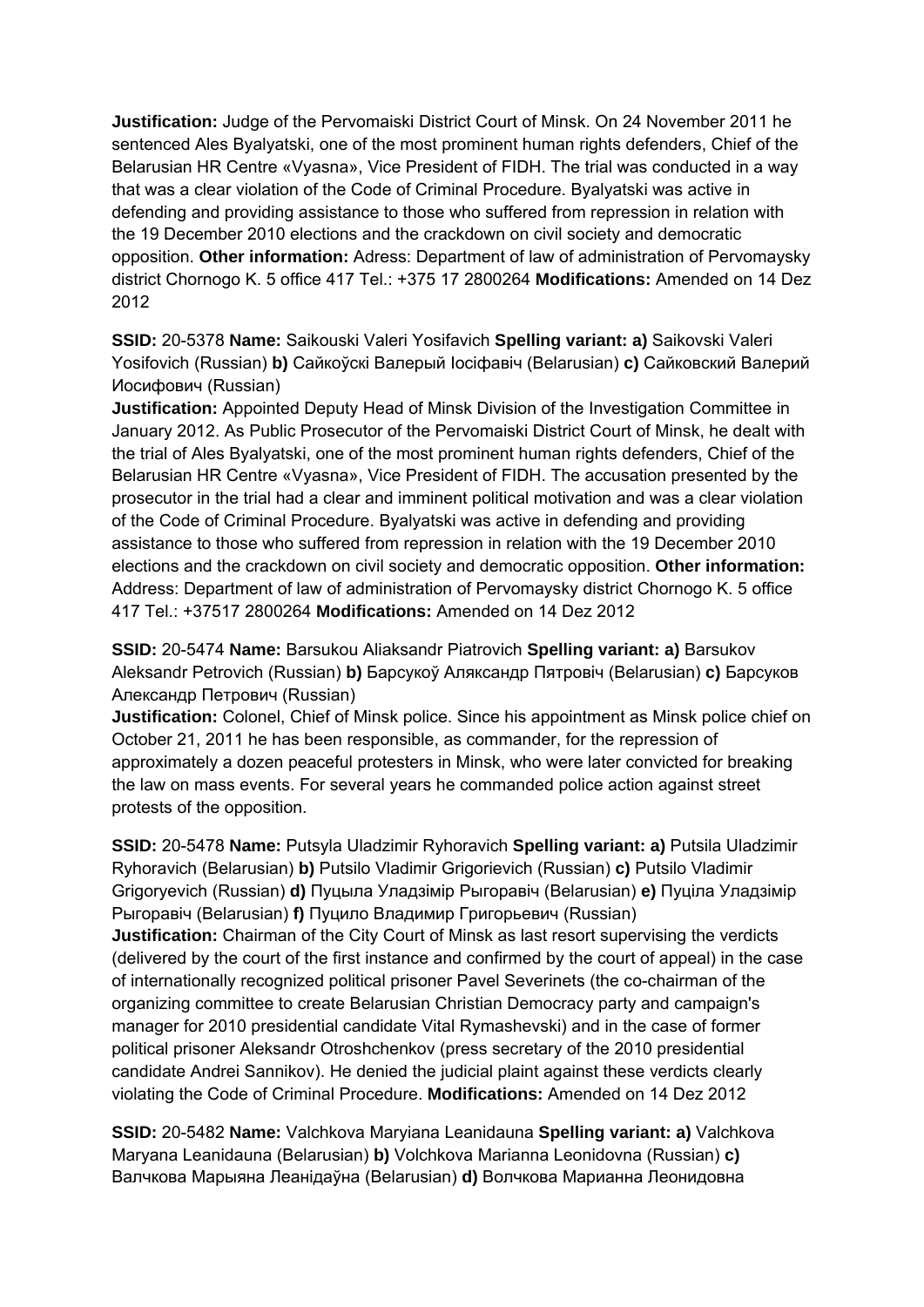**Justification:** Judge of the Pervomaiski District Court of Minsk. On 24 November 2011 he sentenced Ales Byalyatski, one of the most prominent human rights defenders, Chief of the Belarusian HR Centre «Vyasna», Vice President of FIDH. The trial was conducted in a way that was a clear violation of the Code of Criminal Procedure. Byalyatski was active in defending and providing assistance to those who suffered from repression in relation with the 19 December 2010 elections and the crackdown on civil society and democratic opposition. **Other information:** Adress: Department of law of administration of Pervomaysky district Chornogo K. 5 office 417 Tel.: +375 17 2800264 **Modifications:** Amended on 14 Dez 2012

**SSID:** 20-5378 **Name:** Saikouski Valeri Yosifavich **Spelling variant: a)** Saikovski Valeri Yosifovich (Russian) **b)** Сайкоўскі Валерый Іосіфавіч (Belarusian) **c)** Сайковский Валерий Иосифович (Russian)
**Justification:** Appointed Deputy Head of Minsk Division of the Investigation Committee in January 2012. As Public Prosecutor of the Pervomaiski District Court of Minsk, he dealt with the trial of Ales Byalyatski, one of the most prominent human rights defenders, Chief of the Belarusian HR Centre «Vyasna», Vice President of FIDH. The accusation presented by the prosecutor in the trial had a clear and imminent political motivation and was a clear violation of the Code of Criminal Procedure. Byalyatski was active in defending and providing assistance to those who suffered from repression in relation with the 19 December 2010 elections and the crackdown on civil society and democratic opposition. **Other information:** Address: Department of law of administration of Pervomaysky district Chornogo K. 5 office 417 Tel.: +37517 2800264 **Modifications:** Amended on 14 Dez 2012

**SSID:** 20-5474 **Name:** Barsukou Aliaksandr Piatrovich **Spelling variant: a)** Barsukov Aleksandr Petrovich (Russian) **b)** Барсукоў Аляксандр Пятровіч (Belarusian) **c)** Барсуков Александр Петрович (Russian)
**Justification:** Colonel, Chief of Minsk police. Since his appointment as Minsk police chief on October 21, 2011 he has been responsible, as commander, for the repression of approximately a dozen peaceful protesters in Minsk, who were later convicted for breaking the law on mass events. For several years he commanded police action against street protests of the opposition.

**SSID:** 20-5478 **Name:** Putsyla Uladzimir Ryhoravich **Spelling variant: a)** Putsila Uladzimir Ryhoravich (Belarusian) **b)** Putsilo Vladimir Grigorievich (Russian) **c)** Putsilo Vladimir Grigoryevich (Russian) **d)** Пуцыла Уладзімір Рыгоравіч (Belarusian) **e)** Пуціла Уладзімір Рыгоравіч (Belarusian) **f)** Пуцило Владимир Григорьевич (Russian)
**Justification:** Chairman of the City Court of Minsk as last resort supervising the verdicts (delivered by the court of the first instance and confirmed by the court of appeal) in the case of internationally recognized political prisoner Pavel Severinets (the co-chairman of the organizing committee to create Belarusian Christian Democracy party and campaign's manager for 2010 presidential candidate Vital Rymashevski) and in the case of former political prisoner Aleksandr Otroshchenkov (press secretary of the 2010 presidential candidate Andrei Sannikov). He denied the judicial plaint against these verdicts clearly violating the Code of Criminal Procedure. **Modifications:** Amended on 14 Dez 2012

**SSID:** 20-5482 **Name:** Valchkova Maryiana Leanidauna **Spelling variant: a)** Valchkova Maryana Leanidauna (Belarusian) **b)** Volchkova Marianna Leonidovna (Russian) **c)** Валчкова Марыяна Леанідаўна (Belarusian) **d)** Волчкова Марианна Леонидовна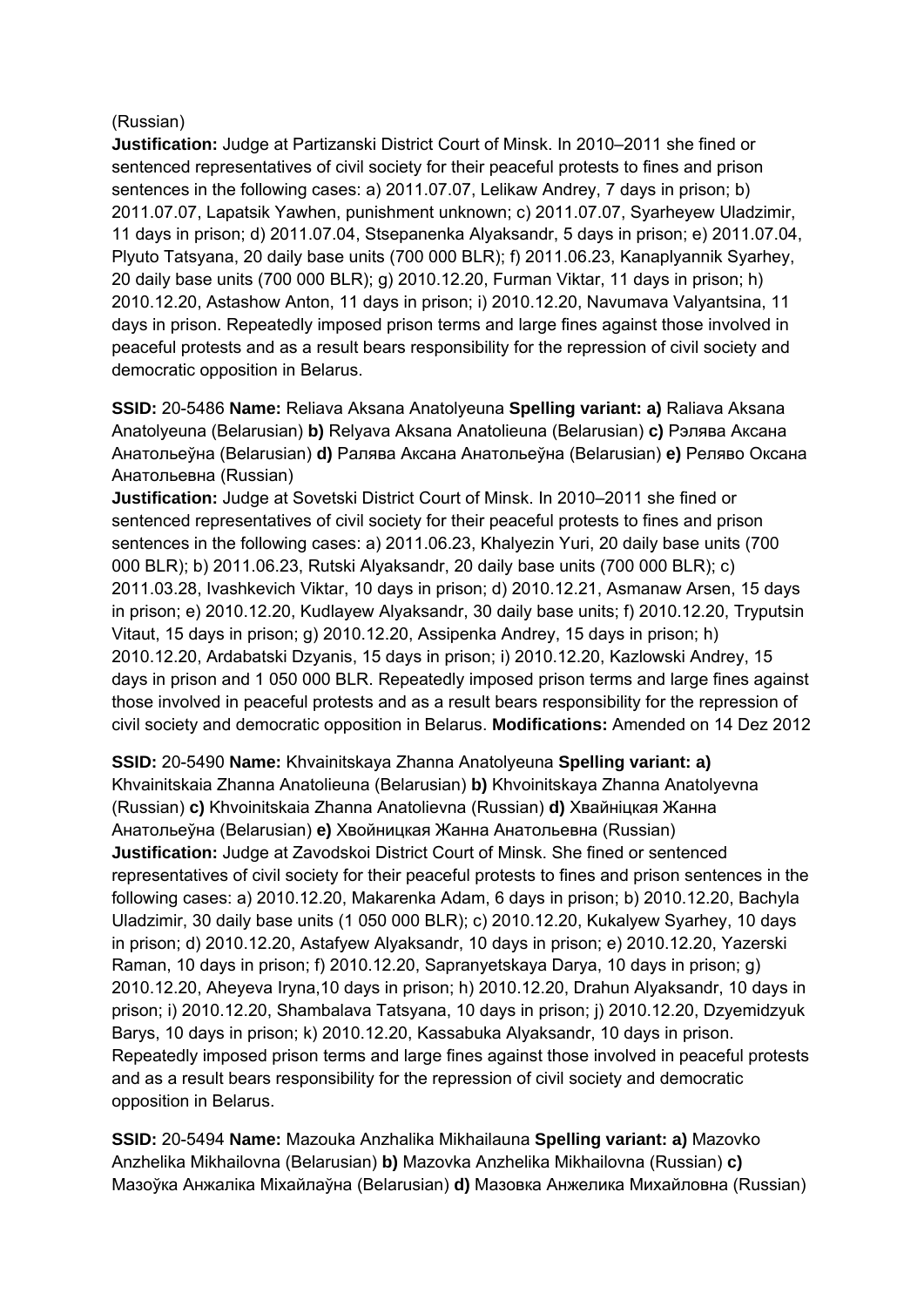(Russian)

**Justification:** Judge at Partizanski District Court of Minsk. In 2010–2011 she fined or sentenced representatives of civil society for their peaceful protests to fines and prison sentences in the following cases: a) 2011.07.07, Lelikaw Andrey, 7 days in prison; b) 2011.07.07, Lapatsik Yawhen, punishment unknown; c) 2011.07.07, Syarheyew Uladzimir, 11 days in prison; d) 2011.07.04, Stsepanenka Alyaksandr, 5 days in prison; e) 2011.07.04, Plyuto Tatsyana, 20 daily base units (700 000 BLR); f) 2011.06.23, Kanaplyannik Syarhey, 20 daily base units (700 000 BLR); g) 2010.12.20, Furman Viktar, 11 days in prison; h) 2010.12.20, Astashow Anton, 11 days in prison; i) 2010.12.20, Navumava Valyantsina, 11 days in prison. Repeatedly imposed prison terms and large fines against those involved in peaceful protests and as a result bears responsibility for the repression of civil society and democratic opposition in Belarus.

**SSID:** 20-5486 **Name:** Reliava Aksana Anatolyeuna **Spelling variant: a)** Raliava Aksana Anatolyeuna (Belarusian) **b)** Relyava Aksana Anatolieuna (Belarusian) **c)** Рэлява Аксана Анатольеўна (Belarusian) **d)** Ралява Аксана Анатольеўна (Belarusian) **e)** Реляво Оксана Анатольевна (Russian)

**Justification:** Judge at Sovetski District Court of Minsk. In 2010–2011 she fined or sentenced representatives of civil society for their peaceful protests to fines and prison sentences in the following cases: a) 2011.06.23, Khalyezin Yuri, 20 daily base units (700 000 BLR); b) 2011.06.23, Rutski Alyaksandr, 20 daily base units (700 000 BLR); c) 2011.03.28, Ivashkevich Viktar, 10 days in prison; d) 2010.12.21, Asmanaw Arsen, 15 days in prison; e) 2010.12.20, Kudlayew Alyaksandr, 30 daily base units; f) 2010.12.20, Tryputsin Vitaut, 15 days in prison; g) 2010.12.20, Assipenka Andrey, 15 days in prison; h) 2010.12.20, Ardabatski Dzyanis, 15 days in prison; i) 2010.12.20, Kazlowski Andrey, 15 days in prison and 1 050 000 BLR. Repeatedly imposed prison terms and large fines against those involved in peaceful protests and as a result bears responsibility for the repression of civil society and democratic opposition in Belarus. **Modifications:** Amended on 14 Dez 2012

**SSID:** 20-5490 **Name:** Khvainitskaya Zhanna Anatolyeuna **Spelling variant: a)** Khvainitskaia Zhanna Anatolieuna (Belarusian) **b)** Khvoinitskaya Zhanna Anatolyevna (Russian) **c)** Khvoinitskaia Zhanna Anatolievna (Russian) **d)** Хвайніцкая Жанна Анатольеўна (Belarusian) **e)** Хвойницкая Жанна Анатольевна (Russian)

**Justification:** Judge at Zavodskoi District Court of Minsk. She fined or sentenced representatives of civil society for their peaceful protests to fines and prison sentences in the following cases: a) 2010.12.20, Makarenka Adam, 6 days in prison; b) 2010.12.20, Bachyla Uladzimir, 30 daily base units (1 050 000 BLR); c) 2010.12.20, Kukalyew Syarhey, 10 days in prison; d) 2010.12.20, Astafyew Alyaksandr, 10 days in prison; e) 2010.12.20, Yazerski Raman, 10 days in prison; f) 2010.12.20, Sapranyetskaya Darya, 10 days in prison; g) 2010.12.20, Aheyeva Iryna,10 days in prison; h) 2010.12.20, Drahun Alyaksandr, 10 days in prison; i) 2010.12.20, Shambalava Tatsyana, 10 days in prison; j) 2010.12.20, Dzyemidzyuk Barys, 10 days in prison; k) 2010.12.20, Kassabuka Alyaksandr, 10 days in prison. Repeatedly imposed prison terms and large fines against those involved in peaceful protests and as a result bears responsibility for the repression of civil society and democratic opposition in Belarus.

**SSID:** 20-5494 **Name:** Mazouka Anzhalika Mikhailauna **Spelling variant: a)** Mazovko Anzhelika Mikhailovna (Belarusian) **b)** Mazovka Anzhelika Mikhailovna (Russian) **c)** Мазоўка Анжаліка Міхайлаўна (Belarusian) **d)** Мазовка Анжелика Михайловна (Russian)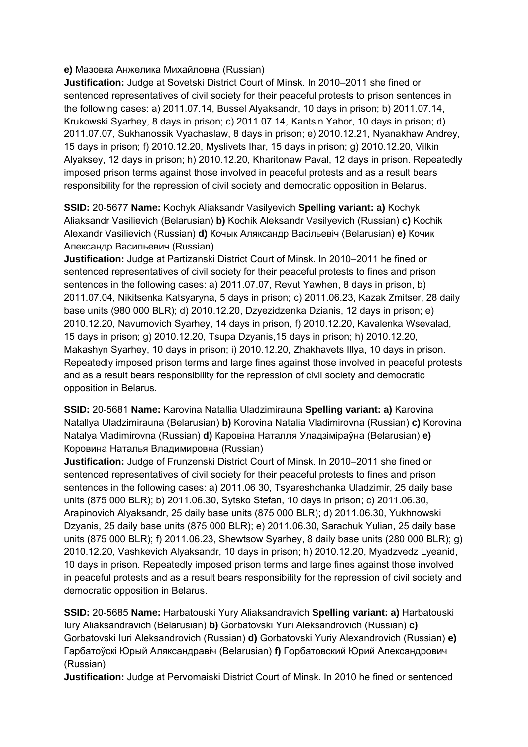**e)** Мазовка Анжелика Михайловна (Russian)

**Justification:** Judge at Sovetski District Court of Minsk. In 2010–2011 she fined or sentenced representatives of civil society for their peaceful protests to prison sentences in the following cases: a) 2011.07.14, Bussel Alyaksandr, 10 days in prison; b) 2011.07.14, Krukowski Syarhey, 8 days in prison; c) 2011.07.14, Kantsin Yahor, 10 days in prison; d) 2011.07.07, Sukhanossik Vyachaslaw, 8 days in prison; e) 2010.12.21, Nyanakhaw Andrey, 15 days in prison; f) 2010.12.20, Myslivets Ihar, 15 days in prison; g) 2010.12.20, Vilkin Alyaksey, 12 days in prison; h) 2010.12.20, Kharitonaw Paval, 12 days in prison. Repeatedly imposed prison terms against those involved in peaceful protests and as a result bears responsibility for the repression of civil society and democratic opposition in Belarus.

**SSID:** 20-5677 **Name:** Kochyk Aliaksandr Vasilyevich **Spelling variant: a)** Kochyk Aliaksandr Vasilievich (Belarusian) **b)** Kochik Aleksandr Vasilyevich (Russian) **c)** Kochik Alexandr Vasilievich (Russian) **d)** Кочык Аляксандр Васільевіч (Belarusian) **e)** Кочик Александр Васильевич (Russian)

**Justification:** Judge at Partizanski District Court of Minsk. In 2010–2011 he fined or sentenced representatives of civil society for their peaceful protests to fines and prison sentences in the following cases: a) 2011.07.07, Revut Yawhen, 8 days in prison, b) 2011.07.04, Nikitsenka Katsyaryna, 5 days in prison; c) 2011.06.23, Kazak Zmitser, 28 daily base units (980 000 BLR); d) 2010.12.20, Dzyezidzenka Dzianis, 12 days in prison; e) 2010.12.20, Navumovich Syarhey, 14 days in prison, f) 2010.12.20, Kavalenka Wsevalad, 15 days in prison; g) 2010.12.20, Tsupa Dzyanis,15 days in prison; h) 2010.12.20, Makashyn Syarhey, 10 days in prison; i) 2010.12.20, Zhakhavets Illya, 10 days in prison. Repeatedly imposed prison terms and large fines against those involved in peaceful protests and as a result bears responsibility for the repression of civil society and democratic opposition in Belarus.

**SSID:** 20-5681 **Name:** Karovina Natallia Uladzimirauna **Spelling variant: a)** Karovina Natallya Uladzimirauna (Belarusian) **b)** Korovina Natalia Vladimirovna (Russian) **c)** Korovina Natalya Vladimirovna (Russian) **d)** Каровіна Наталля Уладзіміраўна (Belarusian) **e)** Коровина Наталья Владимировна (Russian)

**Justification:** Judge of Frunzenski District Court of Minsk. In 2010–2011 she fined or sentenced representatives of civil society for their peaceful protests to fines and prison sentences in the following cases: a) 2011.06 30, Tsyareshchanka Uladzimir, 25 daily base units (875 000 BLR); b) 2011.06.30, Sytsko Stefan, 10 days in prison; c) 2011.06.30, Arapinovich Alyaksandr, 25 daily base units (875 000 BLR); d) 2011.06.30, Yukhnowski Dzyanis, 25 daily base units (875 000 BLR); e) 2011.06.30, Sarachuk Yulian, 25 daily base units (875 000 BLR); f) 2011.06.23, Shewtsow Syarhey, 8 daily base units (280 000 BLR); g) 2010.12.20, Vashkevich Alyaksandr, 10 days in prison; h) 2010.12.20, Myadzvedz Lyeanid, 10 days in prison. Repeatedly imposed prison terms and large fines against those involved in peaceful protests and as a result bears responsibility for the repression of civil society and democratic opposition in Belarus.

**SSID:** 20-5685 **Name:** Harbatouski Yury Aliaksandravich **Spelling variant: a)** Harbatouski Iury Aliaksandravich (Belarusian) **b)** Gorbatovski Yuri Aleksandrovich (Russian) **c)** Gorbatovski Iuri Aleksandrovich (Russian) **d)** Gorbatovski Yuriy Alexandrovich (Russian) **e)** Гарбатоўскі Юрый Аляксандравіч (Belarusian) **f)** Горбатовский Юрий Александрович (Russian)

**Justification:** Judge at Pervomaiski District Court of Minsk. In 2010 he fined or sentenced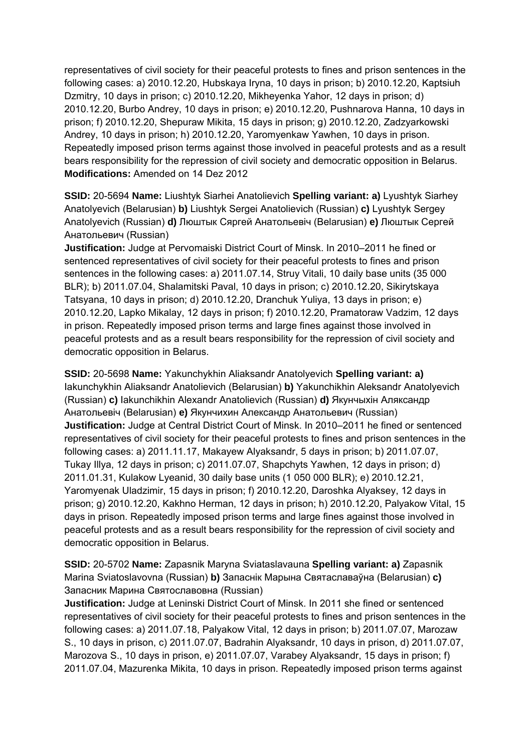representatives of civil society for their peaceful protests to fines and prison sentences in the following cases: a) 2010.12.20, Hubskaya Iryna, 10 days in prison; b) 2010.12.20, Kaptsiuh Dzmitry, 10 days in prison; c) 2010.12.20, Mikheyenka Yahor, 12 days in prison; d) 2010.12.20, Burbo Andrey, 10 days in prison; e) 2010.12.20, Pushnarova Hanna, 10 days in prison; f) 2010.12.20, Shepuraw Mikita, 15 days in prison; g) 2010.12.20, Zadzyarkowski Andrey, 10 days in prison; h) 2010.12.20, Yaromyenkaw Yawhen, 10 days in prison. Repeatedly imposed prison terms against those involved in peaceful protests and as a result bears responsibility for the repression of civil society and democratic opposition in Belarus. **Modifications:** Amended on 14 Dez 2012

**SSID:** 20-5694 **Name:** Liushtyk Siarhei Anatolievich **Spelling variant: a)** Lyushtyk Siarhey Anatolyevich (Belarusian) **b)** Liushtyk Sergei Anatolievich (Russian) **c)** Lyushtyk Sergey Anatolyevich (Russian) **d)** Люштык Сяргей Анатольевіч (Belarusian) **e)** Люштык Сергей Анатольевич (Russian)
**Justification:** Judge at Pervomaiski District Court of Minsk. In 2010–2011 he fined or sentenced representatives of civil society for their peaceful protests to fines and prison sentences in the following cases: a) 2011.07.14, Struy Vitali, 10 daily base units (35 000 BLR); b) 2011.07.04, Shalamitski Paval, 10 days in prison; c) 2010.12.20, Sikirytskaya Tatsyana, 10 days in prison; d) 2010.12.20, Dranchuk Yuliya, 13 days in prison; e) 2010.12.20, Lapko Mikalay, 12 days in prison; f) 2010.12.20, Pramatoraw Vadzim, 12 days in prison. Repeatedly imposed prison terms and large fines against those involved in peaceful protests and as a result bears responsibility for the repression of civil society and democratic opposition in Belarus.

**SSID:** 20-5698 **Name:** Yakunchykhin Aliaksandr Anatolyevich **Spelling variant: a)** Iakunchykhin Aliaksandr Anatolievich (Belarusian) **b)** Yakunchikhin Aleksandr Anatolyevich (Russian) **c)** Iakunchikhin Alexandr Anatolievich (Russian) **d)** Якунчыхін Аляксандр Анатольевіч (Belarusian) **e)** Якунчихин Александр Анатольевич (Russian)
**Justification:** Judge at Central District Court of Minsk. In 2010–2011 he fined or sentenced representatives of civil society for their peaceful protests to fines and prison sentences in the following cases: a) 2011.11.17, Makayew Alyaksandr, 5 days in prison; b) 2011.07.07, Tukay Illya, 12 days in prison; c) 2011.07.07, Shapchyts Yawhen, 12 days in prison; d) 2011.01.31, Kulakow Lyeanid, 30 daily base units (1 050 000 BLR); e) 2010.12.21, Yaromyenak Uladzimir, 15 days in prison; f) 2010.12.20, Daroshka Alyaksey, 12 days in prison; g) 2010.12.20, Kakhno Herman, 12 days in prison; h) 2010.12.20, Palyakow Vital, 15 days in prison. Repeatedly imposed prison terms and large fines against those involved in peaceful protests and as a result bears responsibility for the repression of civil society and democratic opposition in Belarus.

**SSID:** 20-5702 **Name:** Zapasnik Maryna Sviataslavauna **Spelling variant: a)** Zapasnik Marina Sviatoslavovna (Russian) **b)** Запаснік Марына Святаславаўна (Belarusian) **c)** Запасник Марина Святославовна (Russian)
**Justification:** Judge at Leninski District Court of Minsk. In 2011 she fined or sentenced representatives of civil society for their peaceful protests to fines and prison sentences in the following cases: a) 2011.07.18, Palyakow Vital, 12 days in prison; b) 2011.07.07, Marozaw S., 10 days in prison, c) 2011.07.07, Badrahin Alyaksandr, 10 days in prison, d) 2011.07.07, Marozova S., 10 days in prison, e) 2011.07.07, Varabey Alyaksandr, 15 days in prison; f) 2011.07.04, Mazurenka Mikita, 10 days in prison. Repeatedly imposed prison terms against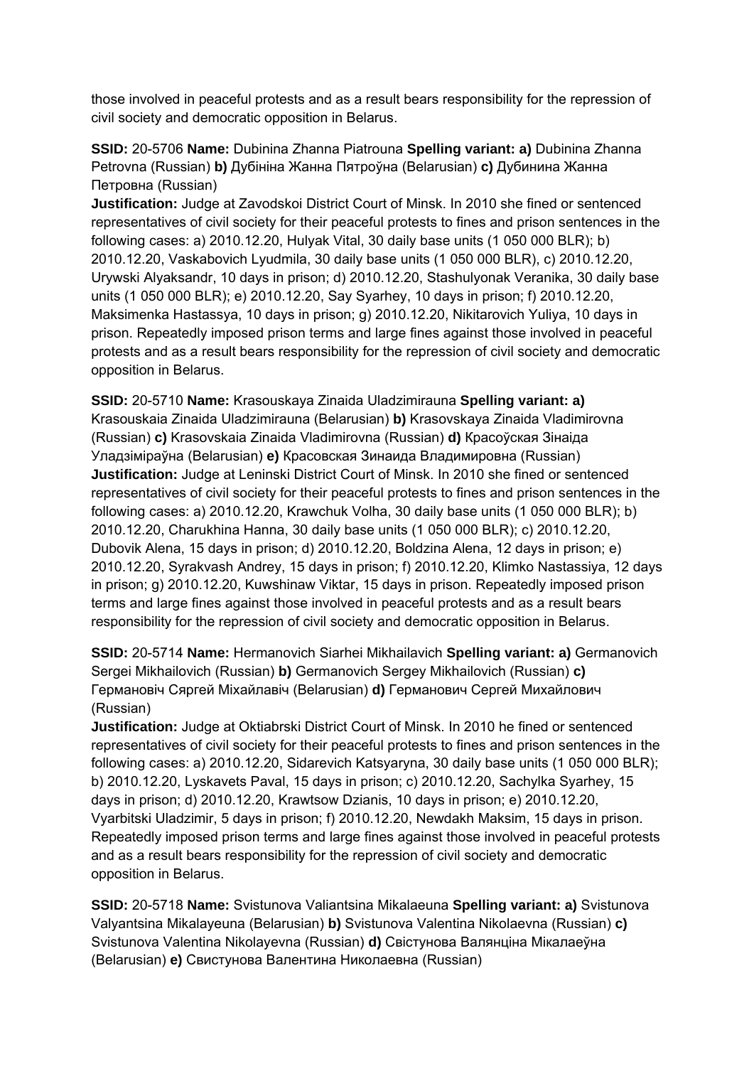those involved in peaceful protests and as a result bears responsibility for the repression of civil society and democratic opposition in Belarus.

**SSID:** 20-5706 **Name:** Dubinina Zhanna Piatrouna **Spelling variant: a)** Dubinina Zhanna Petrovna (Russian) **b)** Дубініна Жанна Пятроўна (Belarusian) **c)** Дубинина Жанна Петровна (Russian)
**Justification:** Judge at Zavodskoi District Court of Minsk. In 2010 she fined or sentenced representatives of civil society for their peaceful protests to fines and prison sentences in the following cases: a) 2010.12.20, Hulyak Vital, 30 daily base units (1 050 000 BLR); b) 2010.12.20, Vaskabovich Lyudmila, 30 daily base units (1 050 000 BLR), c) 2010.12.20, Urywski Alyaksandr, 10 days in prison; d) 2010.12.20, Stashulyonak Veranika, 30 daily base units (1 050 000 BLR); e) 2010.12.20, Say Syarhey, 10 days in prison; f) 2010.12.20, Maksimenka Hastassya, 10 days in prison; g) 2010.12.20, Nikitarovich Yuliya, 10 days in prison. Repeatedly imposed prison terms and large fines against those involved in peaceful protests and as a result bears responsibility for the repression of civil society and democratic opposition in Belarus.

**SSID:** 20-5710 **Name:** Krasouskaya Zinaida Uladzimirauna **Spelling variant: a)** Krasouskaia Zinaida Uladzimirauna (Belarusian) **b)** Krasovskaya Zinaida Vladimirovna (Russian) **c)** Krasovskaia Zinaida Vladimirovna (Russian) **d)** Красоўская Зінаіда Уладзіміраўна (Belarusian) **e)** Красовская Зинаида Владимировна (Russian)
**Justification:** Judge at Leninski District Court of Minsk. In 2010 she fined or sentenced representatives of civil society for their peaceful protests to fines and prison sentences in the following cases: a) 2010.12.20, Krawchuk Volha, 30 daily base units (1 050 000 BLR); b) 2010.12.20, Charukhina Hanna, 30 daily base units (1 050 000 BLR); c) 2010.12.20, Dubovik Alena, 15 days in prison; d) 2010.12.20, Boldzina Alena, 12 days in prison; e) 2010.12.20, Syrakvash Andrey, 15 days in prison; f) 2010.12.20, Klimko Nastassiya, 12 days in prison; g) 2010.12.20, Kuwshinaw Viktar, 15 days in prison. Repeatedly imposed prison terms and large fines against those involved in peaceful protests and as a result bears responsibility for the repression of civil society and democratic opposition in Belarus.

**SSID:** 20-5714 **Name:** Hermanovich Siarhei Mikhailavich **Spelling variant: a)** Germanovich Sergei Mikhailovich (Russian) **b)** Germanovich Sergey Mikhailovich (Russian) **c)** Германовіч Сяргей Міхайлавіч (Belarusian) **d)** Германович Сергей Михайлович (Russian)
**Justification:** Judge at Oktiabrski District Court of Minsk. In 2010 he fined or sentenced representatives of civil society for their peaceful protests to fines and prison sentences in the following cases: a) 2010.12.20, Sidarevich Katsyaryna, 30 daily base units (1 050 000 BLR); b) 2010.12.20, Lyskavets Paval, 15 days in prison; c) 2010.12.20, Sachylka Syarhey, 15 days in prison; d) 2010.12.20, Krawtsow Dzianis, 10 days in prison; e) 2010.12.20, Vyarbitski Uladzimir, 5 days in prison; f) 2010.12.20, Newdakh Maksim, 15 days in prison. Repeatedly imposed prison terms and large fines against those involved in peaceful protests and as a result bears responsibility for the repression of civil society and democratic opposition in Belarus.

**SSID:** 20-5718 **Name:** Svistunova Valiantsina Mikalaeuna **Spelling variant: a)** Svistunova Valyantsina Mikalayeuna (Belarusian) **b)** Svistunova Valentina Nikolaevna (Russian) **c)** Svistunova Valentina Nikolayevna (Russian) **d)** Свістунова Валянціна Мікалаеўна (Belarusian) **e)** Свистунова Валентина Николаевна (Russian)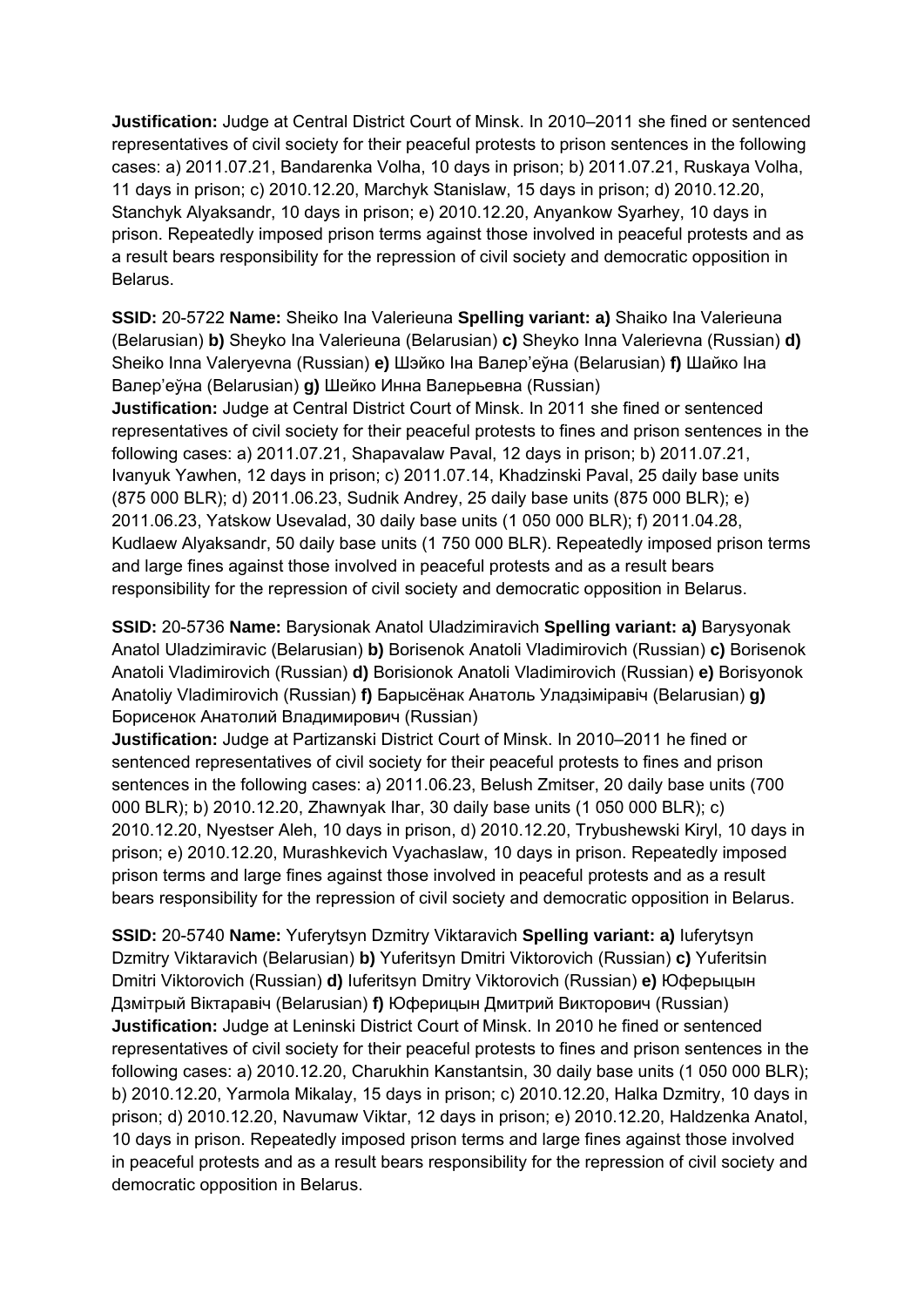**Justification:** Judge at Central District Court of Minsk. In 2010–2011 she fined or sentenced representatives of civil society for their peaceful protests to prison sentences in the following cases: a) 2011.07.21, Bandarenka Volha, 10 days in prison; b) 2011.07.21, Ruskaya Volha, 11 days in prison; c) 2010.12.20, Marchyk Stanislaw, 15 days in prison; d) 2010.12.20, Stanchyk Alyaksandr, 10 days in prison; e) 2010.12.20, Anyankow Syarhey, 10 days in prison. Repeatedly imposed prison terms against those involved in peaceful protests and as a result bears responsibility for the repression of civil society and democratic opposition in Belarus.

**SSID:** 20-5722 **Name:** Sheiko Ina Valerieuna **Spelling variant: a)** Shaiko Ina Valerieuna (Belarusian) **b)** Sheyko Ina Valerieuna (Belarusian) **c)** Sheyko Inna Valerievna (Russian) **d)** Sheiko Inna Valeryevna (Russian) **e)** Шэйко Іна Валер'еўна (Belarusian) **f)** Шайко Іна Валер'еўна (Belarusian) **g)** Шейко Инна Валерьевна (Russian)
**Justification:** Judge at Central District Court of Minsk. In 2011 she fined or sentenced representatives of civil society for their peaceful protests to fines and prison sentences in the following cases: a) 2011.07.21, Shapavalaw Paval, 12 days in prison; b) 2011.07.21, Ivanyuk Yawhen, 12 days in prison; c) 2011.07.14, Khadzinski Paval, 25 daily base units (875 000 BLR); d) 2011.06.23, Sudnik Andrey, 25 daily base units (875 000 BLR); e) 2011.06.23, Yatskow Usevalad, 30 daily base units (1 050 000 BLR); f) 2011.04.28, Kudlaew Alyaksandr, 50 daily base units (1 750 000 BLR). Repeatedly imposed prison terms and large fines against those involved in peaceful protests and as a result bears responsibility for the repression of civil society and democratic opposition in Belarus.

**SSID:** 20-5736 **Name:** Barysionak Anatol Uladzimiravich **Spelling variant: a)** Barysyonak Anatol Uladzimiravic (Belarusian) **b)** Borisenok Anatoli Vladimirovich (Russian) **c)** Borisenok Anatoli Vladimirovich (Russian) **d)** Borisionok Anatoli Vladimirovich (Russian) **e)** Borisyonok Anatoliy Vladimirovich (Russian) **f)** Барысёнак Анатоль Уладзіміравіч (Belarusian) **g)** Борисенок Анатолий Владимирович (Russian)
**Justification:** Judge at Partizanski District Court of Minsk. In 2010–2011 he fined or sentenced representatives of civil society for their peaceful protests to fines and prison sentences in the following cases: a) 2011.06.23, Belush Zmitser, 20 daily base units (700 000 BLR); b) 2010.12.20, Zhawnyak Ihar, 30 daily base units (1 050 000 BLR); c) 2010.12.20, Nyestser Aleh, 10 days in prison, d) 2010.12.20, Trybushewski Kiryl, 10 days in prison; e) 2010.12.20, Murashkevich Vyachaslaw, 10 days in prison. Repeatedly imposed prison terms and large fines against those involved in peaceful protests and as a result bears responsibility for the repression of civil society and democratic opposition in Belarus.

**SSID:** 20-5740 **Name:** Yuferytsyn Dzmitry Viktaravich **Spelling variant: a)** Iuferytsyn Dzmitry Viktaravich (Belarusian) **b)** Yuferitsyn Dmitri Viktorovich (Russian) **c)** Yuferitsin Dmitri Viktorovich (Russian) **d)** Iuferitsyn Dmitry Viktorovich (Russian) **e)** Юферыцын Дзмітрый Віктаравіч (Belarusian) **f)** Юферицын Дмитрий Викторович (Russian)
**Justification:** Judge at Leninski District Court of Minsk. In 2010 he fined or sentenced representatives of civil society for their peaceful protests to fines and prison sentences in the following cases: a) 2010.12.20, Charukhin Kanstantsin, 30 daily base units (1 050 000 BLR); b) 2010.12.20, Yarmola Mikalay, 15 days in prison; c) 2010.12.20, Halka Dzmitry, 10 days in prison; d) 2010.12.20, Navumaw Viktar, 12 days in prison; e) 2010.12.20, Haldzenka Anatol, 10 days in prison. Repeatedly imposed prison terms and large fines against those involved in peaceful protests and as a result bears responsibility for the repression of civil society and democratic opposition in Belarus.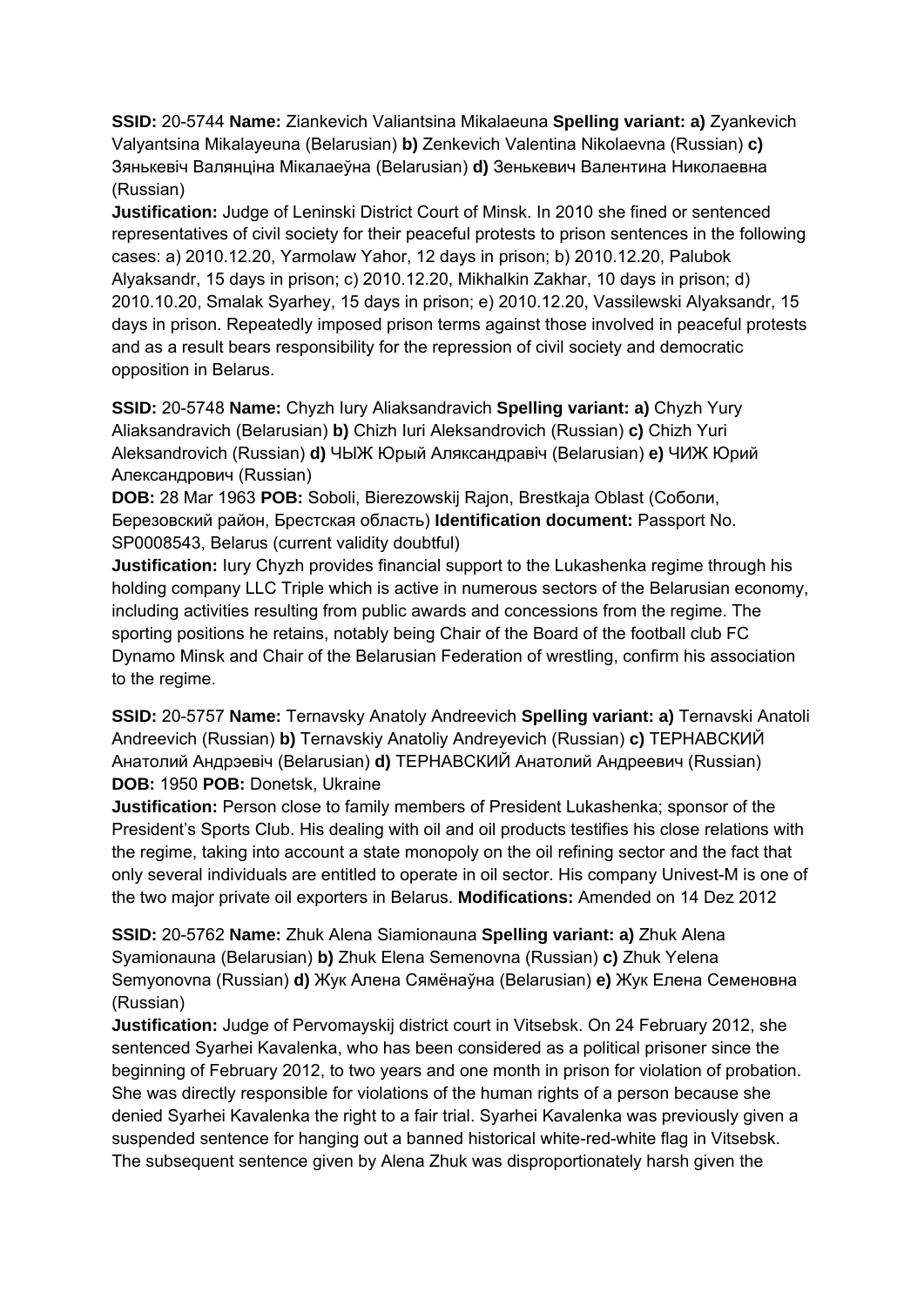**SSID:** 20-5744 **Name:** Ziankevich Valiantsina Mikalaeuna **Spelling variant: a)** Zyankevich Valyantsina Mikalayeuna (Belarusian) **b)** Zenkevich Valentina Nikolaevna (Russian) **c)** Зянькевіч Валянціна Мікалаеўна (Belarusian) **d)** Зенькевич Валентина Николаевна (Russian)
**Justification:** Judge of Leninski District Court of Minsk. In 2010 she fined or sentenced representatives of civil society for their peaceful protests to prison sentences in the following cases: a) 2010.12.20, Yarmolaw Yahor, 12 days in prison; b) 2010.12.20, Palubok Alyaksandr, 15 days in prison; c) 2010.12.20, Mikhalkin Zakhar, 10 days in prison; d) 2010.10.20, Smalak Syarhey, 15 days in prison; e) 2010.12.20, Vassilewski Alyaksandr, 15 days in prison. Repeatedly imposed prison terms against those involved in peaceful protests and as a result bears responsibility for the repression of civil society and democratic opposition in Belarus.

**SSID:** 20-5748 **Name:** Chyzh Iury Aliaksandravich **Spelling variant: a)** Chyzh Yury Aliaksandravich (Belarusian) **b)** Chizh Iuri Aleksandrovich (Russian) **c)** Chizh Yuri Aleksandrovich (Russian) **d)** ЧЫЖ Юрый Аляксандравіч (Belarusian) **e)** ЧИЖ Юрий Александрович (Russian)
**DOB:** 28 Mar 1963 **POB:** Soboli, Bierezowskij Rajon, Brestkaja Oblast (Соболи, Березовский район, Брестская область) **Identification document:** Passport No. SP0008543, Belarus (current validity doubtful)
**Justification:** Iury Chyzh provides financial support to the Lukashenka regime through his holding company LLC Triple which is active in numerous sectors of the Belarusian economy, including activities resulting from public awards and concessions from the regime. The sporting positions he retains, notably being Chair of the Board of the football club FC Dynamo Minsk and Chair of the Belarusian Federation of wrestling, confirm his association to the regime.

**SSID:** 20-5757 **Name:** Ternavsky Anatoly Andreevich **Spelling variant: a)** Ternavski Anatoli Andreevich (Russian) **b)** Ternavskiy Anatoliy Andreyevich (Russian) **c)** ТЕРНАВСКИЙ Анатолий Андрэевіч (Belarusian) **d)** ТЕРНАВСКИЙ Анатолий Андреевич (Russian)
**DOB:** 1950 **POB:** Donetsk, Ukraine
**Justification:** Person close to family members of President Lukashenka; sponsor of the President's Sports Club. His dealing with oil and oil products testifies his close relations with the regime, taking into account a state monopoly on the oil refining sector and the fact that only several individuals are entitled to operate in oil sector. His company Univest-M is one of the two major private oil exporters in Belarus. **Modifications:** Amended on 14 Dez 2012

**SSID:** 20-5762 **Name:** Zhuk Alena Siamionauna **Spelling variant: a)** Zhuk Alena Syamionauna (Belarusian) **b)** Zhuk Elena Semenovna (Russian) **c)** Zhuk Yelena Semyonovna (Russian) **d)** Жук Алена Сямёнаўна (Belarusian) **e)** Жук Елена Семеновна (Russian)
**Justification:** Judge of Pervomayskij district court in Vitsebsk. On 24 February 2012, she sentenced Syarhei Kavalenka, who has been considered as a political prisoner since the beginning of February 2012, to two years and one month in prison for violation of probation. She was directly responsible for violations of the human rights of a person because she denied Syarhei Kavalenka the right to a fair trial. Syarhei Kavalenka was previously given a suspended sentence for hanging out a banned historical white-red-white flag in Vitsebsk. The subsequent sentence given by Alena Zhuk was disproportionately harsh given the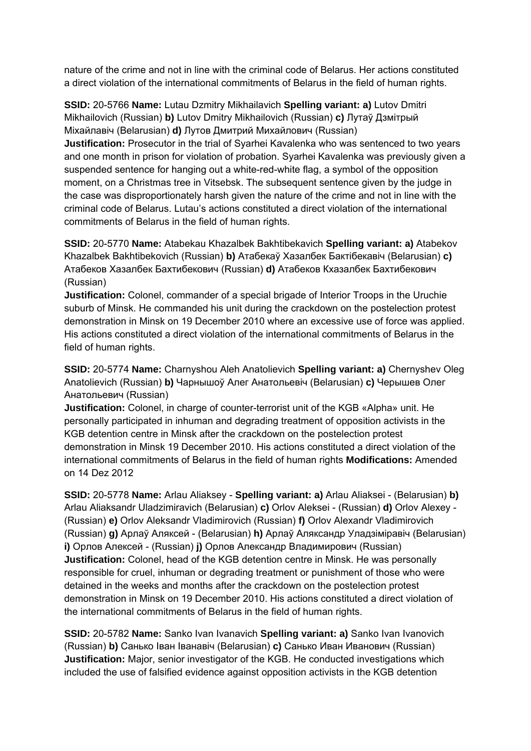nature of the crime and not in line with the criminal code of Belarus. Her actions constituted a direct violation of the international commitments of Belarus in the field of human rights.

**SSID:** 20-5766 **Name:** Lutau Dzmitry Mikhailavich **Spelling variant: a)** Lutov Dmitri Mikhailovich (Russian) **b)** Lutov Dmitry Mikhailovich (Russian) **c)** Лутаў Дзмітрый Міхайлавіч (Belarusian) **d)** Лутов Дмитрий Михайлович (Russian)
**Justification:** Prosecutor in the trial of Syarhei Kavalenka who was sentenced to two years and one month in prison for violation of probation. Syarhei Kavalenka was previously given a suspended sentence for hanging out a white-red-white flag, a symbol of the opposition moment, on a Christmas tree in Vitsebsk. The subsequent sentence given by the judge in the case was disproportionately harsh given the nature of the crime and not in line with the criminal code of Belarus. Lutau's actions constituted a direct violation of the international commitments of Belarus in the field of human rights.

**SSID:** 20-5770 **Name:** Atabekau Khazalbek Bakhtibekavich **Spelling variant: a)** Atabekov Khazalbek Bakhtibekovich (Russian) **b)** Атабекаў Хазалбек Бактібекавіч (Belarusian) **c)** Атабеков Хазалбек Бахтибекович (Russian) **d)** Атабеков Кхазалбек Бахтибекович (Russian)
**Justification:** Colonel, commander of a special brigade of Interior Troops in the Uruchie suburb of Minsk. He commanded his unit during the crackdown on the postelection protest demonstration in Minsk on 19 December 2010 where an excessive use of force was applied. His actions constituted a direct violation of the international commitments of Belarus in the field of human rights.

**SSID:** 20-5774 **Name:** Charnyshou Aleh Anatolievich **Spelling variant: a)** Chernyshev Oleg Anatolievich (Russian) **b)** Чарнышоў Алег Анатольевіч (Belarusian) **c)** Черышев Олег Анатольевич (Russian)
**Justification:** Colonel, in charge of counter-terrorist unit of the KGB «Alpha» unit. He personally participated in inhuman and degrading treatment of opposition activists in the KGB detention centre in Minsk after the crackdown on the postelection protest demonstration in Minsk 19 December 2010. His actions constituted a direct violation of the international commitments of Belarus in the field of human rights **Modifications:** Amended on 14 Dez 2012

**SSID:** 20-5778 **Name:** Arlau Aliaksey - **Spelling variant: a)** Arlau Aliaksei - (Belarusian) **b)** Arlau Aliaksandr Uladzimiravich (Belarusian) **c)** Orlov Aleksei - (Russian) **d)** Orlov Alexey - (Russian) **e)** Orlov Aleksandr Vladimirovich (Russian) **f)** Orlov Alexandr Vladimirovich (Russian) **g)** Арлаў Аляксей - (Belarusian) **h)** Арлаў Аляксандр Уладзіміравіч (Belarusian) **i)** Орлов Алексей - (Russian) **j)** Орлов Александр Владимирович (Russian)
**Justification:** Colonel, head of the KGB detention centre in Minsk. He was personally responsible for cruel, inhuman or degrading treatment or punishment of those who were detained in the weeks and months after the crackdown on the postelection protest demonstration in Minsk on 19 December 2010. His actions constituted a direct violation of the international commitments of Belarus in the field of human rights.

**SSID:** 20-5782 **Name:** Sanko Ivan Ivanavich **Spelling variant: a)** Sanko Ivan Ivanovich (Russian) **b)** Санько Іван Іванавіч (Belarusian) **c)** Санько Иван Иванович (Russian)
**Justification:** Major, senior investigator of the KGB. He conducted investigations which included the use of falsified evidence against opposition activists in the KGB detention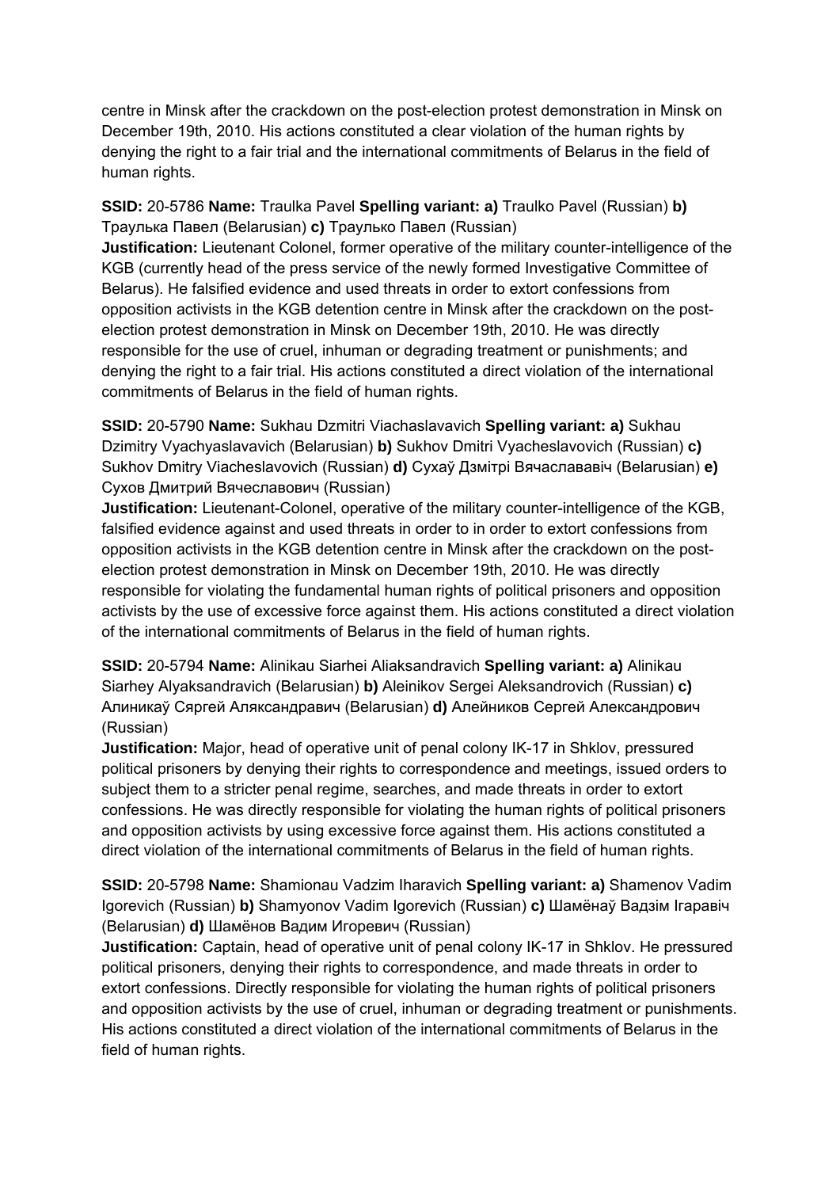centre in Minsk after the crackdown on the post-election protest demonstration in Minsk on December 19th, 2010. His actions constituted a clear violation of the human rights by denying the right to a fair trial and the international commitments of Belarus in the field of human rights.

**SSID:** 20-5786 **Name:** Traulka Pavel **Spelling variant: a)** Traulko Pavel (Russian) **b)** Траулька Павел (Belarusian) **c)** Траулько Павел (Russian)
**Justification:** Lieutenant Colonel, former operative of the military counter-intelligence of the KGB (currently head of the press service of the newly formed Investigative Committee of Belarus). He falsified evidence and used threats in order to extort confessions from opposition activists in the KGB detention centre in Minsk after the crackdown on the post-election protest demonstration in Minsk on December 19th, 2010. He was directly responsible for the use of cruel, inhuman or degrading treatment or punishments; and denying the right to a fair trial. His actions constituted a direct violation of the international commitments of Belarus in the field of human rights.

**SSID:** 20-5790 **Name:** Sukhau Dzmitri Viachaslavavich **Spelling variant: a)** Sukhau Dzimitry Vyachyaslavavich (Belarusian) **b)** Sukhov Dmitri Vyacheslavovich (Russian) **c)** Sukhov Dmitry Viacheslavovich (Russian) **d)** Сухаў Дзмітрі Вячаслававіч (Belarusian) **e)** Сухов Дмитрий Вячеславович (Russian)
**Justification:** Lieutenant-Colonel, operative of the military counter-intelligence of the KGB, falsified evidence against and used threats in order to in order to extort confessions from opposition activists in the KGB detention centre in Minsk after the crackdown on the post-election protest demonstration in Minsk on December 19th, 2010. He was directly responsible for violating the fundamental human rights of political prisoners and opposition activists by the use of excessive force against them. His actions constituted a direct violation of the international commitments of Belarus in the field of human rights.

**SSID:** 20-5794 **Name:** Alinikau Siarhei Aliaksandravich **Spelling variant: a)** Alinikau Siarhey Alyaksandravich (Belarusian) **b)** Aleinikov Sergei Aleksandrovich (Russian) **c)** Алиникаў Сяргей Аляксандравич (Belarusian) **d)** Алейников Сергей Александрович (Russian)
**Justification:** Major, head of operative unit of penal colony IK-17 in Shklov, pressured political prisoners by denying their rights to correspondence and meetings, issued orders to subject them to a stricter penal regime, searches, and made threats in order to extort confessions. He was directly responsible for violating the human rights of political prisoners and opposition activists by using excessive force against them. His actions constituted a direct violation of the international commitments of Belarus in the field of human rights.

**SSID:** 20-5798 **Name:** Shamionau Vadzim Iharavich **Spelling variant: a)** Shamenov Vadim Igorevich (Russian) **b)** Shamyonov Vadim Igorevich (Russian) **c)** Шамёнаў Вадзім Ігаравіч (Belarusian) **d)** Шамёнов Вадим Игоревич (Russian)
**Justification:** Captain, head of operative unit of penal colony IK-17 in Shklov. He pressured political prisoners, denying their rights to correspondence, and made threats in order to extort confessions. Directly responsible for violating the human rights of political prisoners and opposition activists by the use of cruel, inhuman or degrading treatment or punishments. His actions constituted a direct violation of the international commitments of Belarus in the field of human rights.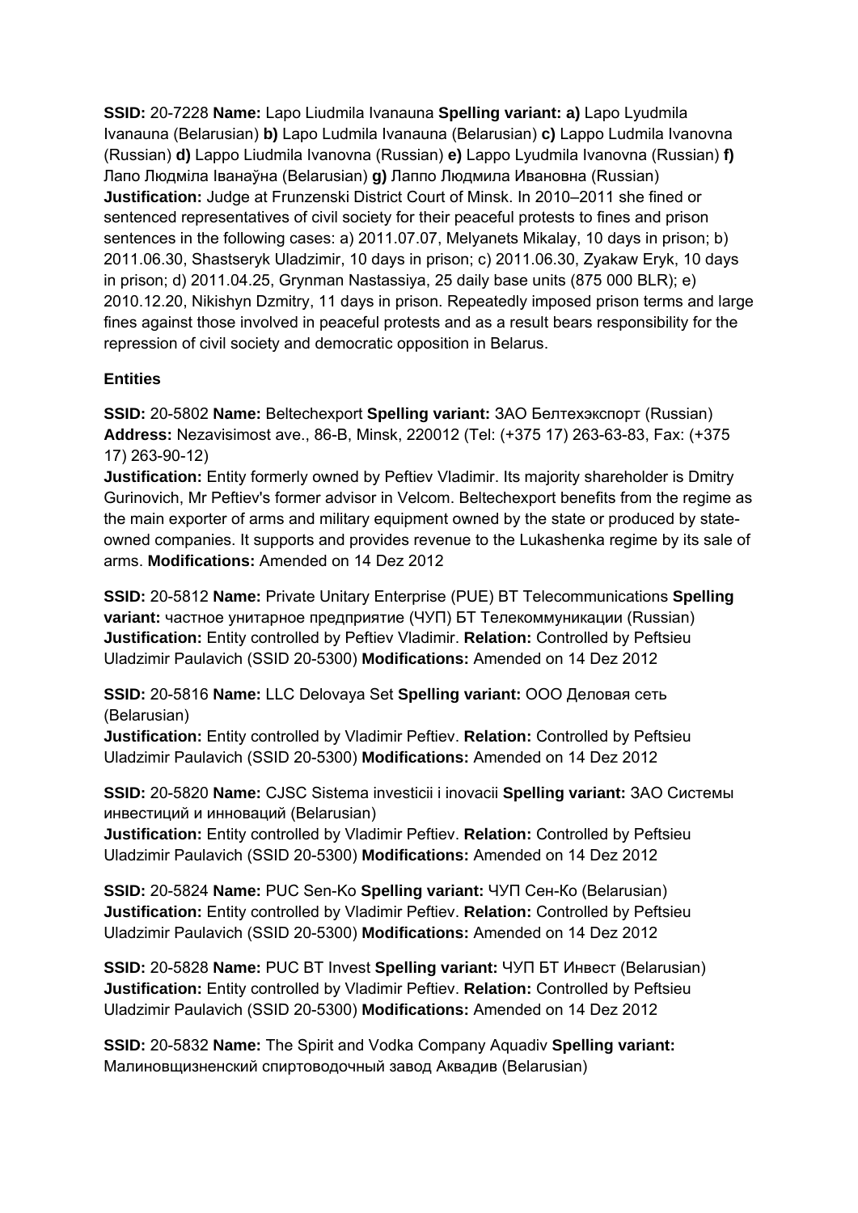**SSID:** 20-7228 **Name:** Lapo Liudmila Ivanauna **Spelling variant:** **a)** Lapo Lyudmila Ivanauna (Belarusian) **b)** Lapo Ludmila Ivanauna (Belarusian) **c)** Lappo Ludmila Ivanovna (Russian) **d)** Lappo Liudmila Ivanovna (Russian) **e)** Lappo Lyudmila Ivanovna (Russian) **f)** Лапо Людміла Іванаўна (Belarusian) **g)** Лаппо Людмила Ивановна (Russian) **Justification:** Judge at Frunzenski District Court of Minsk. In 2010–2011 she fined or sentenced representatives of civil society for their peaceful protests to fines and prison sentences in the following cases: a) 2011.07.07, Melyanets Mikalay, 10 days in prison; b) 2011.06.30, Shastseryk Uladzimir, 10 days in prison; c) 2011.06.30, Zyakaw Eryk, 10 days in prison; d) 2011.04.25, Grynman Nastassiya, 25 daily base units (875 000 BLR); e) 2010.12.20, Nikishyn Dzmitry, 11 days in prison. Repeatedly imposed prison terms and large fines against those involved in peaceful protests and as a result bears responsibility for the repression of civil society and democratic opposition in Belarus.

**Entities**

**SSID:** 20-5802 **Name:** Beltechexport **Spelling variant:** ЗАО Белтехэкспорт (Russian) **Address:** Nezavisimost ave., 86-B, Minsk, 220012 (Tel: (+375 17) 263-63-83, Fax: (+375 17) 263-90-12)
**Justification:** Entity formerly owned by Peftiev Vladimir. Its majority shareholder is Dmitry Gurinovich, Mr Peftiev's former advisor in Velcom. Beltechexport benefits from the regime as the main exporter of arms and military equipment owned by the state or produced by state-owned companies. It supports and provides revenue to the Lukashenka regime by its sale of arms. **Modifications:** Amended on 14 Dez 2012

**SSID:** 20-5812 **Name:** Private Unitary Enterprise (PUE) BT Telecommunications **Spelling variant:** частное унитарное предприятие (ЧУП) БТ Телекоммуникации (Russian) **Justification:** Entity controlled by Peftiev Vladimir. **Relation:** Controlled by Peftsieu Uladzimir Paulavich (SSID 20-5300) **Modifications:** Amended on 14 Dez 2012

**SSID:** 20-5816 **Name:** LLC Delovaya Set **Spelling variant:** ООО Деловая сеть (Belarusian)
**Justification:** Entity controlled by Vladimir Peftiev. **Relation:** Controlled by Peftsieu Uladzimir Paulavich (SSID 20-5300) **Modifications:** Amended on 14 Dez 2012

**SSID:** 20-5820 **Name:** CJSC Sistema investicii i inovacii **Spelling variant:** ЗАО Системы инвестиций и инноваций (Belarusian)
**Justification:** Entity controlled by Vladimir Peftiev. **Relation:** Controlled by Peftsieu Uladzimir Paulavich (SSID 20-5300) **Modifications:** Amended on 14 Dez 2012

**SSID:** 20-5824 **Name:** PUC Sen-Ko **Spelling variant:** ЧУП Сен-Ко (Belarusian) **Justification:** Entity controlled by Vladimir Peftiev. **Relation:** Controlled by Peftsieu Uladzimir Paulavich (SSID 20-5300) **Modifications:** Amended on 14 Dez 2012

**SSID:** 20-5828 **Name:** PUC BT Invest **Spelling variant:** ЧУП БТ Инвест (Belarusian) **Justification:** Entity controlled by Vladimir Peftiev. **Relation:** Controlled by Peftsieu Uladzimir Paulavich (SSID 20-5300) **Modifications:** Amended on 14 Dez 2012

**SSID:** 20-5832 **Name:** The Spirit and Vodka Company Aquadiv **Spelling variant:** Малиновщизненский спиртоводочный завод Аквадив (Belarusian)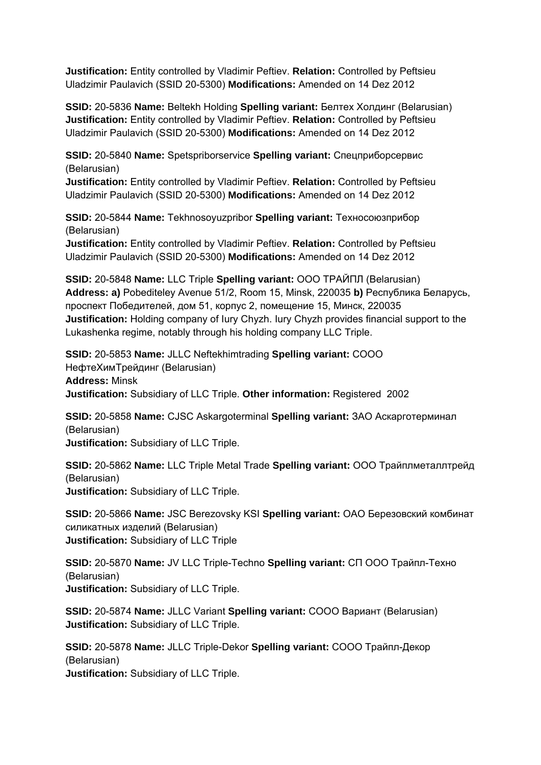**Justification:** Entity controlled by Vladimir Peftiev. **Relation:** Controlled by Peftsieu Uladzimir Paulavich (SSID 20-5300) **Modifications:** Amended on 14 Dez 2012

**SSID:** 20-5836 **Name:** Beltekh Holding **Spelling variant:** Белтех Холдинг (Belarusian) **Justification:** Entity controlled by Vladimir Peftiev. **Relation:** Controlled by Peftsieu Uladzimir Paulavich (SSID 20-5300) **Modifications:** Amended on 14 Dez 2012

**SSID:** 20-5840 **Name:** Spetspriborservice **Spelling variant:** Спецприборсервис (Belarusian)
**Justification:** Entity controlled by Vladimir Peftiev. **Relation:** Controlled by Peftsieu Uladzimir Paulavich (SSID 20-5300) **Modifications:** Amended on 14 Dez 2012

**SSID:** 20-5844 **Name:** Tekhnosoyuzpribor **Spelling variant:** Техносоюзприбор (Belarusian)
**Justification:** Entity controlled by Vladimir Peftiev. **Relation:** Controlled by Peftsieu Uladzimir Paulavich (SSID 20-5300) **Modifications:** Amended on 14 Dez 2012

**SSID:** 20-5848 **Name:** LLC Triple **Spelling variant:** ООО ТРАЙПЛ (Belarusian) **Address: a)** Pobediteley Avenue 51/2, Room 15, Minsk, 220035 **b)** Республика Беларусь, проспект Победителей, дом 51, корпус 2, помещение 15, Минск, 220035
**Justification:** Holding company of Iury Chyzh. Iury Chyzh provides financial support to the Lukashenka regime, notably through his holding company LLC Triple.

**SSID:** 20-5853 **Name:** JLLC Neftekhimtrading **Spelling variant:** СООО НефтеХимТрейдинг (Belarusian)
**Address:** Minsk
**Justification:** Subsidiary of LLC Triple. **Other information:** Registered 2002

**SSID:** 20-5858 **Name:** CJSC Askargoterminal **Spelling variant:** ЗАО Аскарготерминал (Belarusian)
**Justification:** Subsidiary of LLC Triple.

**SSID:** 20-5862 **Name:** LLC Triple Metal Trade **Spelling variant:** ООО Трайплметаллтрейд (Belarusian)
**Justification:** Subsidiary of LLC Triple.

**SSID:** 20-5866 **Name:** JSC Berezovsky KSI **Spelling variant:** ОАО Березовский комбинат силикатных изделий (Belarusian)
**Justification:** Subsidiary of LLC Triple

**SSID:** 20-5870 **Name:** JV LLC Triple-Techno **Spelling variant:** СП ООО Трайпл-Техно (Belarusian)
**Justification:** Subsidiary of LLC Triple.

**SSID:** 20-5874 **Name:** JLLC Variant **Spelling variant:** СООО Вариант (Belarusian)
**Justification:** Subsidiary of LLC Triple.

**SSID:** 20-5878 **Name:** JLLC Triple-Dekor **Spelling variant:** СООО Трайпл-Декор (Belarusian)
**Justification:** Subsidiary of LLC Triple.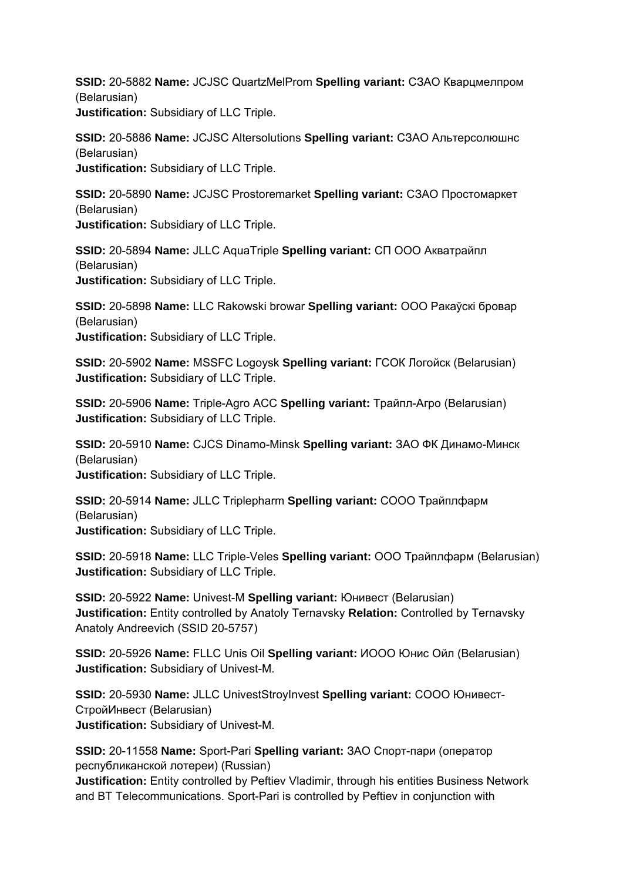**SSID:** 20-5882 **Name:** JCJSC QuartzMelProm **Spelling variant:** СЗАО Кварцмелпром (Belarusian)
**Justification:** Subsidiary of LLC Triple.

**SSID:** 20-5886 **Name:** JCJSC Altersolutions **Spelling variant:** СЗАО Альтерсолюшнс (Belarusian)
**Justification:** Subsidiary of LLC Triple.

**SSID:** 20-5890 **Name:** JCJSC Prostoremarket **Spelling variant:** СЗАО Простомаркет (Belarusian)
**Justification:** Subsidiary of LLC Triple.

**SSID:** 20-5894 **Name:** JLLC AquaTriple **Spelling variant:** СП ООО Акватрайпл (Belarusian)
**Justification:** Subsidiary of LLC Triple.

**SSID:** 20-5898 **Name:** LLC Rakowski browar **Spelling variant:** ООО Ракаўскі бровар (Belarusian)
**Justification:** Subsidiary of LLC Triple.

**SSID:** 20-5902 **Name:** MSSFC Logoysk **Spelling variant:** ГСОК Логойск (Belarusian)
**Justification:** Subsidiary of LLC Triple.

**SSID:** 20-5906 **Name:** Triple-Agro ACC **Spelling variant:** Трайпл-Агро (Belarusian)
**Justification:** Subsidiary of LLC Triple.

**SSID:** 20-5910 **Name:** CJCS Dinamo-Minsk **Spelling variant:** ЗАО ФК Динамо-Минск (Belarusian)
**Justification:** Subsidiary of LLC Triple.

**SSID:** 20-5914 **Name:** JLLC Triplepharm **Spelling variant:** СООО Трайплфарм (Belarusian)
**Justification:** Subsidiary of LLC Triple.

**SSID:** 20-5918 **Name:** LLC Triple-Veles **Spelling variant:** ООО Трайплфарм (Belarusian)
**Justification:** Subsidiary of LLC Triple.

**SSID:** 20-5922 **Name:** Univest-M **Spelling variant:** Юнивест (Belarusian)
**Justification:** Entity controlled by Anatoly Ternavsky **Relation:** Controlled by Ternavsky Anatoly Andreevich (SSID 20-5757)

**SSID:** 20-5926 **Name:** FLLC Unis Oil **Spelling variant:** ИООО Юнис Ойл (Belarusian)
**Justification:** Subsidiary of Univest-M.

**SSID:** 20-5930 **Name:** JLLC UnivestStroyInvest **Spelling variant:** СООО Юнивест-СтройИнвест (Belarusian)
**Justification:** Subsidiary of Univest-M.

**SSID:** 20-11558 **Name:** Sport-Pari **Spelling variant:** ЗАО Спорт-пари (оператор республиканской лотереи) (Russian)
**Justification:** Entity controlled by Peftiev Vladimir, through his entities Business Network and BT Telecommunications. Sport-Pari is controlled by Peftiev in conjunction with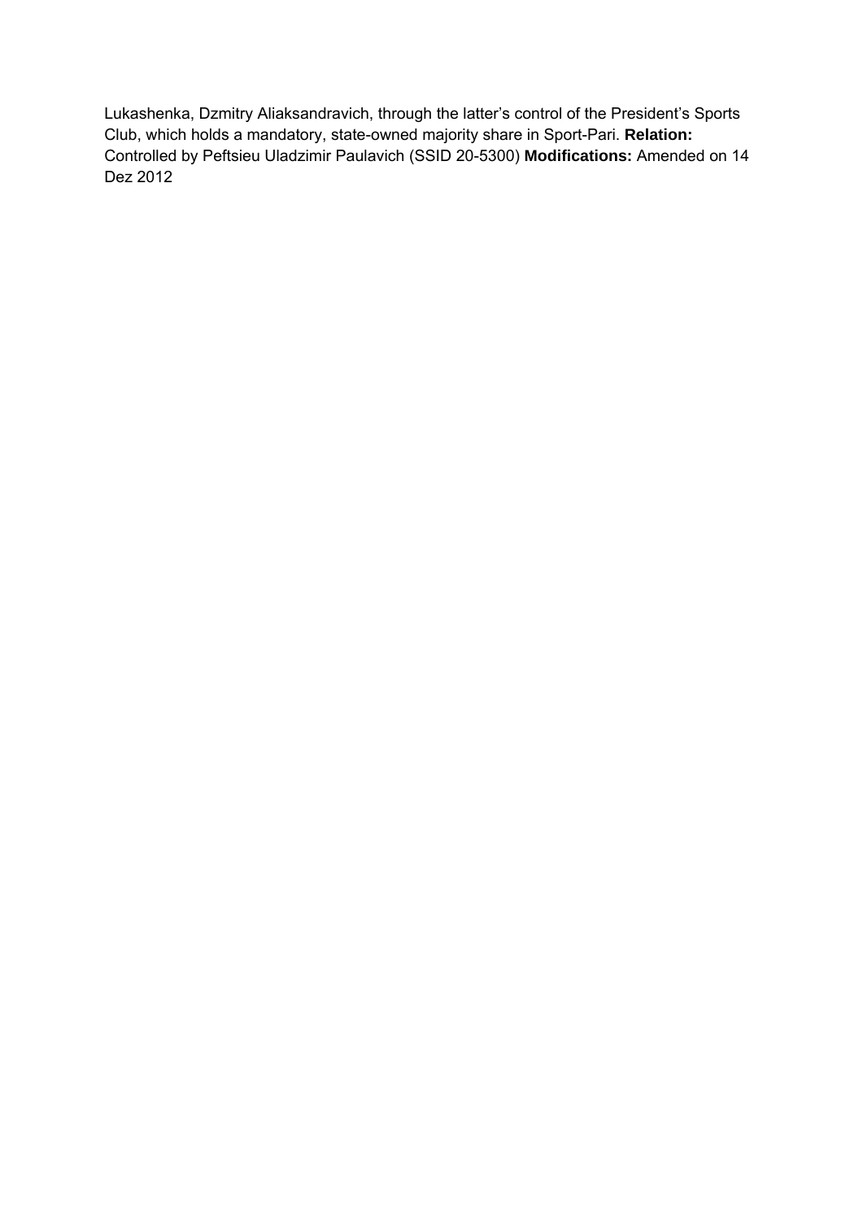Lukashenka, Dzmitry Aliaksandravich, through the latter's control of the President's Sports Club, which holds a mandatory, state-owned majority share in Sport-Pari. **Relation:** Controlled by Peftsieu Uladzimir Paulavich (SSID 20-5300) **Modifications:** Amended on 14 Dez 2012